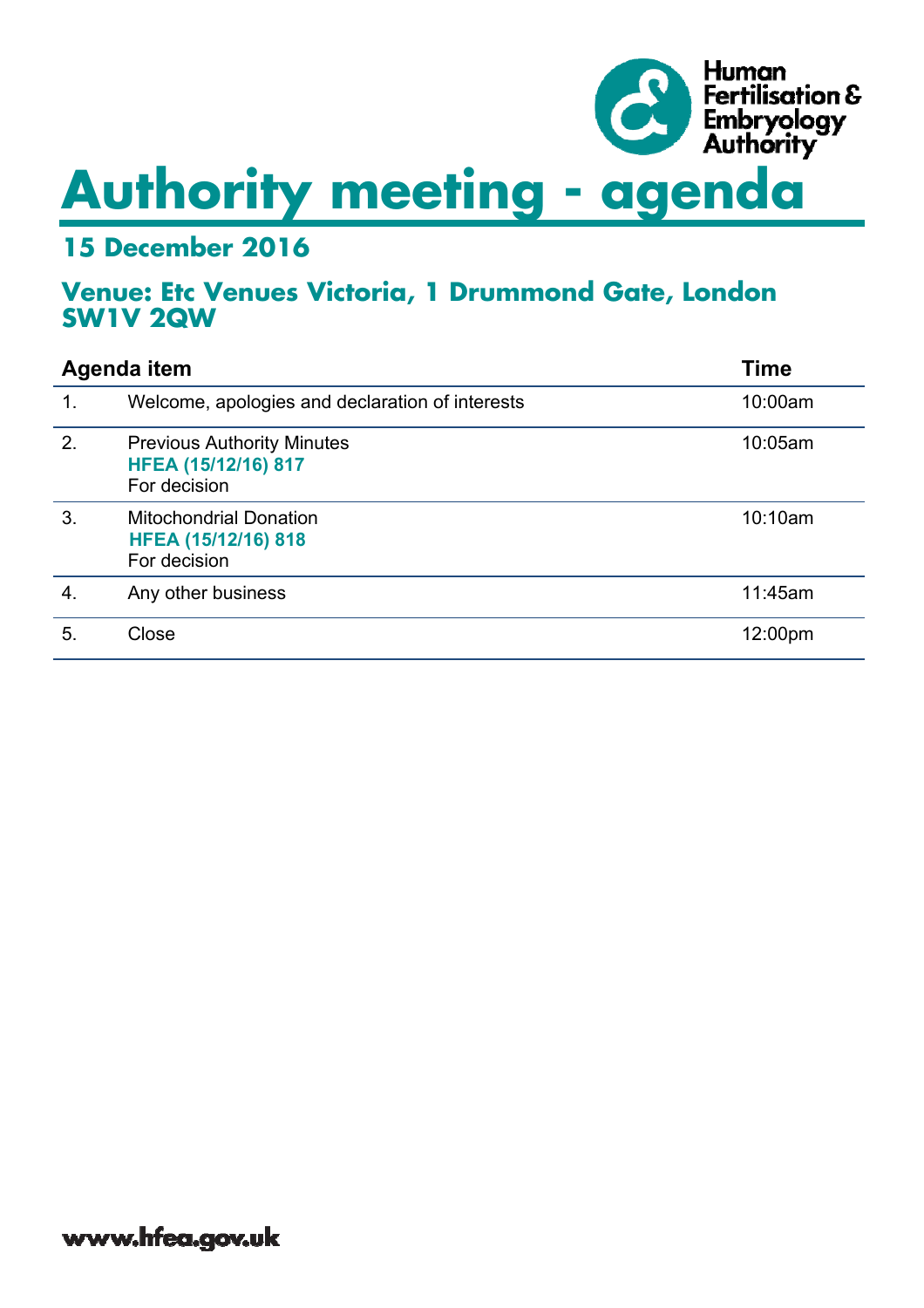Human Fertilisation & Embryology Authority

# Authority meeting - agenda

## 15 December 2016

## Venue: Etc Venues Victoria, 1 Drummond Gate, London SW1V 2QW

| Agenda item | | Time |
|---|---|---|
| 1. | Welcome, apologies and declaration of interests | 10:00am |
| 2. | Previous Authority Minutes<br>**HFEA (15/12/16) 817**<br>For decision | 10:05am |
| 3. | Mitochondrial Donation<br>**HFEA (15/12/16) 818**<br>For decision | 10:10am |
| 4. | Any other business | 11:45am |
| 5. | Close | 12:00pm |

**www.hfea.gov.uk**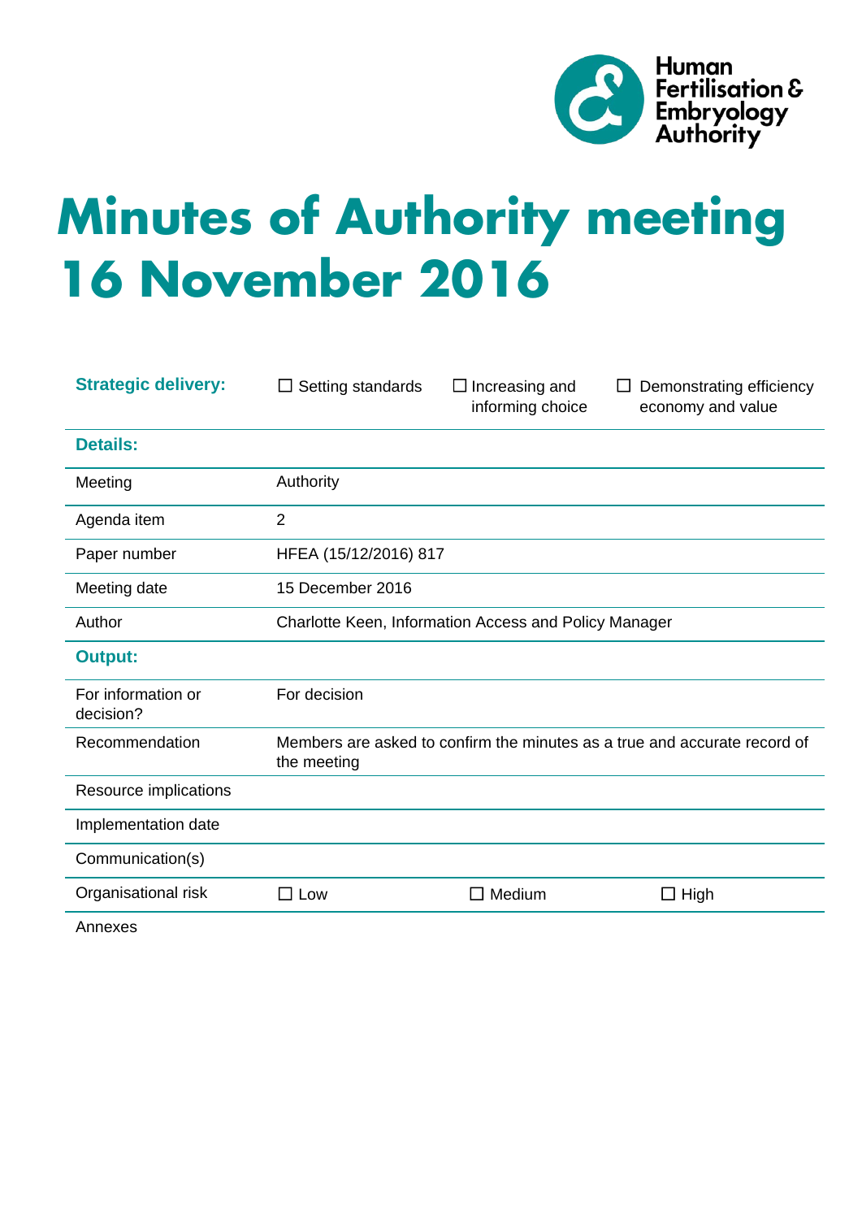# Minutes of Authority meeting 16 November 2016

| Strategic delivery: | ☐ Setting standards | ☐ Increasing and informing choice | ☐ Demonstrating efficiency economy and value |
|---|---|---|---|
| **Details:** | | | |
| Meeting | Authority | | |
| Agenda item | 2 | | |
| Paper number | HFEA (15/12/2016) 817 | | |
| Meeting date | 15 December 2016 | | |
| Author | Charlotte Keen, Information Access and Policy Manager | | |
| **Output:** | | | |
| For information or decision? | For decision | | |
| Recommendation | Members are asked to confirm the minutes as a true and accurate record of the meeting | | |
| Resource implications | | | |
| Implementation date | | | |
| Communication(s) | | | |
| Organisational risk | ☐ Low | ☐ Medium | ☐ High |
| Annexes | | | |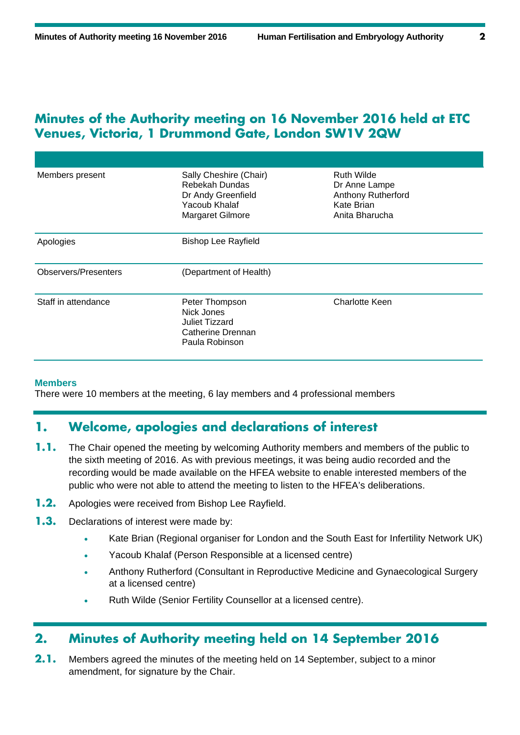# Minutes of the Authority meeting on 16 November 2016 held at ETC Venues, Victoria, 1 Drummond Gate, London SW1V 2QW

| | | |
|---|---|---|
| Members present | Sally Cheshire (Chair)<br>Rebekah Dundas<br>Dr Andy Greenfield<br>Yacoub Khalaf<br>Margaret Gilmore | Ruth Wilde<br>Dr Anne Lampe<br>Anthony Rutherford<br>Kate Brian<br>Anita Bharucha |
| Apologies | Bishop Lee Rayfield | |
| Observers/Presenters | (Department of Health) | |
| Staff in attendance | Peter Thompson<br>Nick Jones<br>Juliet Tizzard<br>Catherine Drennan<br>Paula Robinson | Charlotte Keen |

**Members**

There were 10 members at the meeting, 6 lay members and 4 professional members

## 1. Welcome, apologies and declarations of interest

**1.1.** The Chair opened the meeting by welcoming Authority members and members of the public to the sixth meeting of 2016. As with previous meetings, it was being audio recorded and the recording would be made available on the HFEA website to enable interested members of the public who were not able to attend the meeting to listen to the HFEA's deliberations.

**1.2.** Apologies were received from Bishop Lee Rayfield.

**1.3.** Declarations of interest were made by:

- Kate Brian (Regional organiser for London and the South East for Infertility Network UK)
- Yacoub Khalaf (Person Responsible at a licensed centre)
- Anthony Rutherford (Consultant in Reproductive Medicine and Gynaecological Surgery at a licensed centre)
- Ruth Wilde (Senior Fertility Counsellor at a licensed centre).

## 2. Minutes of Authority meeting held on 14 September 2016

**2.1.** Members agreed the minutes of the meeting held on 14 September, subject to a minor amendment, for signature by the Chair.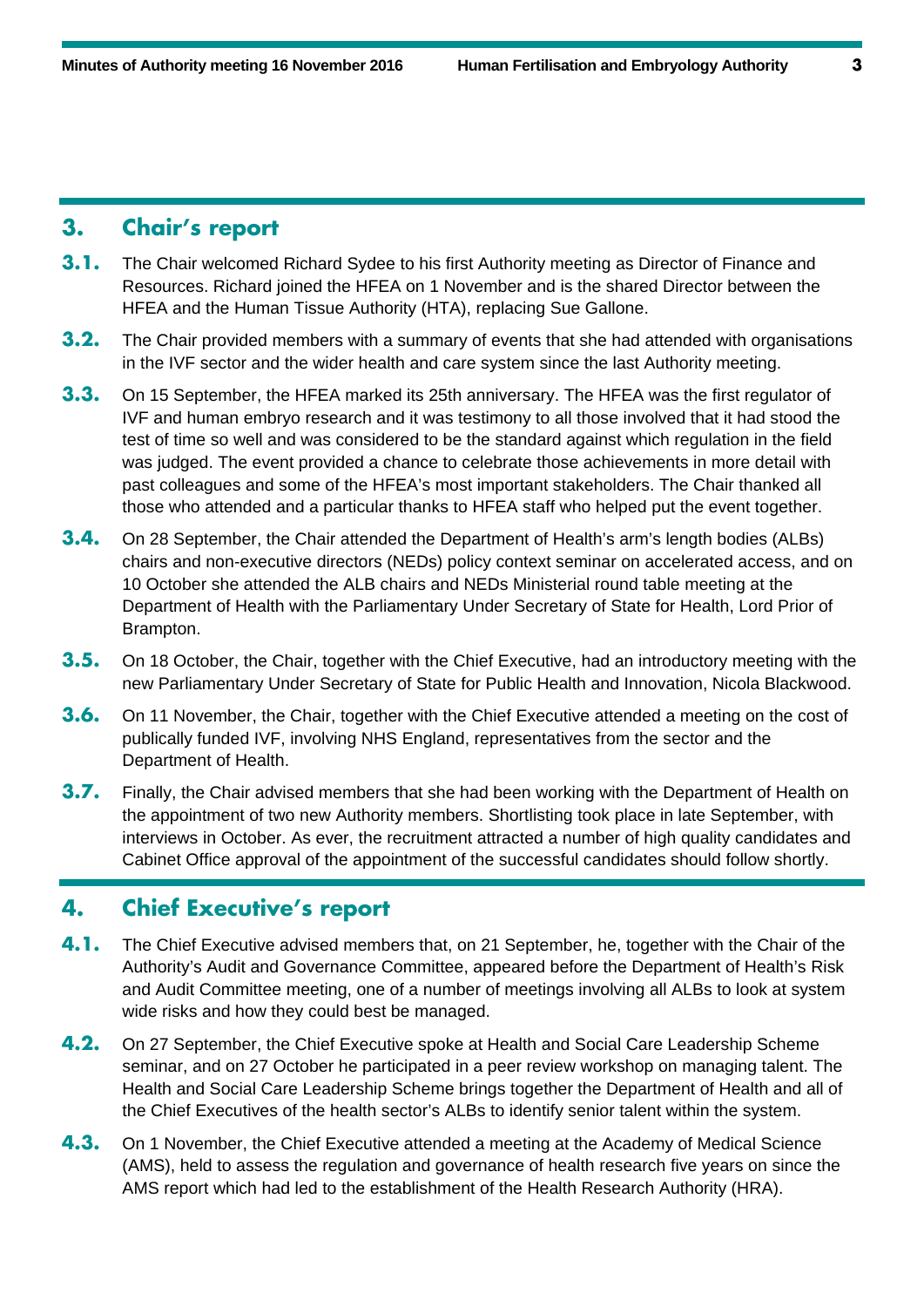## 3. Chair's report

**3.1.** The Chair welcomed Richard Sydee to his first Authority meeting as Director of Finance and Resources. Richard joined the HFEA on 1 November and is the shared Director between the HFEA and the Human Tissue Authority (HTA), replacing Sue Gallone.

**3.2.** The Chair provided members with a summary of events that she had attended with organisations in the IVF sector and the wider health and care system since the last Authority meeting.

**3.3.** On 15 September, the HFEA marked its 25th anniversary. The HFEA was the first regulator of IVF and human embryo research and it was testimony to all those involved that it had stood the test of time so well and was considered to be the standard against which regulation in the field was judged. The event provided a chance to celebrate those achievements in more detail with past colleagues and some of the HFEA's most important stakeholders. The Chair thanked all those who attended and a particular thanks to HFEA staff who helped put the event together.

**3.4.** On 28 September, the Chair attended the Department of Health's arm's length bodies (ALBs) chairs and non-executive directors (NEDs) policy context seminar on accelerated access, and on 10 October she attended the ALB chairs and NEDs Ministerial round table meeting at the Department of Health with the Parliamentary Under Secretary of State for Health, Lord Prior of Brampton.

**3.5.** On 18 October, the Chair, together with the Chief Executive, had an introductory meeting with the new Parliamentary Under Secretary of State for Public Health and Innovation, Nicola Blackwood.

**3.6.** On 11 November, the Chair, together with the Chief Executive attended a meeting on the cost of publically funded IVF, involving NHS England, representatives from the sector and the Department of Health.

**3.7.** Finally, the Chair advised members that she had been working with the Department of Health on the appointment of two new Authority members. Shortlisting took place in late September, with interviews in October. As ever, the recruitment attracted a number of high quality candidates and Cabinet Office approval of the appointment of the successful candidates should follow shortly.

## 4. Chief Executive's report

**4.1.** The Chief Executive advised members that, on 21 September, he, together with the Chair of the Authority's Audit and Governance Committee, appeared before the Department of Health's Risk and Audit Committee meeting, one of a number of meetings involving all ALBs to look at system wide risks and how they could best be managed.

**4.2.** On 27 September, the Chief Executive spoke at Health and Social Care Leadership Scheme seminar, and on 27 October he participated in a peer review workshop on managing talent. The Health and Social Care Leadership Scheme brings together the Department of Health and all of the Chief Executives of the health sector's ALBs to identify senior talent within the system.

**4.3.** On 1 November, the Chief Executive attended a meeting at the Academy of Medical Science (AMS), held to assess the regulation and governance of health research five years on since the AMS report which had led to the establishment of the Health Research Authority (HRA).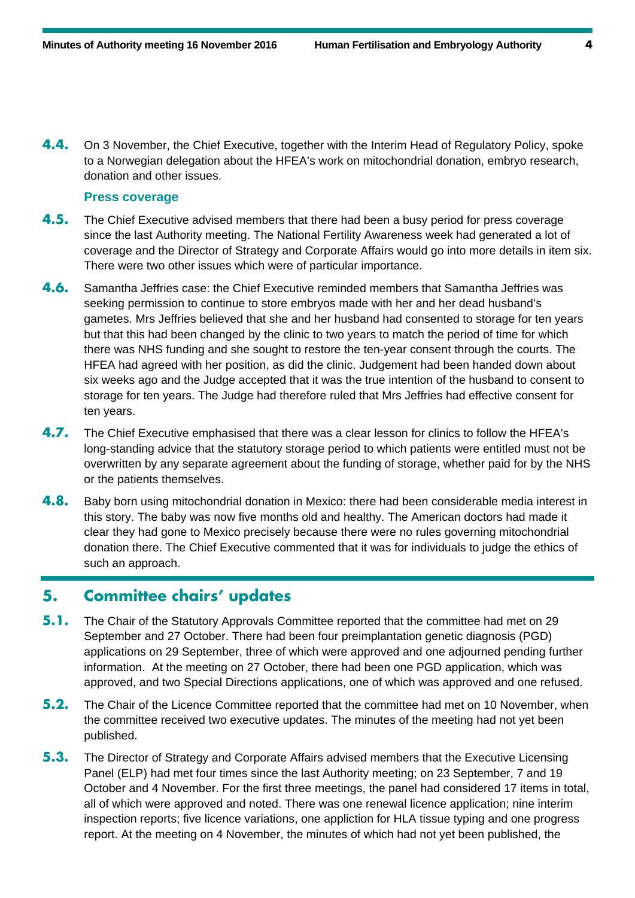**4.4.** On 3 November, the Chief Executive, together with the Interim Head of Regulatory Policy, spoke to a Norwegian delegation about the HFEA's work on mitochondrial donation, embryo research, donation and other issues.

### Press coverage

**4.5.** The Chief Executive advised members that there had been a busy period for press coverage since the last Authority meeting. The National Fertility Awareness week had generated a lot of coverage and the Director of Strategy and Corporate Affairs would go into more details in item six. There were two other issues which were of particular importance.

**4.6.** Samantha Jeffries case: the Chief Executive reminded members that Samantha Jeffries was seeking permission to continue to store embryos made with her and her dead husband's gametes. Mrs Jeffries believed that she and her husband had consented to storage for ten years but that this had been changed by the clinic to two years to match the period of time for which there was NHS funding and she sought to restore the ten-year consent through the courts. The HFEA had agreed with her position, as did the clinic. Judgement had been handed down about six weeks ago and the Judge accepted that it was the true intention of the husband to consent to storage for ten years. The Judge had therefore ruled that Mrs Jeffries had effective consent for ten years.

**4.7.** The Chief Executive emphasised that there was a clear lesson for clinics to follow the HFEA's long-standing advice that the statutory storage period to which patients were entitled must not be overwritten by any separate agreement about the funding of storage, whether paid for by the NHS or the patients themselves.

**4.8.** Baby born using mitochondrial donation in Mexico: there had been considerable media interest in this story. The baby was now five months old and healthy. The American doctors had made it clear they had gone to Mexico precisely because there were no rules governing mitochondrial donation there. The Chief Executive commented that it was for individuals to judge the ethics of such an approach.

## 5. Committee chairs' updates

**5.1.** The Chair of the Statutory Approvals Committee reported that the committee had met on 29 September and 27 October. There had been four preimplantation genetic diagnosis (PGD) applications on 29 September, three of which were approved and one adjourned pending further information. At the meeting on 27 October, there had been one PGD application, which was approved, and two Special Directions applications, one of which was approved and one refused.

**5.2.** The Chair of the Licence Committee reported that the committee had met on 10 November, when the committee received two executive updates. The minutes of the meeting had not yet been published.

**5.3.** The Director of Strategy and Corporate Affairs advised members that the Executive Licensing Panel (ELP) had met four times since the last Authority meeting; on 23 September, 7 and 19 October and 4 November. For the first three meetings, the panel had considered 17 items in total, all of which were approved and noted. There was one renewal licence application; nine interim inspection reports; five licence variations, one appliction for HLA tissue typing and one progress report. At the meeting on 4 November, the minutes of which had not yet been published, the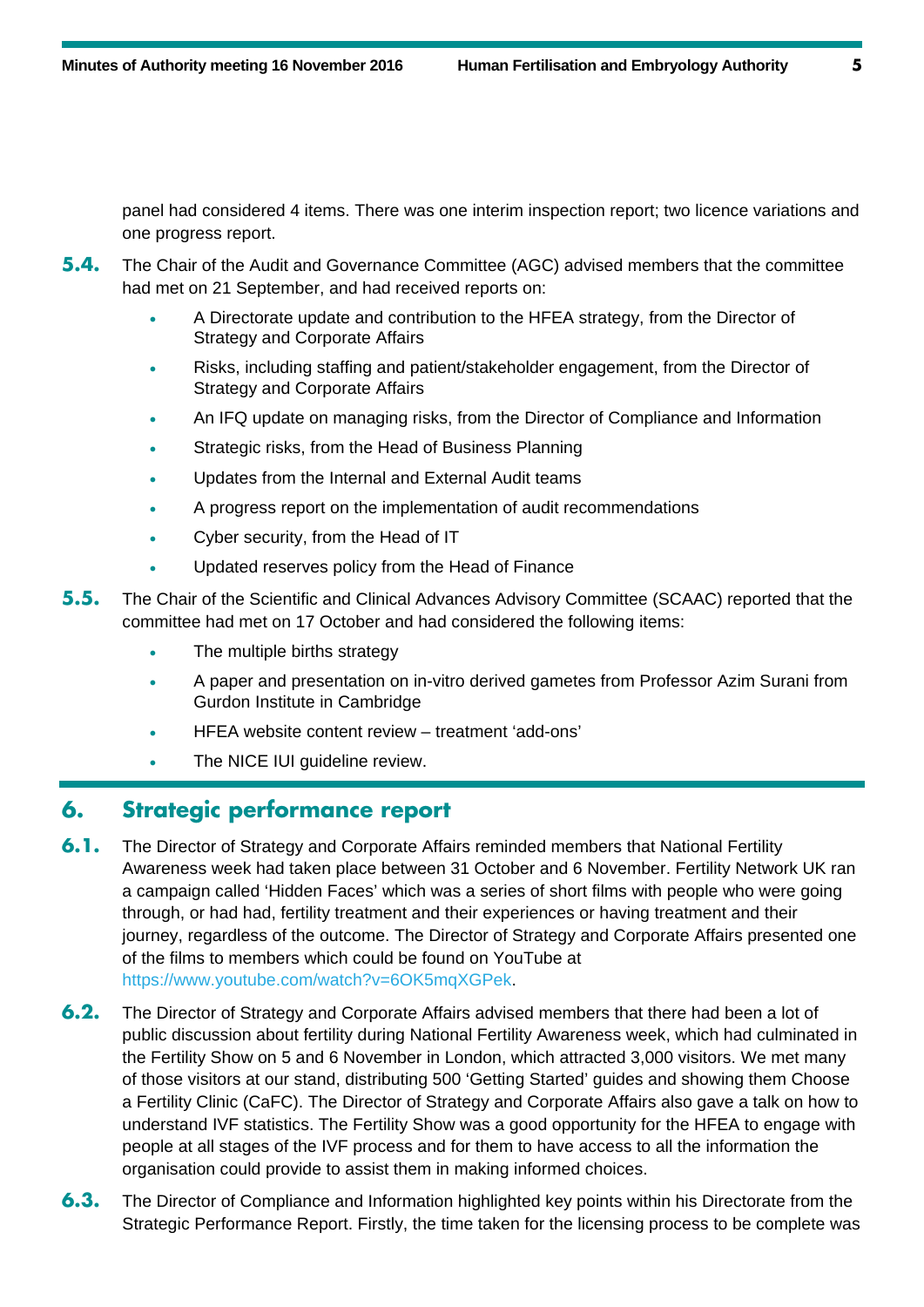panel had considered 4 items. There was one interim inspection report; two licence variations and one progress report.

**5.4.** The Chair of the Audit and Governance Committee (AGC) advised members that the committee had met on 21 September, and had received reports on:

- A Directorate update and contribution to the HFEA strategy, from the Director of Strategy and Corporate Affairs
- Risks, including staffing and patient/stakeholder engagement, from the Director of Strategy and Corporate Affairs
- An IFQ update on managing risks, from the Director of Compliance and Information
- Strategic risks, from the Head of Business Planning
- Updates from the Internal and External Audit teams
- A progress report on the implementation of audit recommendations
- Cyber security, from the Head of IT
- Updated reserves policy from the Head of Finance

**5.5.** The Chair of the Scientific and Clinical Advances Advisory Committee (SCAAC) reported that the committee had met on 17 October and had considered the following items:

- The multiple births strategy
- A paper and presentation on in-vitro derived gametes from Professor Azim Surani from Gurdon Institute in Cambridge
- HFEA website content review – treatment 'add-ons'
- The NICE IUI guideline review.

## 6. Strategic performance report

**6.1.** The Director of Strategy and Corporate Affairs reminded members that National Fertility Awareness week had taken place between 31 October and 6 November. Fertility Network UK ran a campaign called 'Hidden Faces' which was a series of short films with people who were going through, or had had, fertility treatment and their experiences or having treatment and their journey, regardless of the outcome. The Director of Strategy and Corporate Affairs presented one of the films to members which could be found on YouTube at https://www.youtube.com/watch?v=6OK5mqXGPek.

**6.2.** The Director of Strategy and Corporate Affairs advised members that there had been a lot of public discussion about fertility during National Fertility Awareness week, which had culminated in the Fertility Show on 5 and 6 November in London, which attracted 3,000 visitors. We met many of those visitors at our stand, distributing 500 'Getting Started' guides and showing them Choose a Fertility Clinic (CaFC). The Director of Strategy and Corporate Affairs also gave a talk on how to understand IVF statistics. The Fertility Show was a good opportunity for the HFEA to engage with people at all stages of the IVF process and for them to have access to all the information the organisation could provide to assist them in making informed choices.

**6.3.** The Director of Compliance and Information highlighted key points within his Directorate from the Strategic Performance Report. Firstly, the time taken for the licensing process to be complete was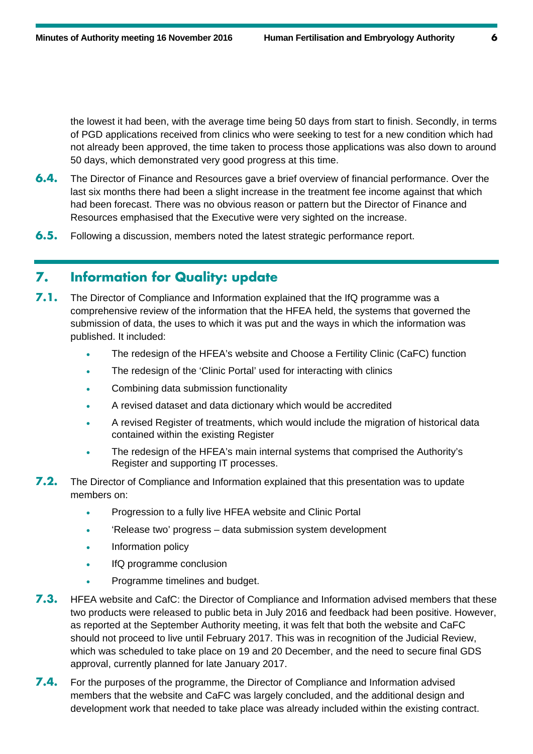the lowest it had been, with the average time being 50 days from start to finish. Secondly, in terms of PGD applications received from clinics who were seeking to test for a new condition which had not already been approved, the time taken to process those applications was also down to around 50 days, which demonstrated very good progress at this time.

**6.4.** The Director of Finance and Resources gave a brief overview of financial performance. Over the last six months there had been a slight increase in the treatment fee income against that which had been forecast. There was no obvious reason or pattern but the Director of Finance and Resources emphasised that the Executive were very sighted on the increase.

**6.5.** Following a discussion, members noted the latest strategic performance report.

## 7. Information for Quality: update

**7.1.** The Director of Compliance and Information explained that the IfQ programme was a comprehensive review of the information that the HFEA held, the systems that governed the submission of data, the uses to which it was put and the ways in which the information was published. It included:

- The redesign of the HFEA's website and Choose a Fertility Clinic (CaFC) function
- The redesign of the 'Clinic Portal' used for interacting with clinics
- Combining data submission functionality
- A revised dataset and data dictionary which would be accredited
- A revised Register of treatments, which would include the migration of historical data contained within the existing Register
- The redesign of the HFEA's main internal systems that comprised the Authority's Register and supporting IT processes.

**7.2.** The Director of Compliance and Information explained that this presentation was to update members on:

- Progression to a fully live HFEA website and Clinic Portal
- 'Release two' progress – data submission system development
- Information policy
- IfQ programme conclusion
- Programme timelines and budget.

**7.3.** HFEA website and CafC: the Director of Compliance and Information advised members that these two products were released to public beta in July 2016 and feedback had been positive. However, as reported at the September Authority meeting, it was felt that both the website and CaFC should not proceed to live until February 2017. This was in recognition of the Judicial Review, which was scheduled to take place on 19 and 20 December, and the need to secure final GDS approval, currently planned for late January 2017.

**7.4.** For the purposes of the programme, the Director of Compliance and Information advised members that the website and CaFC was largely concluded, and the additional design and development work that needed to take place was already included within the existing contract.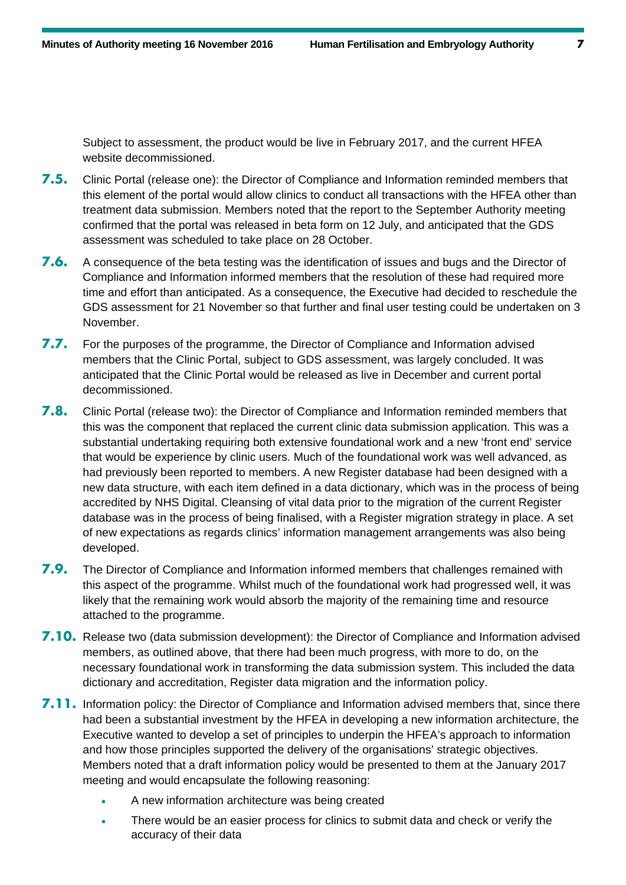Subject to assessment, the product would be live in February 2017, and the current HFEA website decommissioned.

**7.5.** Clinic Portal (release one): the Director of Compliance and Information reminded members that this element of the portal would allow clinics to conduct all transactions with the HFEA other than treatment data submission. Members noted that the report to the September Authority meeting confirmed that the portal was released in beta form on 12 July, and anticipated that the GDS assessment was scheduled to take place on 28 October.

**7.6.** A consequence of the beta testing was the identification of issues and bugs and the Director of Compliance and Information informed members that the resolution of these had required more time and effort than anticipated. As a consequence, the Executive had decided to reschedule the GDS assessment for 21 November so that further and final user testing could be undertaken on 3 November.

**7.7.** For the purposes of the programme, the Director of Compliance and Information advised members that the Clinic Portal, subject to GDS assessment, was largely concluded. It was anticipated that the Clinic Portal would be released as live in December and current portal decommissioned.

**7.8.** Clinic Portal (release two): the Director of Compliance and Information reminded members that this was the component that replaced the current clinic data submission application. This was a substantial undertaking requiring both extensive foundational work and a new 'front end' service that would be experience by clinic users. Much of the foundational work was well advanced, as had previously been reported to members. A new Register database had been designed with a new data structure, with each item defined in a data dictionary, which was in the process of being accredited by NHS Digital. Cleansing of vital data prior to the migration of the current Register database was in the process of being finalised, with a Register migration strategy in place. A set of new expectations as regards clinics' information management arrangements was also being developed.

**7.9.** The Director of Compliance and Information informed members that challenges remained with this aspect of the programme. Whilst much of the foundational work had progressed well, it was likely that the remaining work would absorb the majority of the remaining time and resource attached to the programme.

**7.10.** Release two (data submission development): the Director of Compliance and Information advised members, as outlined above, that there had been much progress, with more to do, on the necessary foundational work in transforming the data submission system. This included the data dictionary and accreditation, Register data migration and the information policy.

**7.11.** Information policy: the Director of Compliance and Information advised members that, since there had been a substantial investment by the HFEA in developing a new information architecture, the Executive wanted to develop a set of principles to underpin the HFEA's approach to information and how those principles supported the delivery of the organisations' strategic objectives. Members noted that a draft information policy would be presented to them at the January 2017 meeting and would encapsulate the following reasoning:

- A new information architecture was being created
- There would be an easier process for clinics to submit data and check or verify the accuracy of their data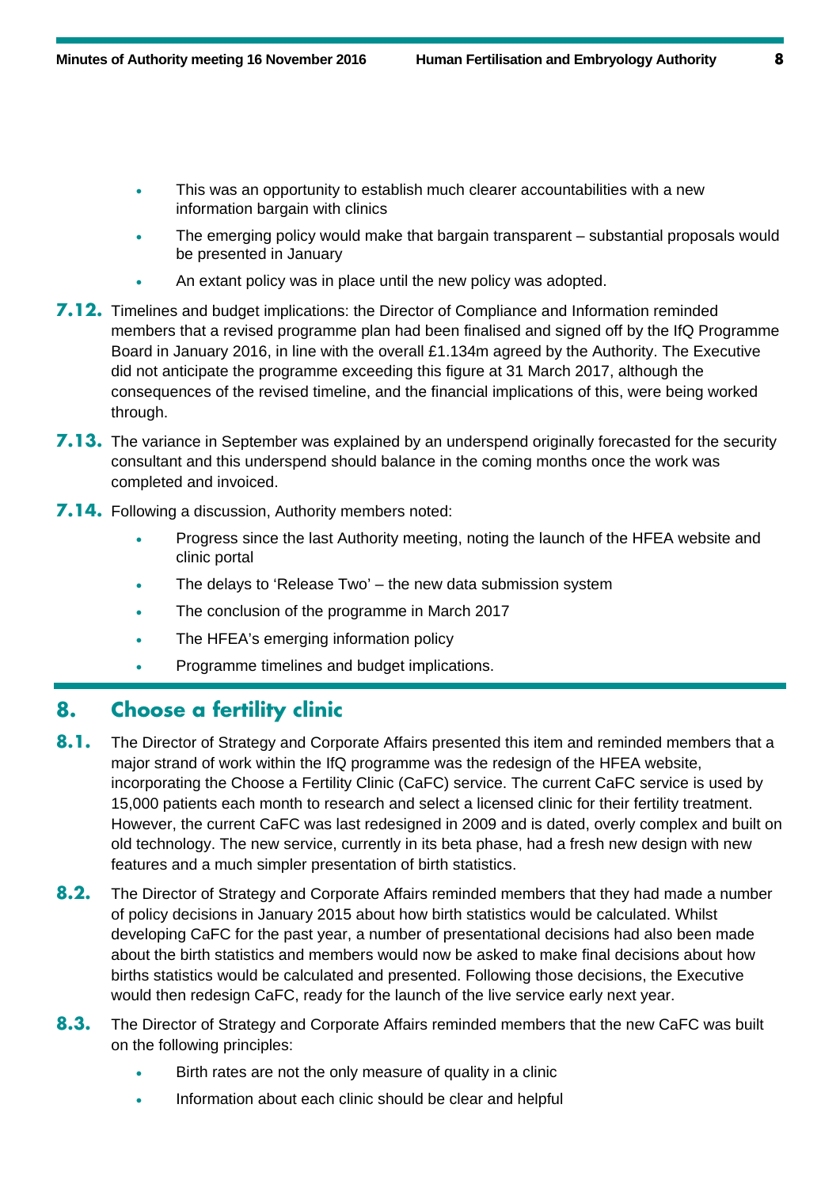- This was an opportunity to establish much clearer accountabilities with a new information bargain with clinics
- The emerging policy would make that bargain transparent – substantial proposals would be presented in January
- An extant policy was in place until the new policy was adopted.

**7.12.** Timelines and budget implications: the Director of Compliance and Information reminded members that a revised programme plan had been finalised and signed off by the IfQ Programme Board in January 2016, in line with the overall £1.134m agreed by the Authority. The Executive did not anticipate the programme exceeding this figure at 31 March 2017, although the consequences of the revised timeline, and the financial implications of this, were being worked through.

**7.13.** The variance in September was explained by an underspend originally forecasted for the security consultant and this underspend should balance in the coming months once the work was completed and invoiced.

**7.14.** Following a discussion, Authority members noted:

- Progress since the last Authority meeting, noting the launch of the HFEA website and clinic portal
- The delays to 'Release Two' – the new data submission system
- The conclusion of the programme in March 2017
- The HFEA's emerging information policy
- Programme timelines and budget implications.

## 8. Choose a fertility clinic

**8.1.** The Director of Strategy and Corporate Affairs presented this item and reminded members that a major strand of work within the IfQ programme was the redesign of the HFEA website, incorporating the Choose a Fertility Clinic (CaFC) service. The current CaFC service is used by 15,000 patients each month to research and select a licensed clinic for their fertility treatment. However, the current CaFC was last redesigned in 2009 and is dated, overly complex and built on old technology. The new service, currently in its beta phase, had a fresh new design with new features and a much simpler presentation of birth statistics.

**8.2.** The Director of Strategy and Corporate Affairs reminded members that they had made a number of policy decisions in January 2015 about how birth statistics would be calculated. Whilst developing CaFC for the past year, a number of presentational decisions had also been made about the birth statistics and members would now be asked to make final decisions about how births statistics would be calculated and presented. Following those decisions, the Executive would then redesign CaFC, ready for the launch of the live service early next year.

**8.3.** The Director of Strategy and Corporate Affairs reminded members that the new CaFC was built on the following principles:

- Birth rates are not the only measure of quality in a clinic
- Information about each clinic should be clear and helpful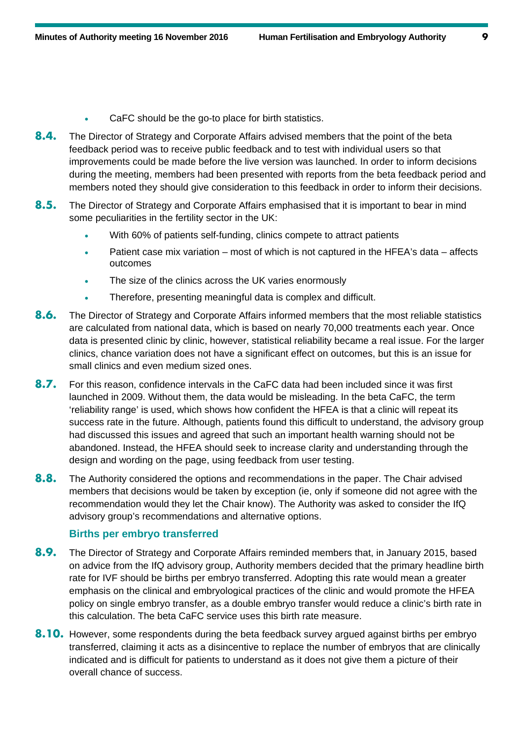- CaFC should be the go-to place for birth statistics.

**8.4.** The Director of Strategy and Corporate Affairs advised members that the point of the beta feedback period was to receive public feedback and to test with individual users so that improvements could be made before the live version was launched. In order to inform decisions during the meeting, members had been presented with reports from the beta feedback period and members noted they should give consideration to this feedback in order to inform their decisions.

**8.5.** The Director of Strategy and Corporate Affairs emphasised that it is important to bear in mind some peculiarities in the fertility sector in the UK:

- With 60% of patients self-funding, clinics compete to attract patients
- Patient case mix variation – most of which is not captured in the HFEA's data – affects outcomes
- The size of the clinics across the UK varies enormously
- Therefore, presenting meaningful data is complex and difficult.

**8.6.** The Director of Strategy and Corporate Affairs informed members that the most reliable statistics are calculated from national data, which is based on nearly 70,000 treatments each year. Once data is presented clinic by clinic, however, statistical reliability became a real issue. For the larger clinics, chance variation does not have a significant effect on outcomes, but this is an issue for small clinics and even medium sized ones.

**8.7.** For this reason, confidence intervals in the CaFC data had been included since it was first launched in 2009. Without them, the data would be misleading. In the beta CaFC, the term 'reliability range' is used, which shows how confident the HFEA is that a clinic will repeat its success rate in the future. Although, patients found this difficult to understand, the advisory group had discussed this issues and agreed that such an important health warning should not be abandoned. Instead, the HFEA should seek to increase clarity and understanding through the design and wording on the page, using feedback from user testing.

**8.8.** The Authority considered the options and recommendations in the paper. The Chair advised members that decisions would be taken by exception (ie, only if someone did not agree with the recommendation would they let the Chair know). The Authority was asked to consider the IfQ advisory group's recommendations and alternative options.

### Births per embryo transferred

**8.9.** The Director of Strategy and Corporate Affairs reminded members that, in January 2015, based on advice from the IfQ advisory group, Authority members decided that the primary headline birth rate for IVF should be births per embryo transferred. Adopting this rate would mean a greater emphasis on the clinical and embryological practices of the clinic and would promote the HFEA policy on single embryo transfer, as a double embryo transfer would reduce a clinic's birth rate in this calculation. The beta CaFC service uses this birth rate measure.

**8.10.** However, some respondents during the beta feedback survey argued against births per embryo transferred, claiming it acts as a disincentive to replace the number of embryos that are clinically indicated and is difficult for patients to understand as it does not give them a picture of their overall chance of success.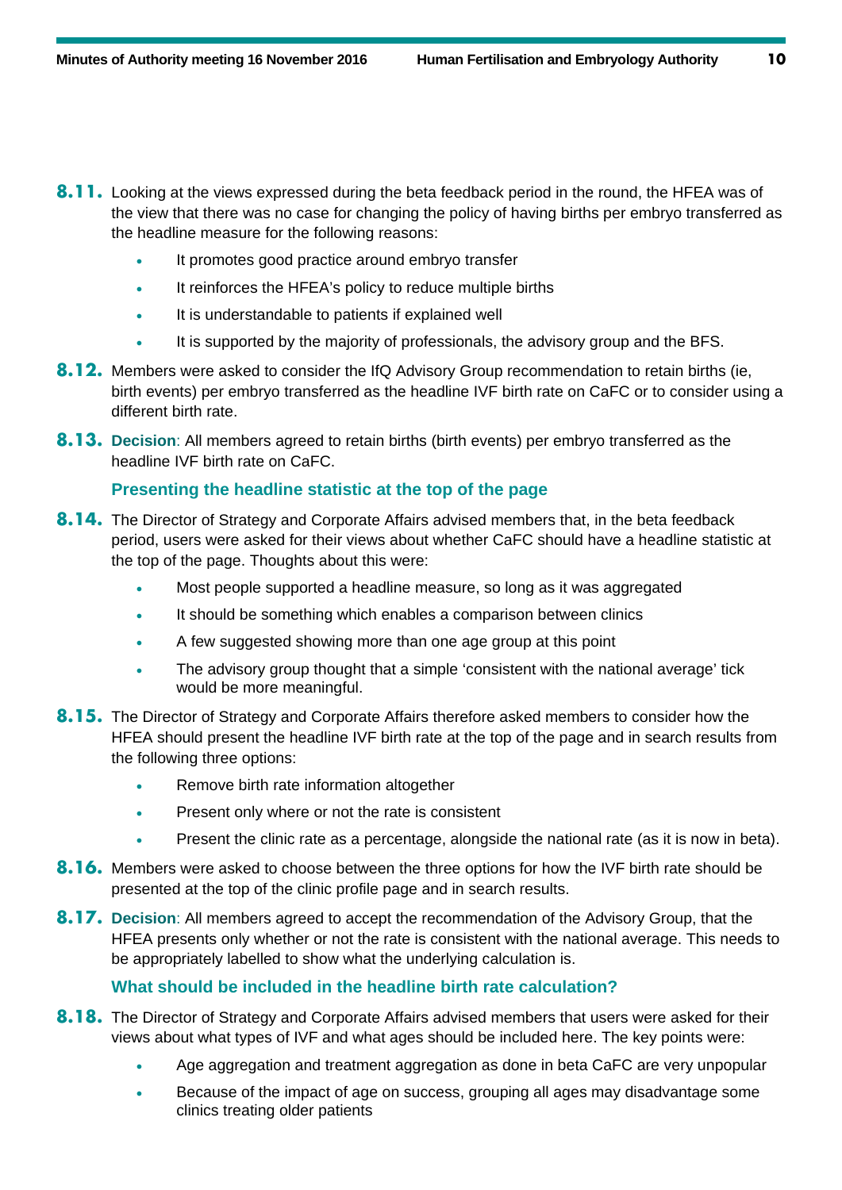**8.11.** Looking at the views expressed during the beta feedback period in the round, the HFEA was of the view that there was no case for changing the policy of having births per embryo transferred as the headline measure for the following reasons:

- It promotes good practice around embryo transfer
- It reinforces the HFEA's policy to reduce multiple births
- It is understandable to patients if explained well
- It is supported by the majority of professionals, the advisory group and the BFS.

**8.12.** Members were asked to consider the IfQ Advisory Group recommendation to retain births (ie, birth events) per embryo transferred as the headline IVF birth rate on CaFC or to consider using a different birth rate.

**8.13.** **Decision**: All members agreed to retain births (birth events) per embryo transferred as the headline IVF birth rate on CaFC.

### Presenting the headline statistic at the top of the page

**8.14.** The Director of Strategy and Corporate Affairs advised members that, in the beta feedback period, users were asked for their views about whether CaFC should have a headline statistic at the top of the page. Thoughts about this were:

- Most people supported a headline measure, so long as it was aggregated
- It should be something which enables a comparison between clinics
- A few suggested showing more than one age group at this point
- The advisory group thought that a simple 'consistent with the national average' tick would be more meaningful.

**8.15.** The Director of Strategy and Corporate Affairs therefore asked members to consider how the HFEA should present the headline IVF birth rate at the top of the page and in search results from the following three options:

- Remove birth rate information altogether
- Present only where or not the rate is consistent
- Present the clinic rate as a percentage, alongside the national rate (as it is now in beta).

**8.16.** Members were asked to choose between the three options for how the IVF birth rate should be presented at the top of the clinic profile page and in search results.

**8.17.** **Decision**: All members agreed to accept the recommendation of the Advisory Group, that the HFEA presents only whether or not the rate is consistent with the national average. This needs to be appropriately labelled to show what the underlying calculation is.

### What should be included in the headline birth rate calculation?

**8.18.** The Director of Strategy and Corporate Affairs advised members that users were asked for their views about what types of IVF and what ages should be included here. The key points were:

- Age aggregation and treatment aggregation as done in beta CaFC are very unpopular
- Because of the impact of age on success, grouping all ages may disadvantage some clinics treating older patients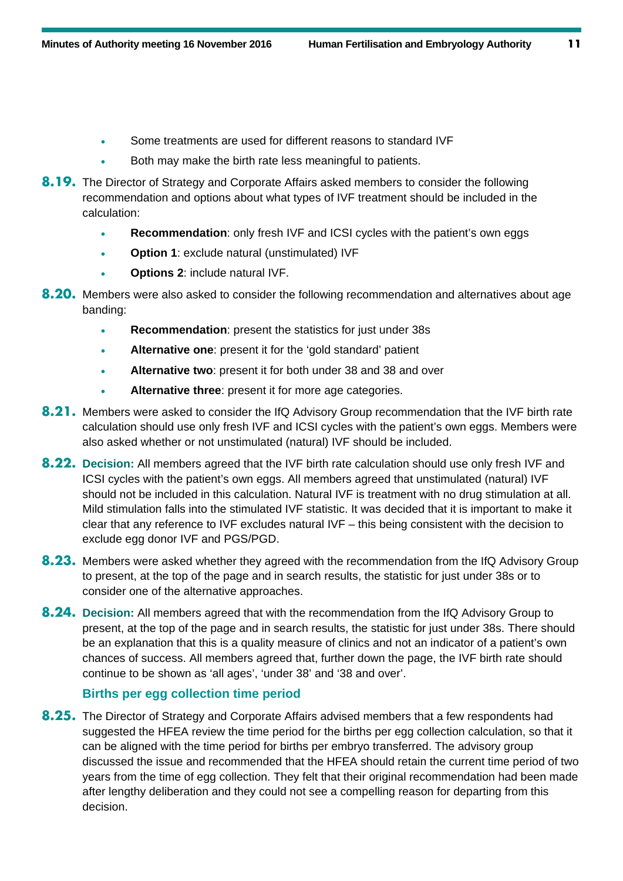- Some treatments are used for different reasons to standard IVF
- Both may make the birth rate less meaningful to patients.

**8.19.** The Director of Strategy and Corporate Affairs asked members to consider the following recommendation and options about what types of IVF treatment should be included in the calculation:

- **Recommendation**: only fresh IVF and ICSI cycles with the patient's own eggs
- **Option 1**: exclude natural (unstimulated) IVF
- **Options 2**: include natural IVF.

**8.20.** Members were also asked to consider the following recommendation and alternatives about age banding:

- **Recommendation**: present the statistics for just under 38s
- **Alternative one**: present it for the 'gold standard' patient
- **Alternative two**: present it for both under 38 and 38 and over
- **Alternative three**: present it for more age categories.

**8.21.** Members were asked to consider the IfQ Advisory Group recommendation that the IVF birth rate calculation should use only fresh IVF and ICSI cycles with the patient's own eggs. Members were also asked whether or not unstimulated (natural) IVF should be included.

**8.22.** **Decision:** All members agreed that the IVF birth rate calculation should use only fresh IVF and ICSI cycles with the patient's own eggs. All members agreed that unstimulated (natural) IVF should not be included in this calculation. Natural IVF is treatment with no drug stimulation at all. Mild stimulation falls into the stimulated IVF statistic. It was decided that it is important to make it clear that any reference to IVF excludes natural IVF – this being consistent with the decision to exclude egg donor IVF and PGS/PGD.

**8.23.** Members were asked whether they agreed with the recommendation from the IfQ Advisory Group to present, at the top of the page and in search results, the statistic for just under 38s or to consider one of the alternative approaches.

**8.24.** **Decision:** All members agreed that with the recommendation from the IfQ Advisory Group to present, at the top of the page and in search results, the statistic for just under 38s. There should be an explanation that this is a quality measure of clinics and not an indicator of a patient's own chances of success. All members agreed that, further down the page, the IVF birth rate should continue to be shown as 'all ages', 'under 38' and '38 and over'.

### Births per egg collection time period

**8.25.** The Director of Strategy and Corporate Affairs advised members that a few respondents had suggested the HFEA review the time period for the births per egg collection calculation, so that it can be aligned with the time period for births per embryo transferred. The advisory group discussed the issue and recommended that the HFEA should retain the current time period of two years from the time of egg collection. They felt that their original recommendation had been made after lengthy deliberation and they could not see a compelling reason for departing from this decision.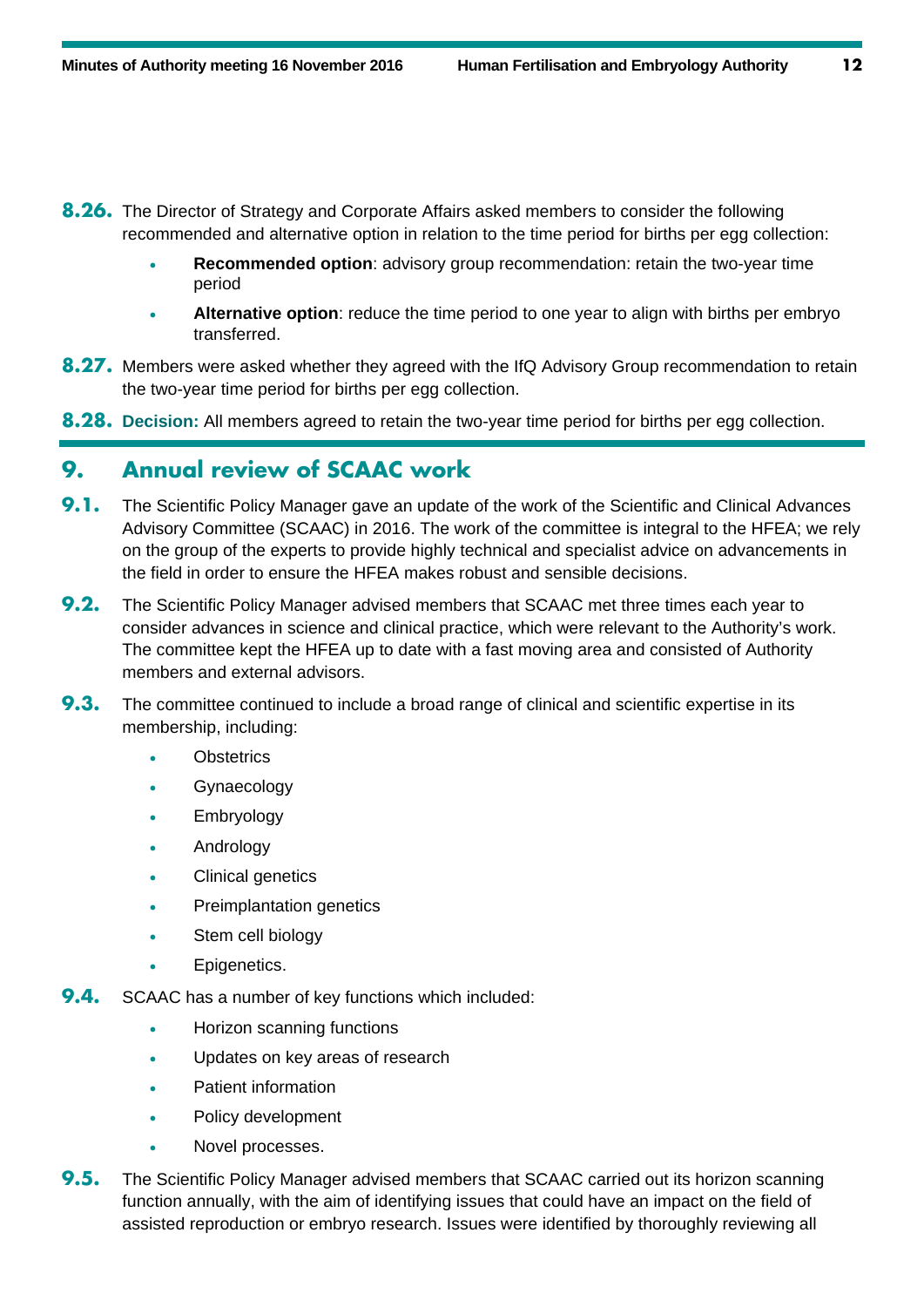**8.26.** The Director of Strategy and Corporate Affairs asked members to consider the following recommended and alternative option in relation to the time period for births per egg collection:

- **Recommended option**: advisory group recommendation: retain the two-year time period
- **Alternative option**: reduce the time period to one year to align with births per embryo transferred.

**8.27.** Members were asked whether they agreed with the IfQ Advisory Group recommendation to retain the two-year time period for births per egg collection.

**8.28.** **Decision:** All members agreed to retain the two-year time period for births per egg collection.

## 9. Annual review of SCAAC work

**9.1.** The Scientific Policy Manager gave an update of the work of the Scientific and Clinical Advances Advisory Committee (SCAAC) in 2016. The work of the committee is integral to the HFEA; we rely on the group of the experts to provide highly technical and specialist advice on advancements in the field in order to ensure the HFEA makes robust and sensible decisions.

**9.2.** The Scientific Policy Manager advised members that SCAAC met three times each year to consider advances in science and clinical practice, which were relevant to the Authority's work. The committee kept the HFEA up to date with a fast moving area and consisted of Authority members and external advisors.

**9.3.** The committee continued to include a broad range of clinical and scientific expertise in its membership, including:

- Obstetrics
- Gynaecology
- Embryology
- Andrology
- Clinical genetics
- Preimplantation genetics
- Stem cell biology
- Epigenetics.

**9.4.** SCAAC has a number of key functions which included:

- Horizon scanning functions
- Updates on key areas of research
- Patient information
- Policy development
- Novel processes.

**9.5.** The Scientific Policy Manager advised members that SCAAC carried out its horizon scanning function annually, with the aim of identifying issues that could have an impact on the field of assisted reproduction or embryo research. Issues were identified by thoroughly reviewing all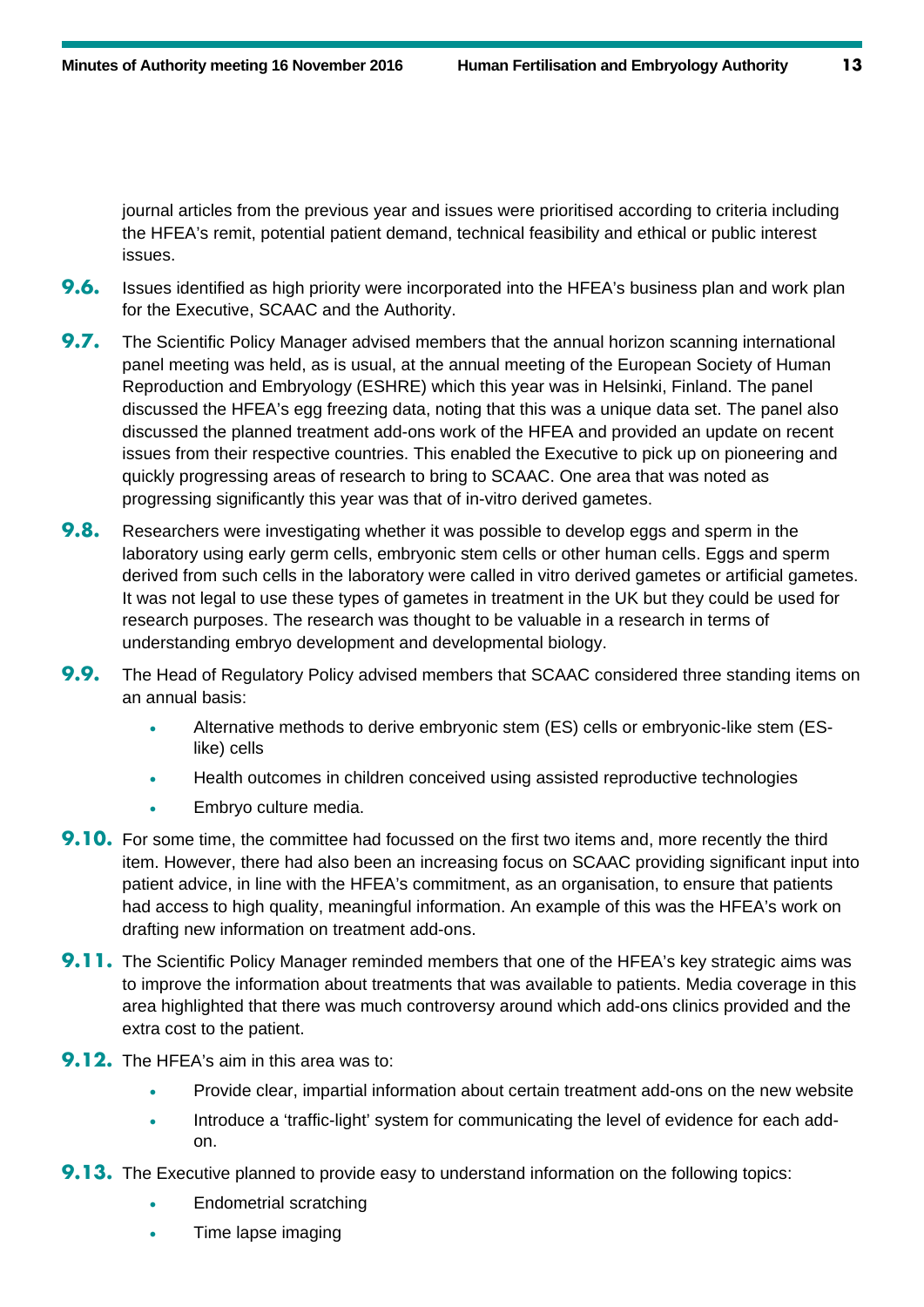journal articles from the previous year and issues were prioritised according to criteria including the HFEA's remit, potential patient demand, technical feasibility and ethical or public interest issues.

**9.6.** Issues identified as high priority were incorporated into the HFEA's business plan and work plan for the Executive, SCAAC and the Authority.

**9.7.** The Scientific Policy Manager advised members that the annual horizon scanning international panel meeting was held, as is usual, at the annual meeting of the European Society of Human Reproduction and Embryology (ESHRE) which this year was in Helsinki, Finland. The panel discussed the HFEA's egg freezing data, noting that this was a unique data set. The panel also discussed the planned treatment add-ons work of the HFEA and provided an update on recent issues from their respective countries. This enabled the Executive to pick up on pioneering and quickly progressing areas of research to bring to SCAAC. One area that was noted as progressing significantly this year was that of in-vitro derived gametes.

**9.8.** Researchers were investigating whether it was possible to develop eggs and sperm in the laboratory using early germ cells, embryonic stem cells or other human cells. Eggs and sperm derived from such cells in the laboratory were called in vitro derived gametes or artificial gametes. It was not legal to use these types of gametes in treatment in the UK but they could be used for research purposes. The research was thought to be valuable in a research in terms of understanding embryo development and developmental biology.

**9.9.** The Head of Regulatory Policy advised members that SCAAC considered three standing items on an annual basis:

- Alternative methods to derive embryonic stem (ES) cells or embryonic-like stem (ES-like) cells
- Health outcomes in children conceived using assisted reproductive technologies
- Embryo culture media.

**9.10.** For some time, the committee had focussed on the first two items and, more recently the third item. However, there had also been an increasing focus on SCAAC providing significant input into patient advice, in line with the HFEA's commitment, as an organisation, to ensure that patients had access to high quality, meaningful information. An example of this was the HFEA's work on drafting new information on treatment add-ons.

**9.11.** The Scientific Policy Manager reminded members that one of the HFEA's key strategic aims was to improve the information about treatments that was available to patients. Media coverage in this area highlighted that there was much controversy around which add-ons clinics provided and the extra cost to the patient.

**9.12.** The HFEA's aim in this area was to:

- Provide clear, impartial information about certain treatment add-ons on the new website
- Introduce a 'traffic-light' system for communicating the level of evidence for each add-on.

**9.13.** The Executive planned to provide easy to understand information on the following topics:

- Endometrial scratching
- Time lapse imaging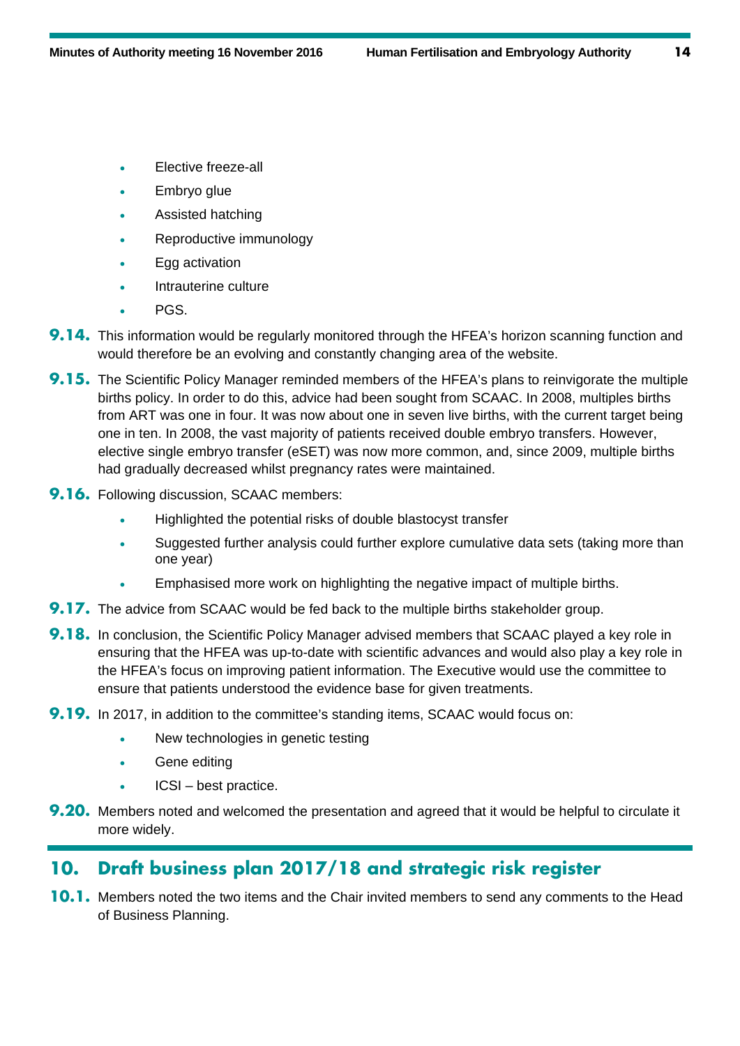- Elective freeze-all
- Embryo glue
- Assisted hatching
- Reproductive immunology
- Egg activation
- Intrauterine culture
- PGS.

**9.14.** This information would be regularly monitored through the HFEA's horizon scanning function and would therefore be an evolving and constantly changing area of the website.

**9.15.** The Scientific Policy Manager reminded members of the HFEA's plans to reinvigorate the multiple births policy. In order to do this, advice had been sought from SCAAC. In 2008, multiples births from ART was one in four. It was now about one in seven live births, with the current target being one in ten. In 2008, the vast majority of patients received double embryo transfers. However, elective single embryo transfer (eSET) was now more common, and, since 2009, multiple births had gradually decreased whilst pregnancy rates were maintained.

**9.16.** Following discussion, SCAAC members:

- Highlighted the potential risks of double blastocyst transfer
- Suggested further analysis could further explore cumulative data sets (taking more than one year)
- Emphasised more work on highlighting the negative impact of multiple births.

**9.17.** The advice from SCAAC would be fed back to the multiple births stakeholder group.

**9.18.** In conclusion, the Scientific Policy Manager advised members that SCAAC played a key role in ensuring that the HFEA was up-to-date with scientific advances and would also play a key role in the HFEA's focus on improving patient information. The Executive would use the committee to ensure that patients understood the evidence base for given treatments.

**9.19.** In 2017, in addition to the committee's standing items, SCAAC would focus on:

- New technologies in genetic testing
- Gene editing
- ICSI – best practice.

**9.20.** Members noted and welcomed the presentation and agreed that it would be helpful to circulate it more widely.

## 10. Draft business plan 2017/18 and strategic risk register

**10.1.** Members noted the two items and the Chair invited members to send any comments to the Head of Business Planning.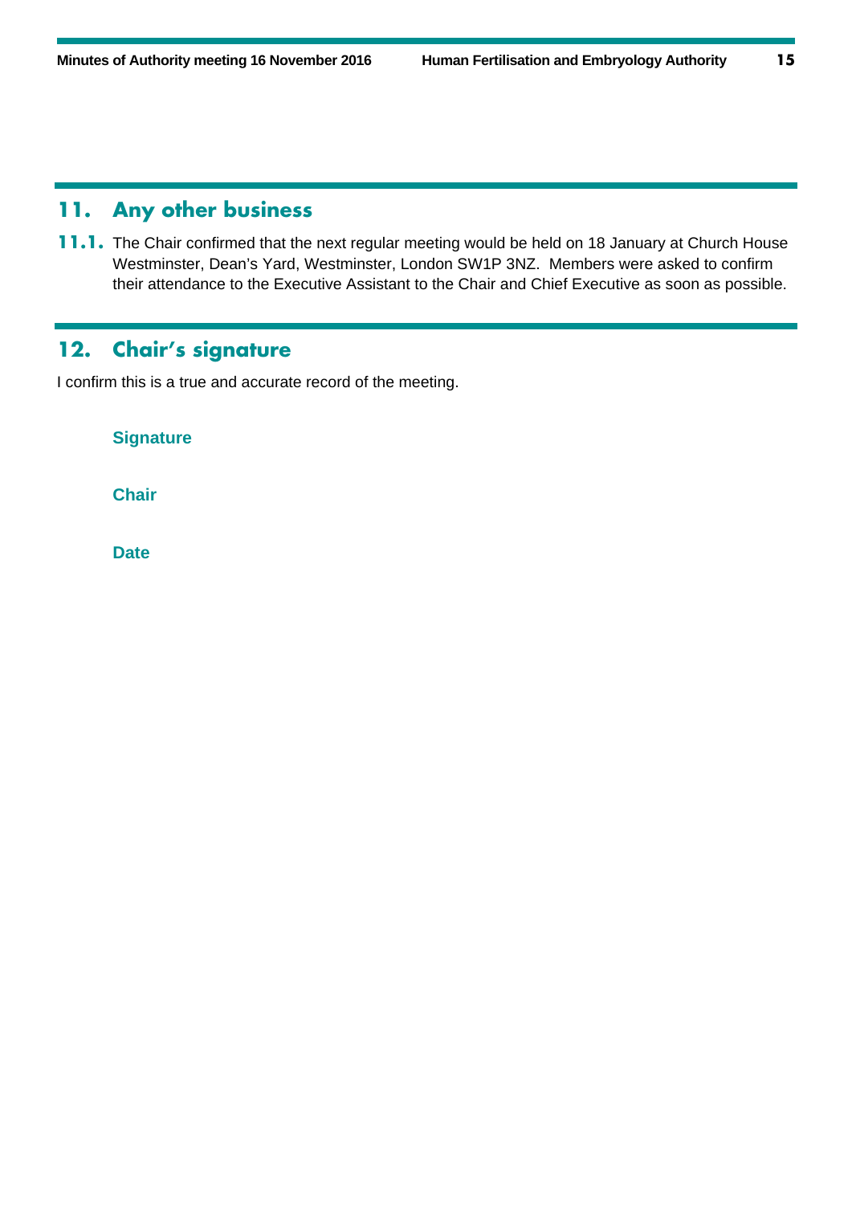## 11. Any other business

**11.1.** The Chair confirmed that the next regular meeting would be held on 18 January at Church House Westminster, Dean's Yard, Westminster, London SW1P 3NZ. Members were asked to confirm their attendance to the Executive Assistant to the Chair and Chief Executive as soon as possible.

## 12. Chair's signature

I confirm this is a true and accurate record of the meeting.

**Signature**

**Chair**

**Date**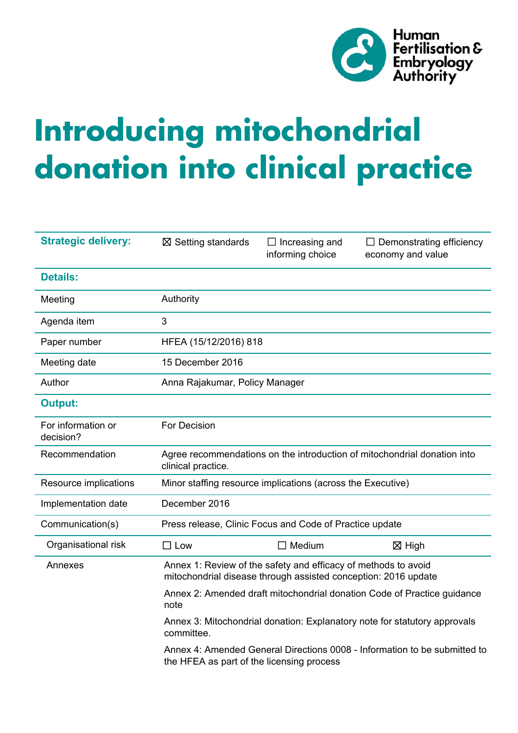Human Fertilisation & Embryology Authority

# Introducing mitochondrial donation into clinical practice

| | | | |
|---|---|---|---|
| **Strategic delivery:** | ☒ Setting standards | ☐ Increasing and informing choice | ☐ Demonstrating efficiency economy and value |
| **Details:** | | | |
| Meeting | Authority | | |
| Agenda item | 3 | | |
| Paper number | HFEA (15/12/2016) 818 | | |
| Meeting date | 15 December 2016 | | |
| Author | Anna Rajakumar, Policy Manager | | |
| **Output:** | | | |
| For information or decision? | For Decision | | |
| Recommendation | Agree recommendations on the introduction of mitochondrial donation into clinical practice. | | |
| Resource implications | Minor staffing resource implications (across the Executive) | | |
| Implementation date | December 2016 | | |
| Communication(s) | Press release, Clinic Focus and Code of Practice update | | |
| Organisational risk | ☐ Low | ☐ Medium | ☒ High |
| Annexes | Annex 1: Review of the safety and efficacy of methods to avoid mitochondrial disease through assisted conception: 2016 update<br><br>Annex 2: Amended draft mitochondrial donation Code of Practice guidance note<br><br>Annex 3: Mitochondrial donation: Explanatory note for statutory approvals committee.<br><br>Annex 4: Amended General Directions 0008 - Information to be submitted to the HFEA as part of the licensing process | | |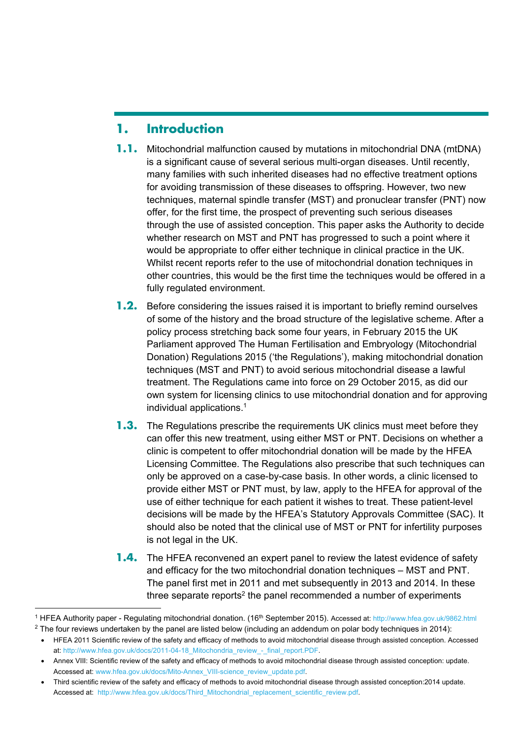# 1. Introduction

**1.1.** Mitochondrial malfunction caused by mutations in mitochondrial DNA (mtDNA) is a significant cause of several serious multi-organ diseases. Until recently, many families with such inherited diseases had no effective treatment options for avoiding transmission of these diseases to offspring. However, two new techniques, maternal spindle transfer (MST) and pronuclear transfer (PNT) now offer, for the first time, the prospect of preventing such serious diseases through the use of assisted conception. This paper asks the Authority to decide whether research on MST and PNT has progressed to such a point where it would be appropriate to offer either technique in clinical practice in the UK. Whilst recent reports refer to the use of mitochondrial donation techniques in other countries, this would be the first time the techniques would be offered in a fully regulated environment.

**1.2.** Before considering the issues raised it is important to briefly remind ourselves of some of the history and the broad structure of the legislative scheme. After a policy process stretching back some four years, in February 2015 the UK Parliament approved The Human Fertilisation and Embryology (Mitochondrial Donation) Regulations 2015 ('the Regulations'), making mitochondrial donation techniques (MST and PNT) to avoid serious mitochondrial disease a lawful treatment. The Regulations came into force on 29 October 2015, as did our own system for licensing clinics to use mitochondrial donation and for approving individual applications.[1]

**1.3.** The Regulations prescribe the requirements UK clinics must meet before they can offer this new treatment, using either MST or PNT. Decisions on whether a clinic is competent to offer mitochondrial donation will be made by the HFEA Licensing Committee. The Regulations also prescribe that such techniques can only be approved on a case-by-case basis. In other words, a clinic licensed to provide either MST or PNT must, by law, apply to the HFEA for approval of the use of either technique for each patient it wishes to treat. These patient-level decisions will be made by the HFEA's Statutory Approvals Committee (SAC). It should also be noted that the clinical use of MST or PNT for infertility purposes is not legal in the UK.

**1.4.** The HFEA reconvened an expert panel to review the latest evidence of safety and efficacy for the two mitochondrial donation techniques – MST and PNT. The panel first met in 2011 and met subsequently in 2013 and 2014. In these three separate reports[2] the panel recommended a number of experiments

---

[1] HFEA Authority paper - Regulating mitochondrial donation. (16th September 2015). Accessed at: http://www.hfea.gov.uk/9862.html

[2] The four reviews undertaken by the panel are listed below (including an addendum on polar body techniques in 2014):

- HFEA 2011 Scientific review of the safety and efficacy of methods to avoid mitochondrial disease through assisted conception. Accessed at: http://www.hfea.gov.uk/docs/2011-04-18_Mitochondria_review_-_final_report.PDF.
- Annex VIII: Scientific review of the safety and efficacy of methods to avoid mitochondrial disease through assisted conception: update. Accessed at: www.hfea.gov.uk/docs/Mito-Annex_VIII-science_review_update.pdf.
- Third scientific review of the safety and efficacy of methods to avoid mitochondrial disease through assisted conception:2014 update. Accessed at: http://www.hfea.gov.uk/docs/Third_Mitochondrial_replacement_scientific_review.pdf.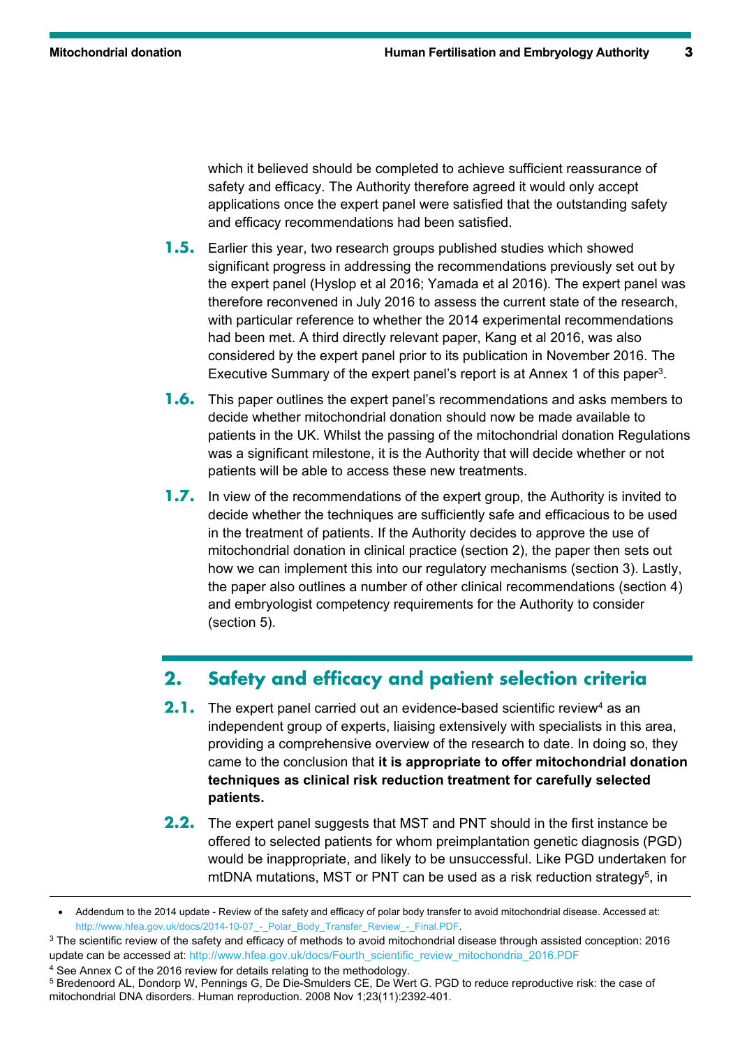which it believed should be completed to achieve sufficient reassurance of safety and efficacy. The Authority therefore agreed it would only accept applications once the expert panel were satisfied that the outstanding safety and efficacy recommendations had been satisfied.

**1.5.** Earlier this year, two research groups published studies which showed significant progress in addressing the recommendations previously set out by the expert panel (Hyslop et al 2016; Yamada et al 2016). The expert panel was therefore reconvened in July 2016 to assess the current state of the research, with particular reference to whether the 2014 experimental recommendations had been met. A third directly relevant paper, Kang et al 2016, was also considered by the expert panel prior to its publication in November 2016. The Executive Summary of the expert panel's report is at Annex 1 of this paper[3].

**1.6.** This paper outlines the expert panel's recommendations and asks members to decide whether mitochondrial donation should now be made available to patients in the UK. Whilst the passing of the mitochondrial donation Regulations was a significant milestone, it is the Authority that will decide whether or not patients will be able to access these new treatments.

**1.7.** In view of the recommendations of the expert group, the Authority is invited to decide whether the techniques are sufficiently safe and efficacious to be used in the treatment of patients. If the Authority decides to approve the use of mitochondrial donation in clinical practice (section 2), the paper then sets out how we can implement this into our regulatory mechanisms (section 3). Lastly, the paper also outlines a number of other clinical recommendations (section 4) and embryologist competency requirements for the Authority to consider (section 5).

## 2. Safety and efficacy and patient selection criteria

**2.1.** The expert panel carried out an evidence-based scientific review[4] as an independent group of experts, liaising extensively with specialists in this area, providing a comprehensive overview of the research to date. In doing so, they came to the conclusion that **it is appropriate to offer mitochondrial donation techniques as clinical risk reduction treatment for carefully selected patients.**

**2.2.** The expert panel suggests that MST and PNT should in the first instance be offered to selected patients for whom preimplantation genetic diagnosis (PGD) would be inappropriate, and likely to be unsuccessful. Like PGD undertaken for mtDNA mutations, MST or PNT can be used as a risk reduction strategy[5], in

---

- Addendum to the 2014 update - Review of the safety and efficacy of polar body transfer to avoid mitochondrial disease. Accessed at: http://www.hfea.gov.uk/docs/2014-10-07_-_Polar_Body_Transfer_Review_-_Final.PDF.

[3] The scientific review of the safety and efficacy of methods to avoid mitochondrial disease through assisted conception: 2016 update can be accessed at: http://www.hfea.gov.uk/docs/Fourth_scientific_review_mitochondria_2016.PDF

[4] See Annex C of the 2016 review for details relating to the methodology.

[5] Bredenoord AL, Dondorp W, Pennings G, De Die-Smulders CE, De Wert G. PGD to reduce reproductive risk: the case of mitochondrial DNA disorders. Human reproduction. 2008 Nov 1;23(11):2392-401.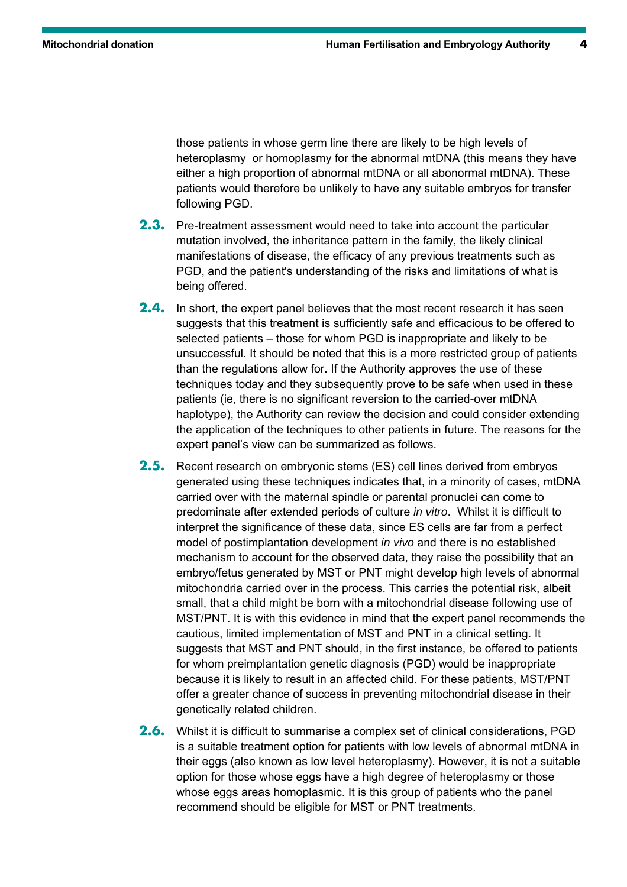those patients in whose germ line there are likely to be high levels of heteroplasmy  or homoplasmy for the abnormal mtDNA (this means they have either a high proportion of abnormal mtDNA or all abonormal mtDNA). These patients would therefore be unlikely to have any suitable embryos for transfer following PGD.

**2.3.** Pre-treatment assessment would need to take into account the particular mutation involved, the inheritance pattern in the family, the likely clinical manifestations of disease, the efficacy of any previous treatments such as PGD, and the patient's understanding of the risks and limitations of what is being offered.

**2.4.** In short, the expert panel believes that the most recent research it has seen suggests that this treatment is sufficiently safe and efficacious to be offered to selected patients – those for whom PGD is inappropriate and likely to be unsuccessful. It should be noted that this is a more restricted group of patients than the regulations allow for. If the Authority approves the use of these techniques today and they subsequently prove to be safe when used in these patients (ie, there is no significant reversion to the carried-over mtDNA haplotype), the Authority can review the decision and could consider extending the application of the techniques to other patients in future. The reasons for the expert panel's view can be summarized as follows.

**2.5.** Recent research on embryonic stems (ES) cell lines derived from embryos generated using these techniques indicates that, in a minority of cases, mtDNA carried over with the maternal spindle or parental pronuclei can come to predominate after extended periods of culture *in vitro*.  Whilst it is difficult to interpret the significance of these data, since ES cells are far from a perfect model of postimplantation development *in vivo* and there is no established mechanism to account for the observed data, they raise the possibility that an embryo/fetus generated by MST or PNT might develop high levels of abnormal mitochondria carried over in the process. This carries the potential risk, albeit small, that a child might be born with a mitochondrial disease following use of MST/PNT. It is with this evidence in mind that the expert panel recommends the cautious, limited implementation of MST and PNT in a clinical setting. It suggests that MST and PNT should, in the first instance, be offered to patients for whom preimplantation genetic diagnosis (PGD) would be inappropriate because it is likely to result in an affected child. For these patients, MST/PNT offer a greater chance of success in preventing mitochondrial disease in their genetically related children.

**2.6.** Whilst it is difficult to summarise a complex set of clinical considerations, PGD is a suitable treatment option for patients with low levels of abnormal mtDNA in their eggs (also known as low level heteroplasmy). However, it is not a suitable option for those whose eggs have a high degree of heteroplasmy or those whose eggs areas homoplasmic. It is this group of patients who the panel recommend should be eligible for MST or PNT treatments.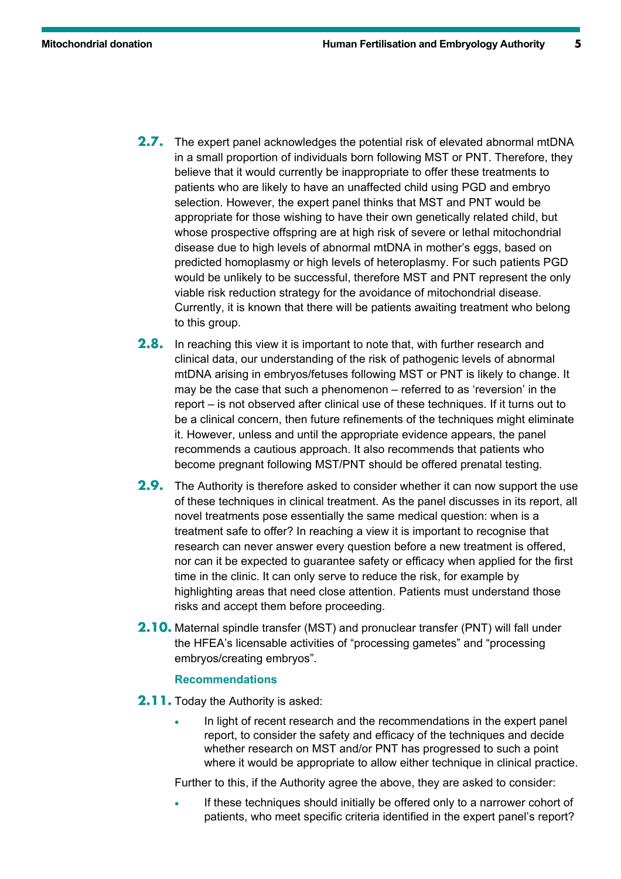**2.7.** The expert panel acknowledges the potential risk of elevated abnormal mtDNA in a small proportion of individuals born following MST or PNT. Therefore, they believe that it would currently be inappropriate to offer these treatments to patients who are likely to have an unaffected child using PGD and embryo selection. However, the expert panel thinks that MST and PNT would be appropriate for those wishing to have their own genetically related child, but whose prospective offspring are at high risk of severe or lethal mitochondrial disease due to high levels of abnormal mtDNA in mother's eggs, based on predicted homoplasmy or high levels of heteroplasmy. For such patients PGD would be unlikely to be successful, therefore MST and PNT represent the only viable risk reduction strategy for the avoidance of mitochondrial disease. Currently, it is known that there will be patients awaiting treatment who belong to this group.

**2.8.** In reaching this view it is important to note that, with further research and clinical data, our understanding of the risk of pathogenic levels of abnormal mtDNA arising in embryos/fetuses following MST or PNT is likely to change. It may be the case that such a phenomenon – referred to as 'reversion' in the report – is not observed after clinical use of these techniques. If it turns out to be a clinical concern, then future refinements of the techniques might eliminate it. However, unless and until the appropriate evidence appears, the panel recommends a cautious approach. It also recommends that patients who become pregnant following MST/PNT should be offered prenatal testing.

**2.9.** The Authority is therefore asked to consider whether it can now support the use of these techniques in clinical treatment. As the panel discusses in its report, all novel treatments pose essentially the same medical question: when is a treatment safe to offer? In reaching a view it is important to recognise that research can never answer every question before a new treatment is offered, nor can it be expected to guarantee safety or efficacy when applied for the first time in the clinic. It can only serve to reduce the risk, for example by highlighting areas that need close attention. Patients must understand those risks and accept them before proceeding.

**2.10.** Maternal spindle transfer (MST) and pronuclear transfer (PNT) will fall under the HFEA's licensable activities of "processing gametes" and "processing embryos/creating embryos".

### Recommendations

**2.11.** Today the Authority is asked:

- In light of recent research and the recommendations in the expert panel report, to consider the safety and efficacy of the techniques and decide whether research on MST and/or PNT has progressed to such a point where it would be appropriate to allow either technique in clinical practice.

Further to this, if the Authority agree the above, they are asked to consider:

- If these techniques should initially be offered only to a narrower cohort of patients, who meet specific criteria identified in the expert panel's report?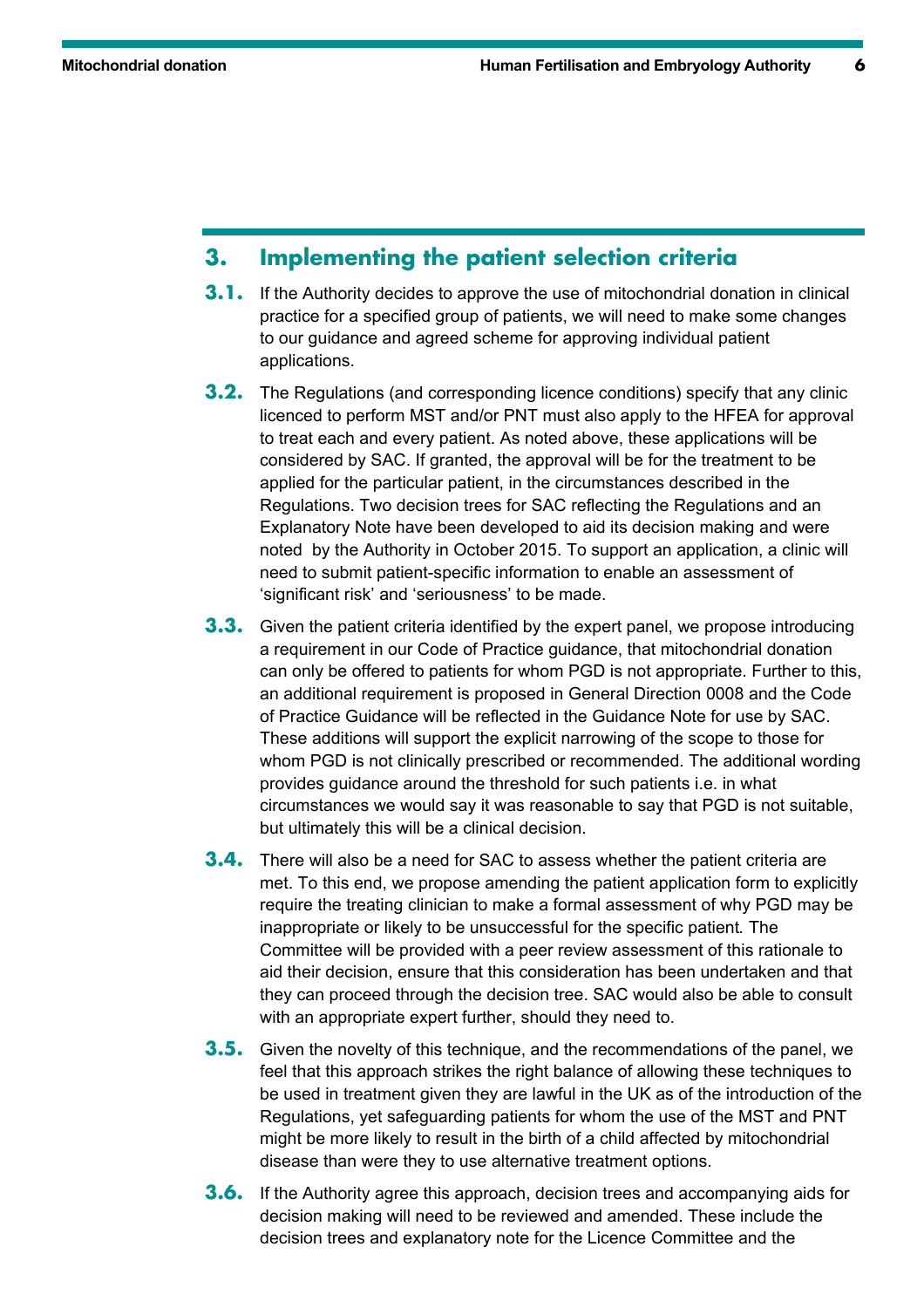## 3. Implementing the patient selection criteria

**3.1.** If the Authority decides to approve the use of mitochondrial donation in clinical practice for a specified group of patients, we will need to make some changes to our guidance and agreed scheme for approving individual patient applications.

**3.2.** The Regulations (and corresponding licence conditions) specify that any clinic licenced to perform MST and/or PNT must also apply to the HFEA for approval to treat each and every patient. As noted above, these applications will be considered by SAC. If granted, the approval will be for the treatment to be applied for the particular patient, in the circumstances described in the Regulations. Two decision trees for SAC reflecting the Regulations and an Explanatory Note have been developed to aid its decision making and were noted by the Authority in October 2015. To support an application, a clinic will need to submit patient-specific information to enable an assessment of 'significant risk' and 'seriousness' to be made.

**3.3.** Given the patient criteria identified by the expert panel, we propose introducing a requirement in our Code of Practice guidance, that mitochondrial donation can only be offered to patients for whom PGD is not appropriate. Further to this, an additional requirement is proposed in General Direction 0008 and the Code of Practice Guidance will be reflected in the Guidance Note for use by SAC. These additions will support the explicit narrowing of the scope to those for whom PGD is not clinically prescribed or recommended. The additional wording provides guidance around the threshold for such patients i.e. in what circumstances we would say it was reasonable to say that PGD is not suitable, but ultimately this will be a clinical decision.

**3.4.** There will also be a need for SAC to assess whether the patient criteria are met. To this end, we propose amending the patient application form to explicitly require the treating clinician to make a formal assessment of why PGD may be inappropriate or likely to be unsuccessful for the specific patient. The Committee will be provided with a peer review assessment of this rationale to aid their decision, ensure that this consideration has been undertaken and that they can proceed through the decision tree. SAC would also be able to consult with an appropriate expert further, should they need to.

**3.5.** Given the novelty of this technique, and the recommendations of the panel, we feel that this approach strikes the right balance of allowing these techniques to be used in treatment given they are lawful in the UK as of the introduction of the Regulations, yet safeguarding patients for whom the use of the MST and PNT might be more likely to result in the birth of a child affected by mitochondrial disease than were they to use alternative treatment options.

**3.6.** If the Authority agree this approach, decision trees and accompanying aids for decision making will need to be reviewed and amended. These include the decision trees and explanatory note for the Licence Committee and the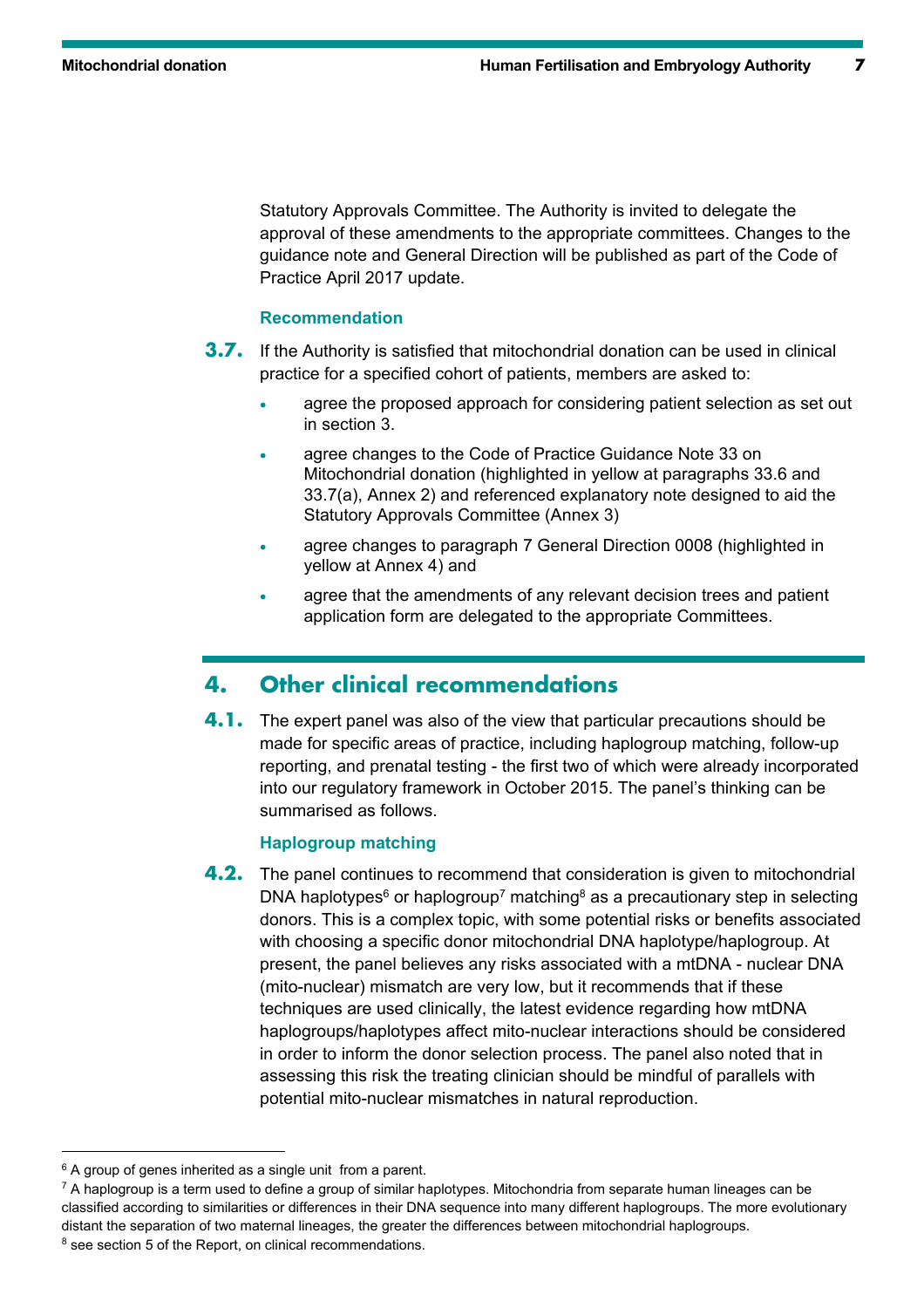Statutory Approvals Committee. The Authority is invited to delegate the approval of these amendments to the appropriate committees. Changes to the guidance note and General Direction will be published as part of the Code of Practice April 2017 update.

### Recommendation

**3.7.** If the Authority is satisfied that mitochondrial donation can be used in clinical practice for a specified cohort of patients, members are asked to:

- agree the proposed approach for considering patient selection as set out in section 3.
- agree changes to the Code of Practice Guidance Note 33 on Mitochondrial donation (highlighted in yellow at paragraphs 33.6 and 33.7(a), Annex 2) and referenced explanatory note designed to aid the Statutory Approvals Committee (Annex 3)
- agree changes to paragraph 7 General Direction 0008 (highlighted in yellow at Annex 4) and
- agree that the amendments of any relevant decision trees and patient application form are delegated to the appropriate Committees.

## 4. Other clinical recommendations

**4.1.** The expert panel was also of the view that particular precautions should be made for specific areas of practice, including haplogroup matching, follow-up reporting, and prenatal testing - the first two of which were already incorporated into our regulatory framework in October 2015. The panel's thinking can be summarised as follows.

### Haplogroup matching

**4.2.** The panel continues to recommend that consideration is given to mitochondrial DNA haplotypes[6] or haplogroup[7] matching[8] as a precautionary step in selecting donors. This is a complex topic, with some potential risks or benefits associated with choosing a specific donor mitochondrial DNA haplotype/haplogroup. At present, the panel believes any risks associated with a mtDNA - nuclear DNA (mito-nuclear) mismatch are very low, but it recommends that if these techniques are used clinically, the latest evidence regarding how mtDNA haplogroups/haplotypes affect mito-nuclear interactions should be considered in order to inform the donor selection process. The panel also noted that in assessing this risk the treating clinician should be mindful of parallels with potential mito-nuclear mismatches in natural reproduction.

---

[6] A group of genes inherited as a single unit from a parent.

[7] A haplogroup is a term used to define a group of similar haplotypes. Mitochondria from separate human lineages can be classified according to similarities or differences in their DNA sequence into many different haplogroups. The more evolutionary distant the separation of two maternal lineages, the greater the differences between mitochondrial haplogroups.

[8] see section 5 of the Report, on clinical recommendations.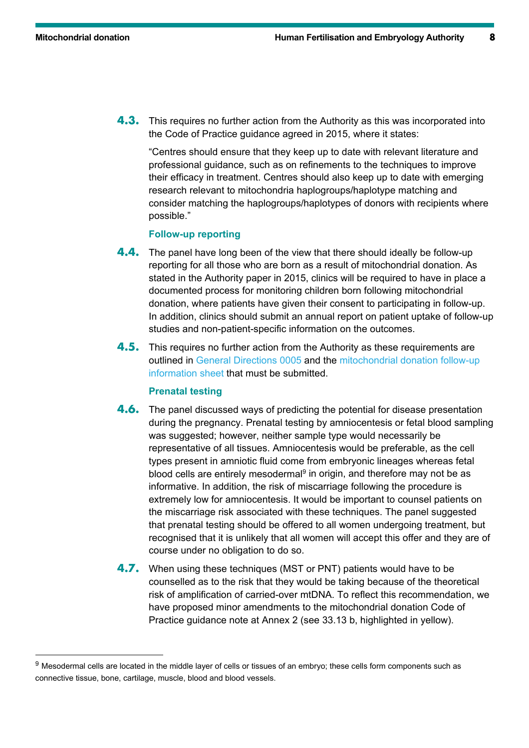**4.3.** This requires no further action from the Authority as this was incorporated into the Code of Practice guidance agreed in 2015, where it states:

"Centres should ensure that they keep up to date with relevant literature and professional guidance, such as on refinements to the techniques to improve their efficacy in treatment. Centres should also keep up to date with emerging research relevant to mitochondria haplogroups/haplotype matching and consider matching the haplogroups/haplotypes of donors with recipients where possible."

### Follow-up reporting

**4.4.** The panel have long been of the view that there should ideally be follow-up reporting for all those who are born as a result of mitochondrial donation. As stated in the Authority paper in 2015, clinics will be required to have in place a documented process for monitoring children born following mitochondrial donation, where patients have given their consent to participating in follow-up. In addition, clinics should submit an annual report on patient uptake of follow-up studies and non-patient-specific information on the outcomes.

**4.5.** This requires no further action from the Authority as these requirements are outlined in General Directions 0005 and the mitochondrial donation follow-up information sheet that must be submitted.

### Prenatal testing

**4.6.** The panel discussed ways of predicting the potential for disease presentation during the pregnancy. Prenatal testing by amniocentesis or fetal blood sampling was suggested; however, neither sample type would necessarily be representative of all tissues. Amniocentesis would be preferable, as the cell types present in amniotic fluid come from embryonic lineages whereas fetal blood cells are entirely mesodermal[9] in origin, and therefore may not be as informative. In addition, the risk of miscarriage following the procedure is extremely low for amniocentesis. It would be important to counsel patients on the miscarriage risk associated with these techniques. The panel suggested that prenatal testing should be offered to all women undergoing treatment, but recognised that it is unlikely that all women will accept this offer and they are of course under no obligation to do so.

**4.7.** When using these techniques (MST or PNT) patients would have to be counselled as to the risk that they would be taking because of the theoretical risk of amplification of carried-over mtDNA. To reflect this recommendation, we have proposed minor amendments to the mitochondrial donation Code of Practice guidance note at Annex 2 (see 33.13 b, highlighted in yellow).

---

[9] Mesodermal cells are located in the middle layer of cells or tissues of an embryo; these cells form components such as connective tissue, bone, cartilage, muscle, blood and blood vessels.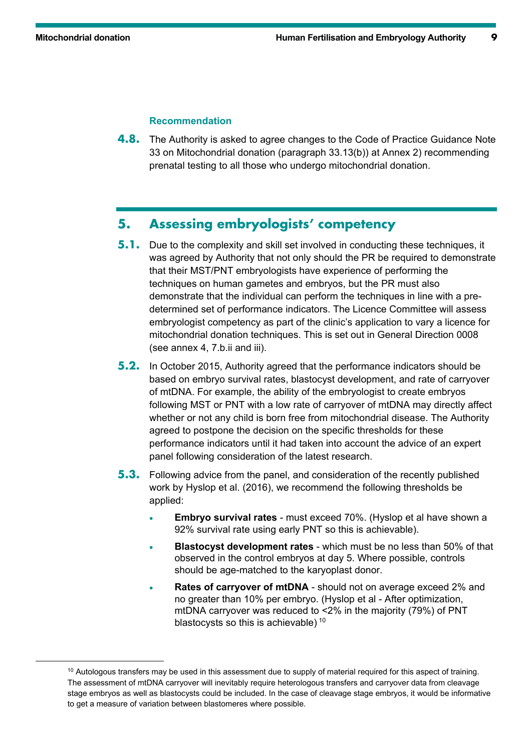**Recommendation**

**4.8.** The Authority is asked to agree changes to the Code of Practice Guidance Note 33 on Mitochondrial donation (paragraph 33.13(b)) at Annex 2) recommending prenatal testing to all those who undergo mitochondrial donation.

## 5. Assessing embryologists' competency

**5.1.** Due to the complexity and skill set involved in conducting these techniques, it was agreed by Authority that not only should the PR be required to demonstrate that their MST/PNT embryologists have experience of performing the techniques on human gametes and embryos, but the PR must also demonstrate that the individual can perform the techniques in line with a pre-determined set of performance indicators. The Licence Committee will assess embryologist competency as part of the clinic's application to vary a licence for mitochondrial donation techniques. This is set out in General Direction 0008 (see annex 4, 7.b.ii and iii).

**5.2.** In October 2015, Authority agreed that the performance indicators should be based on embryo survival rates, blastocyst development, and rate of carryover of mtDNA. For example, the ability of the embryologist to create embryos following MST or PNT with a low rate of carryover of mtDNA may directly affect whether or not any child is born free from mitochondrial disease. The Authority agreed to postpone the decision on the specific thresholds for these performance indicators until it had taken into account the advice of an expert panel following consideration of the latest research.

**5.3.** Following advice from the panel, and consideration of the recently published work by Hyslop et al. (2016), we recommend the following thresholds be applied:

- **Embryo survival rates** - must exceed 70%. (Hyslop et al have shown a 92% survival rate using early PNT so this is achievable).
- **Blastocyst development rates** - which must be no less than 50% of that observed in the control embryos at day 5. Where possible, controls should be age-matched to the karyoplast donor.
- **Rates of carryover of mtDNA** - should not on average exceed 2% and no greater than 10% per embryo. (Hyslop et al - After optimization, mtDNA carryover was reduced to <2% in the majority (79%) of PNT blastocysts so this is achievable) [10]

---

[10] Autologous transfers may be used in this assessment due to supply of material required for this aspect of training. The assessment of mtDNA carryover will inevitably require heterologous transfers and carryover data from cleavage stage embryos as well as blastocysts could be included. In the case of cleavage stage embryos, it would be informative to get a measure of variation between blastomeres where possible.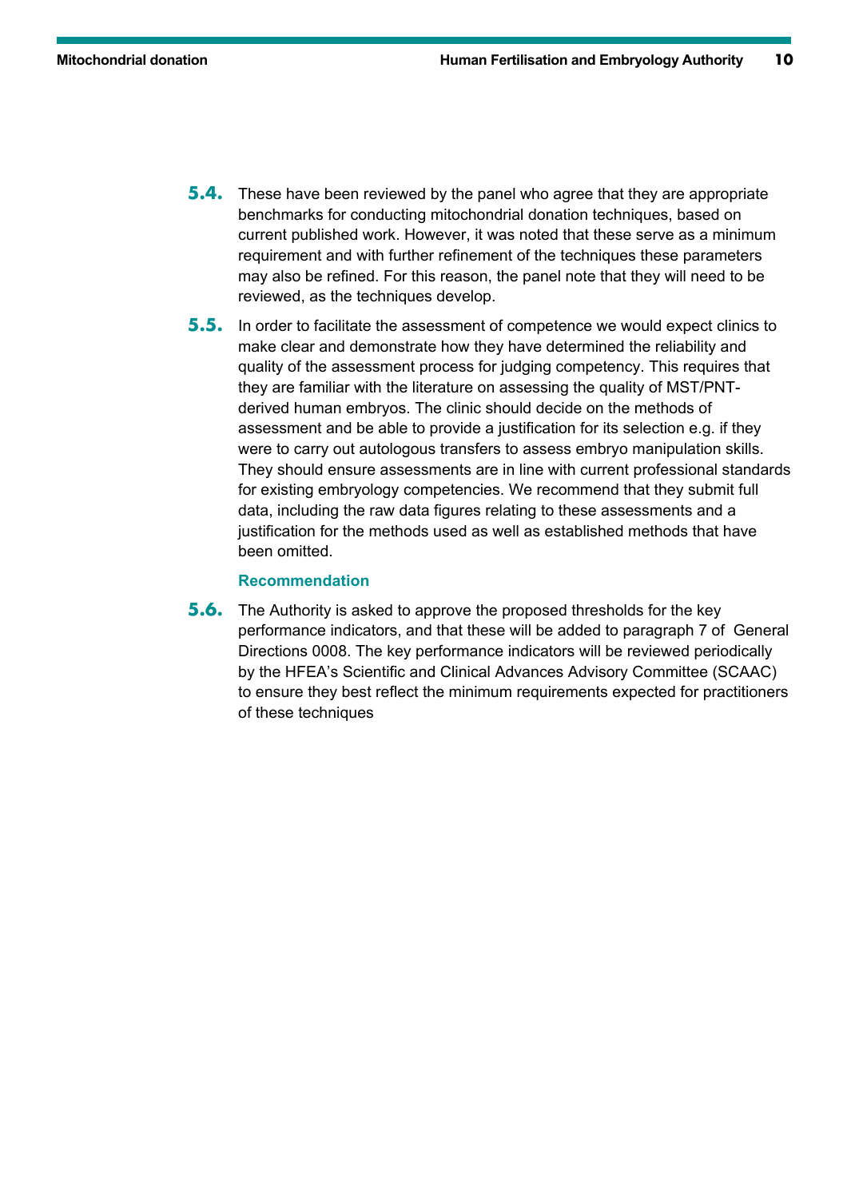**5.4.** These have been reviewed by the panel who agree that they are appropriate benchmarks for conducting mitochondrial donation techniques, based on current published work. However, it was noted that these serve as a minimum requirement and with further refinement of the techniques these parameters may also be refined. For this reason, the panel note that they will need to be reviewed, as the techniques develop.

**5.5.** In order to facilitate the assessment of competence we would expect clinics to make clear and demonstrate how they have determined the reliability and quality of the assessment process for judging competency. This requires that they are familiar with the literature on assessing the quality of MST/PNT-derived human embryos. The clinic should decide on the methods of assessment and be able to provide a justification for its selection e.g. if they were to carry out autologous transfers to assess embryo manipulation skills. They should ensure assessments are in line with current professional standards for existing embryology competencies. We recommend that they submit full data, including the raw data figures relating to these assessments and a justification for the methods used as well as established methods that have been omitted.

### Recommendation

**5.6.** The Authority is asked to approve the proposed thresholds for the key performance indicators, and that these will be added to paragraph 7 of General Directions 0008. The key performance indicators will be reviewed periodically by the HFEA's Scientific and Clinical Advances Advisory Committee (SCAAC) to ensure they best reflect the minimum requirements expected for practitioners of these techniques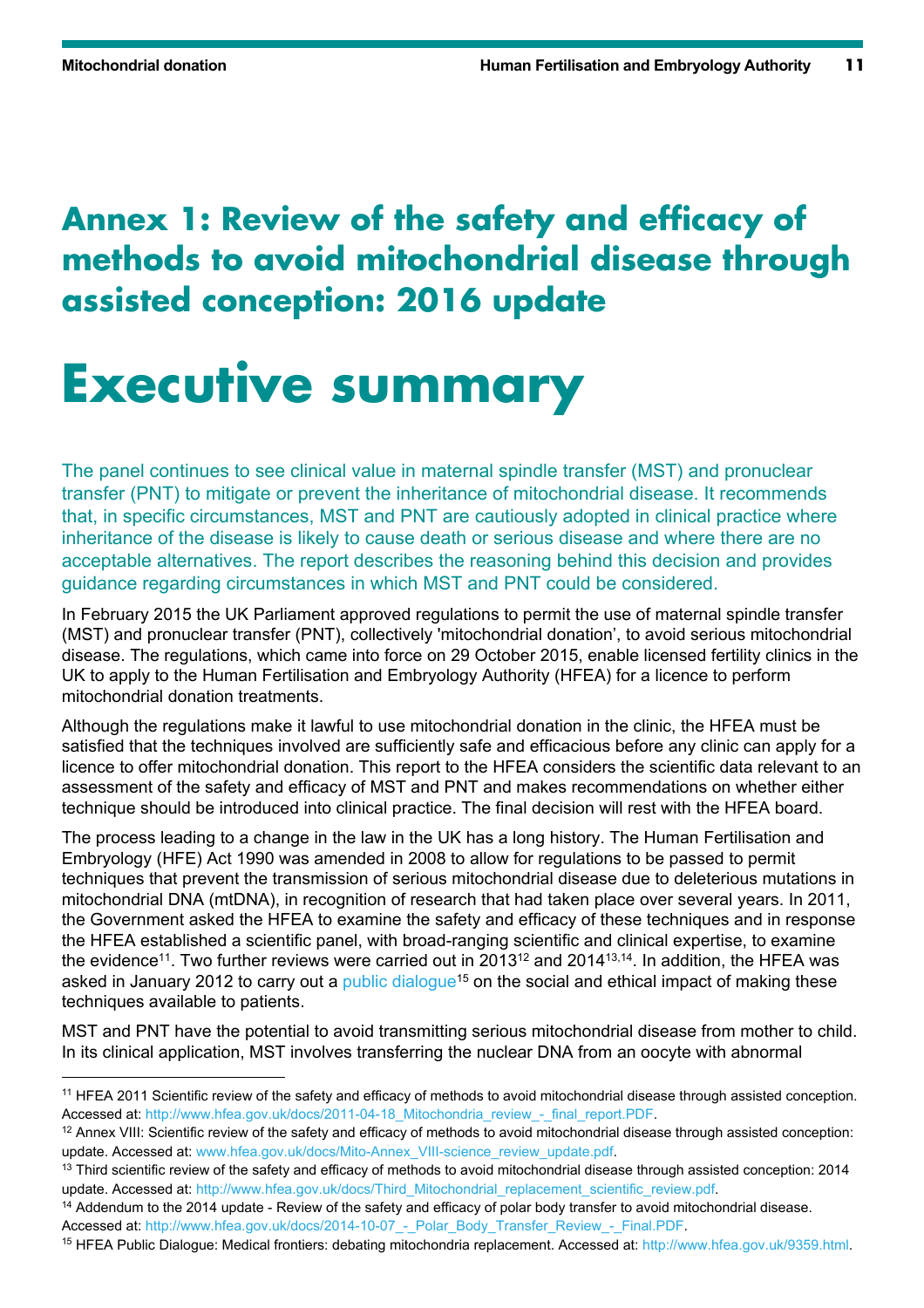# Annex 1: Review of the safety and efficacy of methods to avoid mitochondrial disease through assisted conception: 2016 update

# Executive summary

The panel continues to see clinical value in maternal spindle transfer (MST) and pronuclear transfer (PNT) to mitigate or prevent the inheritance of mitochondrial disease. It recommends that, in specific circumstances, MST and PNT are cautiously adopted in clinical practice where inheritance of the disease is likely to cause death or serious disease and where there are no acceptable alternatives. The report describes the reasoning behind this decision and provides guidance regarding circumstances in which MST and PNT could be considered.

In February 2015 the UK Parliament approved regulations to permit the use of maternal spindle transfer (MST) and pronuclear transfer (PNT), collectively 'mitochondrial donation', to avoid serious mitochondrial disease. The regulations, which came into force on 29 October 2015, enable licensed fertility clinics in the UK to apply to the Human Fertilisation and Embryology Authority (HFEA) for a licence to perform mitochondrial donation treatments.

Although the regulations make it lawful to use mitochondrial donation in the clinic, the HFEA must be satisfied that the techniques involved are sufficiently safe and efficacious before any clinic can apply for a licence to offer mitochondrial donation. This report to the HFEA considers the scientific data relevant to an assessment of the safety and efficacy of MST and PNT and makes recommendations on whether either technique should be introduced into clinical practice. The final decision will rest with the HFEA board.

The process leading to a change in the law in the UK has a long history. The Human Fertilisation and Embryology (HFE) Act 1990 was amended in 2008 to allow for regulations to be passed to permit techniques that prevent the transmission of serious mitochondrial disease due to deleterious mutations in mitochondrial DNA (mtDNA), in recognition of research that had taken place over several years. In 2011, the Government asked the HFEA to examine the safety and efficacy of these techniques and in response the HFEA established a scientific panel, with broad-ranging scientific and clinical expertise, to examine the evidence[11]. Two further reviews were carried out in 2013[12] and 2014[13,14]. In addition, the HFEA was asked in January 2012 to carry out a public dialogue[15] on the social and ethical impact of making these techniques available to patients.

MST and PNT have the potential to avoid transmitting serious mitochondrial disease from mother to child. In its clinical application, MST involves transferring the nuclear DNA from an oocyte with abnormal

---

[11] HFEA 2011 Scientific review of the safety and efficacy of methods to avoid mitochondrial disease through assisted conception. Accessed at: http://www.hfea.gov.uk/docs/2011-04-18_Mitochondria_review_-_final_report.PDF.

[12] Annex VIII: Scientific review of the safety and efficacy of methods to avoid mitochondrial disease through assisted conception: update. Accessed at: www.hfea.gov.uk/docs/Mito-Annex_VIII-science_review_update.pdf.

[13] Third scientific review of the safety and efficacy of methods to avoid mitochondrial disease through assisted conception: 2014 update. Accessed at: http://www.hfea.gov.uk/docs/Third_Mitochondrial_replacement_scientific_review.pdf.

[14] Addendum to the 2014 update - Review of the safety and efficacy of polar body transfer to avoid mitochondrial disease. Accessed at: http://www.hfea.gov.uk/docs/2014-10-07_-_Polar_Body_Transfer_Review_-_Final.PDF.

[15] HFEA Public Dialogue: Medical frontiers: debating mitochondria replacement. Accessed at: http://www.hfea.gov.uk/9359.html.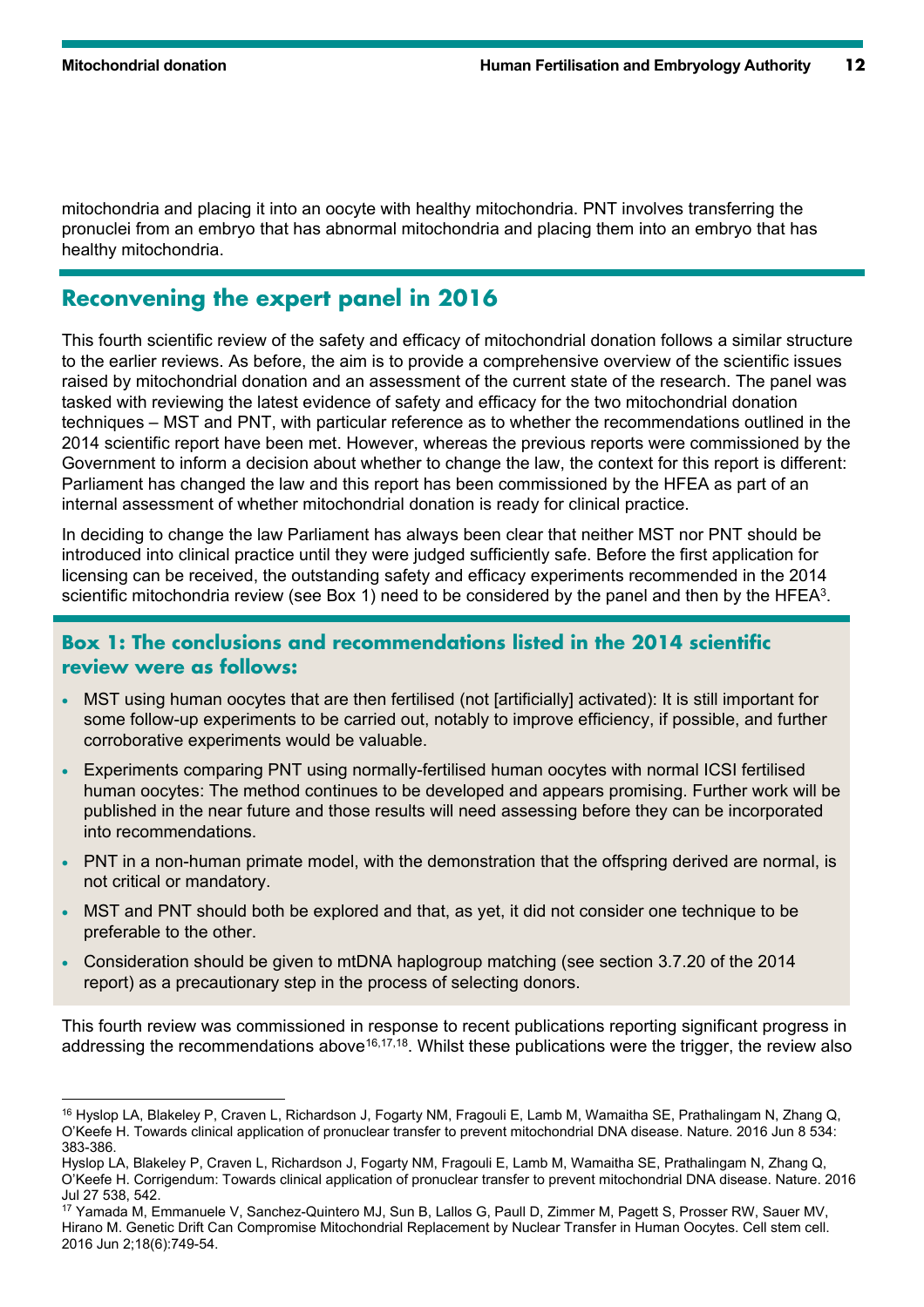mitochondria and placing it into an oocyte with healthy mitochondria. PNT involves transferring the pronuclei from an embryo that has abnormal mitochondria and placing them into an embryo that has healthy mitochondria.

## Reconvening the expert panel in 2016

This fourth scientific review of the safety and efficacy of mitochondrial donation follows a similar structure to the earlier reviews. As before, the aim is to provide a comprehensive overview of the scientific issues raised by mitochondrial donation and an assessment of the current state of the research. The panel was tasked with reviewing the latest evidence of safety and efficacy for the two mitochondrial donation techniques – MST and PNT, with particular reference as to whether the recommendations outlined in the 2014 scientific report have been met. However, whereas the previous reports were commissioned by the Government to inform a decision about whether to change the law, the context for this report is different: Parliament has changed the law and this report has been commissioned by the HFEA as part of an internal assessment of whether mitochondrial donation is ready for clinical practice.

In deciding to change the law Parliament has always been clear that neither MST nor PNT should be introduced into clinical practice until they were judged sufficiently safe. Before the first application for licensing can be received, the outstanding safety and efficacy experiments recommended in the 2014 scientific mitochondria review (see Box 1) need to be considered by the panel and then by the HFEA[3].

### Box 1: The conclusions and recommendations listed in the 2014 scientific review were as follows:

- MST using human oocytes that are then fertilised (not [artificially] activated): It is still important for some follow-up experiments to be carried out, notably to improve efficiency, if possible, and further corroborative experiments would be valuable.
- Experiments comparing PNT using normally-fertilised human oocytes with normal ICSI fertilised human oocytes: The method continues to be developed and appears promising. Further work will be published in the near future and those results will need assessing before they can be incorporated into recommendations.
- PNT in a non-human primate model, with the demonstration that the offspring derived are normal, is not critical or mandatory.
- MST and PNT should both be explored and that, as yet, it did not consider one technique to be preferable to the other.
- Consideration should be given to mtDNA haplogroup matching (see section 3.7.20 of the 2014 report) as a precautionary step in the process of selecting donors.

This fourth review was commissioned in response to recent publications reporting significant progress in addressing the recommendations above[16,17,18]. Whilst these publications were the trigger, the review also

---

[16] Hyslop LA, Blakeley P, Craven L, Richardson J, Fogarty NM, Fragouli E, Lamb M, Wamaitha SE, Prathalingam N, Zhang Q, O'Keefe H. Towards clinical application of pronuclear transfer to prevent mitochondrial DNA disease. Nature. 2016 Jun 8 534: 383-386.

Hyslop LA, Blakeley P, Craven L, Richardson J, Fogarty NM, Fragouli E, Lamb M, Wamaitha SE, Prathalingam N, Zhang Q, O'Keefe H. Corrigendum: Towards clinical application of pronuclear transfer to prevent mitochondrial DNA disease. Nature. 2016 Jul 27 538, 542.

[17] Yamada M, Emmanuele V, Sanchez-Quintero MJ, Sun B, Lallos G, Paull D, Zimmer M, Pagett S, Prosser RW, Sauer MV, Hirano M. Genetic Drift Can Compromise Mitochondrial Replacement by Nuclear Transfer in Human Oocytes. Cell stem cell. 2016 Jun 2;18(6):749-54.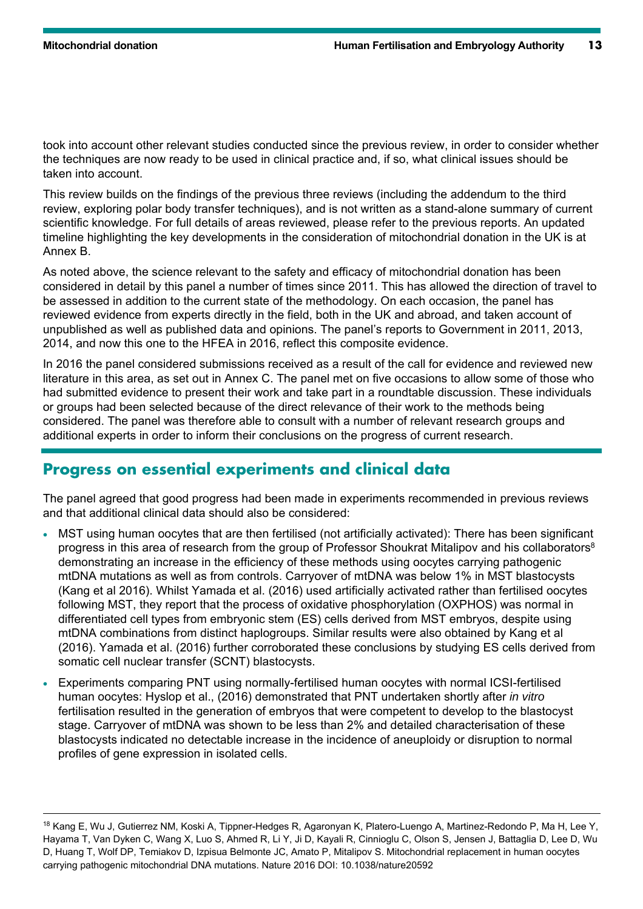took into account other relevant studies conducted since the previous review, in order to consider whether the techniques are now ready to be used in clinical practice and, if so, what clinical issues should be taken into account.

This review builds on the findings of the previous three reviews (including the addendum to the third review, exploring polar body transfer techniques), and is not written as a stand-alone summary of current scientific knowledge. For full details of areas reviewed, please refer to the previous reports. An updated timeline highlighting the key developments in the consideration of mitochondrial donation in the UK is at Annex B.

As noted above, the science relevant to the safety and efficacy of mitochondrial donation has been considered in detail by this panel a number of times since 2011. This has allowed the direction of travel to be assessed in addition to the current state of the methodology. On each occasion, the panel has reviewed evidence from experts directly in the field, both in the UK and abroad, and taken account of unpublished as well as published data and opinions. The panel's reports to Government in 2011, 2013, 2014, and now this one to the HFEA in 2016, reflect this composite evidence.

In 2016 the panel considered submissions received as a result of the call for evidence and reviewed new literature in this area, as set out in Annex C. The panel met on five occasions to allow some of those who had submitted evidence to present their work and take part in a roundtable discussion. These individuals or groups had been selected because of the direct relevance of their work to the methods being considered. The panel was therefore able to consult with a number of relevant research groups and additional experts in order to inform their conclusions on the progress of current research.

## Progress on essential experiments and clinical data

The panel agreed that good progress had been made in experiments recommended in previous reviews and that additional clinical data should also be considered:

- MST using human oocytes that are then fertilised (not artificially activated): There has been significant progress in this area of research from the group of Professor Shoukrat Mitalipov and his collaborators[8] demonstrating an increase in the efficiency of these methods using oocytes carrying pathogenic mtDNA mutations as well as from controls. Carryover of mtDNA was below 1% in MST blastocysts (Kang et al 2016). Whilst Yamada et al. (2016) used artificially activated rather than fertilised oocytes following MST, they report that the process of oxidative phosphorylation (OXPHOS) was normal in differentiated cell types from embryonic stem (ES) cells derived from MST embryos, despite using mtDNA combinations from distinct haplogroups. Similar results were also obtained by Kang et al (2016). Yamada et al. (2016) further corroborated these conclusions by studying ES cells derived from somatic cell nuclear transfer (SCNT) blastocysts.
- Experiments comparing PNT using normally-fertilised human oocytes with normal ICSI-fertilised human oocytes: Hyslop et al., (2016) demonstrated that PNT undertaken shortly after *in vitro* fertilisation resulted in the generation of embryos that were competent to develop to the blastocyst stage. Carryover of mtDNA was shown to be less than 2% and detailed characterisation of these blastocysts indicated no detectable increase in the incidence of aneuploidy or disruption to normal profiles of gene expression in isolated cells.

[18] Kang E, Wu J, Gutierrez NM, Koski A, Tippner-Hedges R, Agaronyan K, Platero-Luengo A, Martinez-Redondo P, Ma H, Lee Y, Hayama T, Van Dyken C, Wang X, Luo S, Ahmed R, Li Y, Ji D, Kayali R, Cinnioglu C, Olson S, Jensen J, Battaglia D, Lee D, Wu D, Huang T, Wolf DP, Temiakov D, Izpisua Belmonte JC, Amato P, Mitalipov S. Mitochondrial replacement in human oocytes carrying pathogenic mitochondrial DNA mutations. Nature 2016 DOI: 10.1038/nature20592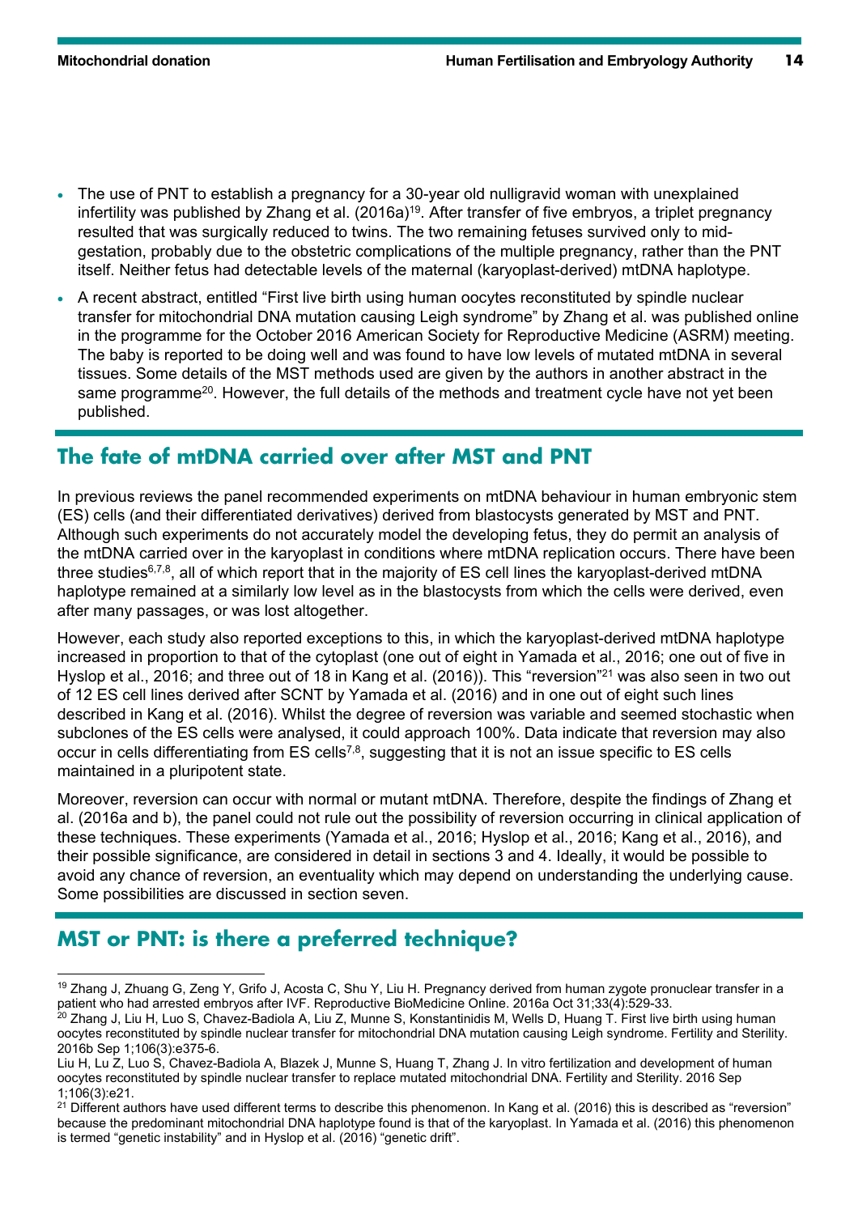- The use of PNT to establish a pregnancy for a 30-year old nulligravid woman with unexplained infertility was published by Zhang et al. (2016a)[19]. After transfer of five embryos, a triplet pregnancy resulted that was surgically reduced to twins. The two remaining fetuses survived only to mid-gestation, probably due to the obstetric complications of the multiple pregnancy, rather than the PNT itself. Neither fetus had detectable levels of the maternal (karyoplast-derived) mtDNA haplotype.
- A recent abstract, entitled "First live birth using human oocytes reconstituted by spindle nuclear transfer for mitochondrial DNA mutation causing Leigh syndrome" by Zhang et al. was published online in the programme for the October 2016 American Society for Reproductive Medicine (ASRM) meeting. The baby is reported to be doing well and was found to have low levels of mutated mtDNA in several tissues. Some details of the MST methods used are given by the authors in another abstract in the same programme[20]. However, the full details of the methods and treatment cycle have not yet been published.

## The fate of mtDNA carried over after MST and PNT

In previous reviews the panel recommended experiments on mtDNA behaviour in human embryonic stem (ES) cells (and their differentiated derivatives) derived from blastocysts generated by MST and PNT. Although such experiments do not accurately model the developing fetus, they do permit an analysis of the mtDNA carried over in the karyoplast in conditions where mtDNA replication occurs. There have been three studies[6,7,8], all of which report that in the majority of ES cell lines the karyoplast-derived mtDNA haplotype remained at a similarly low level as in the blastocysts from which the cells were derived, even after many passages, or was lost altogether.

However, each study also reported exceptions to this, in which the karyoplast-derived mtDNA haplotype increased in proportion to that of the cytoplast (one out of eight in Yamada et al., 2016; one out of five in Hyslop et al., 2016; and three out of 18 in Kang et al. (2016)). This "reversion"[21] was also seen in two out of 12 ES cell lines derived after SCNT by Yamada et al. (2016) and in one out of eight such lines described in Kang et al. (2016). Whilst the degree of reversion was variable and seemed stochastic when subclones of the ES cells were analysed, it could approach 100%. Data indicate that reversion may also occur in cells differentiating from ES cells[7,8], suggesting that it is not an issue specific to ES cells maintained in a pluripotent state.

Moreover, reversion can occur with normal or mutant mtDNA. Therefore, despite the findings of Zhang et al. (2016a and b), the panel could not rule out the possibility of reversion occurring in clinical application of these techniques. These experiments (Yamada et al., 2016; Hyslop et al., 2016; Kang et al., 2016), and their possible significance, are considered in detail in sections 3 and 4. Ideally, it would be possible to avoid any chance of reversion, an eventuality which may depend on understanding the underlying cause. Some possibilities are discussed in section seven.

## MST or PNT: is there a preferred technique?

[19] Zhang J, Zhuang G, Zeng Y, Grifo J, Acosta C, Shu Y, Liu H. Pregnancy derived from human zygote pronuclear transfer in a patient who had arrested embryos after IVF. Reproductive BioMedicine Online. 2016a Oct 31;33(4):529-33.

[20] Zhang J, Liu H, Luo S, Chavez-Badiola A, Liu Z, Munne S, Konstantinidis M, Wells D, Huang T. First live birth using human oocytes reconstituted by spindle nuclear transfer for mitochondrial DNA mutation causing Leigh syndrome. Fertility and Sterility. 2016b Sep 1;106(3):e375-6.

Liu H, Lu Z, Luo S, Chavez-Badiola A, Blazek J, Munne S, Huang T, Zhang J. In vitro fertilization and development of human oocytes reconstituted by spindle nuclear transfer to replace mutated mitochondrial DNA. Fertility and Sterility. 2016 Sep 1;106(3):e21.

[21] Different authors have used different terms to describe this phenomenon. In Kang et al. (2016) this is described as "reversion" because the predominant mitochondrial DNA haplotype found is that of the karyoplast. In Yamada et al. (2016) this phenomenon is termed "genetic instability" and in Hyslop et al. (2016) "genetic drift".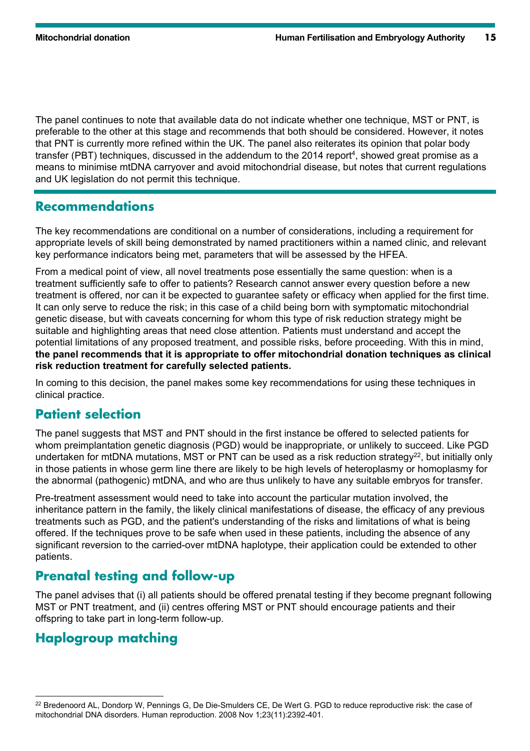The panel continues to note that available data do not indicate whether one technique, MST or PNT, is preferable to the other at this stage and recommends that both should be considered. However, it notes that PNT is currently more refined within the UK. The panel also reiterates its opinion that polar body transfer (PBT) techniques, discussed in the addendum to the 2014 report[4], showed great promise as a means to minimise mtDNA carryover and avoid mitochondrial disease, but notes that current regulations and UK legislation do not permit this technique.

## Recommendations

The key recommendations are conditional on a number of considerations, including a requirement for appropriate levels of skill being demonstrated by named practitioners within a named clinic, and relevant key performance indicators being met, parameters that will be assessed by the HFEA.

From a medical point of view, all novel treatments pose essentially the same question: when is a treatment sufficiently safe to offer to patients? Research cannot answer every question before a new treatment is offered, nor can it be expected to guarantee safety or efficacy when applied for the first time. It can only serve to reduce the risk; in this case of a child being born with symptomatic mitochondrial genetic disease, but with caveats concerning for whom this type of risk reduction strategy might be suitable and highlighting areas that need close attention. Patients must understand and accept the potential limitations of any proposed treatment, and possible risks, before proceeding. With this in mind, **the panel recommends that it is appropriate to offer mitochondrial donation techniques as clinical risk reduction treatment for carefully selected patients.**

In coming to this decision, the panel makes some key recommendations for using these techniques in clinical practice.

## Patient selection

The panel suggests that MST and PNT should in the first instance be offered to selected patients for whom preimplantation genetic diagnosis (PGD) would be inappropriate, or unlikely to succeed. Like PGD undertaken for mtDNA mutations, MST or PNT can be used as a risk reduction strategy[22], but initially only in those patients in whose germ line there are likely to be high levels of heteroplasmy or homoplasmy for the abnormal (pathogenic) mtDNA, and who are thus unlikely to have any suitable embryos for transfer.

Pre-treatment assessment would need to take into account the particular mutation involved, the inheritance pattern in the family, the likely clinical manifestations of disease, the efficacy of any previous treatments such as PGD, and the patient's understanding of the risks and limitations of what is being offered. If the techniques prove to be safe when used in these patients, including the absence of any significant reversion to the carried-over mtDNA haplotype, their application could be extended to other patients.

## Prenatal testing and follow-up

The panel advises that (i) all patients should be offered prenatal testing if they become pregnant following MST or PNT treatment, and (ii) centres offering MST or PNT should encourage patients and their offspring to take part in long-term follow-up.

## Haplogroup matching

---

[22] Bredenoord AL, Dondorp W, Pennings G, De Die-Smulders CE, De Wert G. PGD to reduce reproductive risk: the case of mitochondrial DNA disorders. Human reproduction. 2008 Nov 1;23(11):2392-401.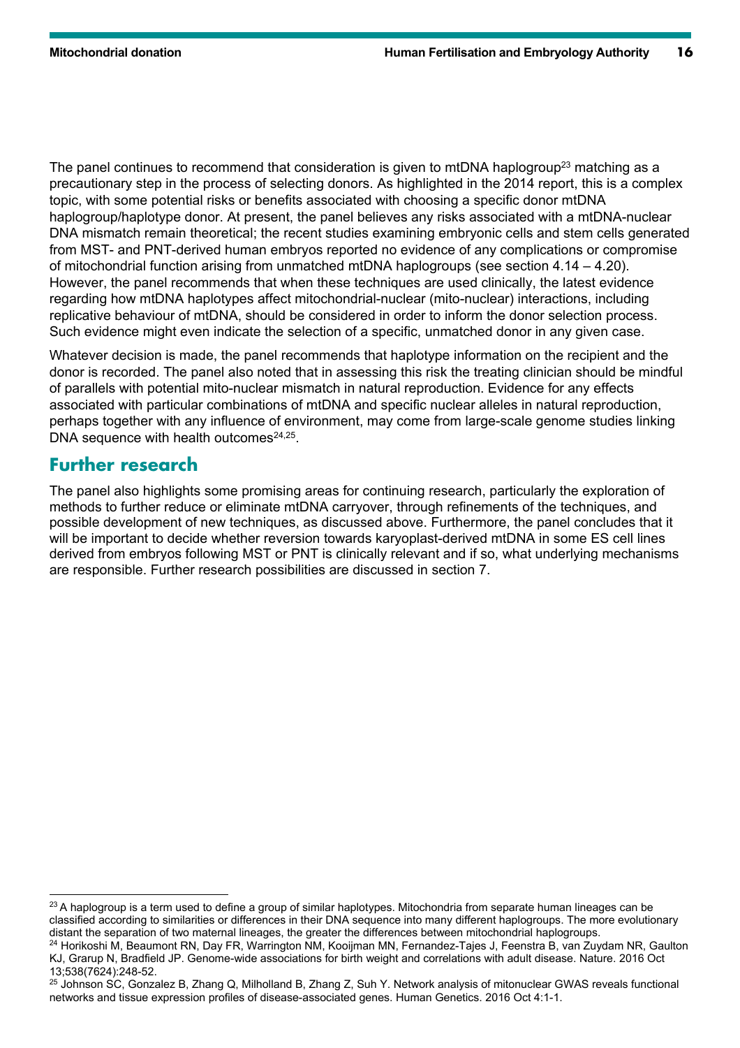The panel continues to recommend that consideration is given to mtDNA haplogroup[23] matching as a precautionary step in the process of selecting donors. As highlighted in the 2014 report, this is a complex topic, with some potential risks or benefits associated with choosing a specific donor mtDNA haplogroup/haplotype donor. At present, the panel believes any risks associated with a mtDNA-nuclear DNA mismatch remain theoretical; the recent studies examining embryonic cells and stem cells generated from MST- and PNT-derived human embryos reported no evidence of any complications or compromise of mitochondrial function arising from unmatched mtDNA haplogroups (see section 4.14 – 4.20). However, the panel recommends that when these techniques are used clinically, the latest evidence regarding how mtDNA haplotypes affect mitochondrial-nuclear (mito-nuclear) interactions, including replicative behaviour of mtDNA, should be considered in order to inform the donor selection process. Such evidence might even indicate the selection of a specific, unmatched donor in any given case.

Whatever decision is made, the panel recommends that haplotype information on the recipient and the donor is recorded. The panel also noted that in assessing this risk the treating clinician should be mindful of parallels with potential mito-nuclear mismatch in natural reproduction. Evidence for any effects associated with particular combinations of mtDNA and specific nuclear alleles in natural reproduction, perhaps together with any influence of environment, may come from large-scale genome studies linking DNA sequence with health outcomes[24,25].

## Further research

The panel also highlights some promising areas for continuing research, particularly the exploration of methods to further reduce or eliminate mtDNA carryover, through refinements of the techniques, and possible development of new techniques, as discussed above. Furthermore, the panel concludes that it will be important to decide whether reversion towards karyoplast-derived mtDNA in some ES cell lines derived from embryos following MST or PNT is clinically relevant and if so, what underlying mechanisms are responsible. Further research possibilities are discussed in section 7.

---

[23] A haplogroup is a term used to define a group of similar haplotypes. Mitochondria from separate human lineages can be classified according to similarities or differences in their DNA sequence into many different haplogroups. The more evolutionary distant the separation of two maternal lineages, the greater the differences between mitochondrial haplogroups.

[24] Horikoshi M, Beaumont RN, Day FR, Warrington NM, Kooijman MN, Fernandez-Tajes J, Feenstra B, van Zuydam NR, Gaulton KJ, Grarup N, Bradfield JP. Genome-wide associations for birth weight and correlations with adult disease. Nature. 2016 Oct 13;538(7624):248-52.

[25] Johnson SC, Gonzalez B, Zhang Q, Milholland B, Zhang Z, Suh Y. Network analysis of mitonuclear GWAS reveals functional networks and tissue expression profiles of disease-associated genes. Human Genetics. 2016 Oct 4:1-1.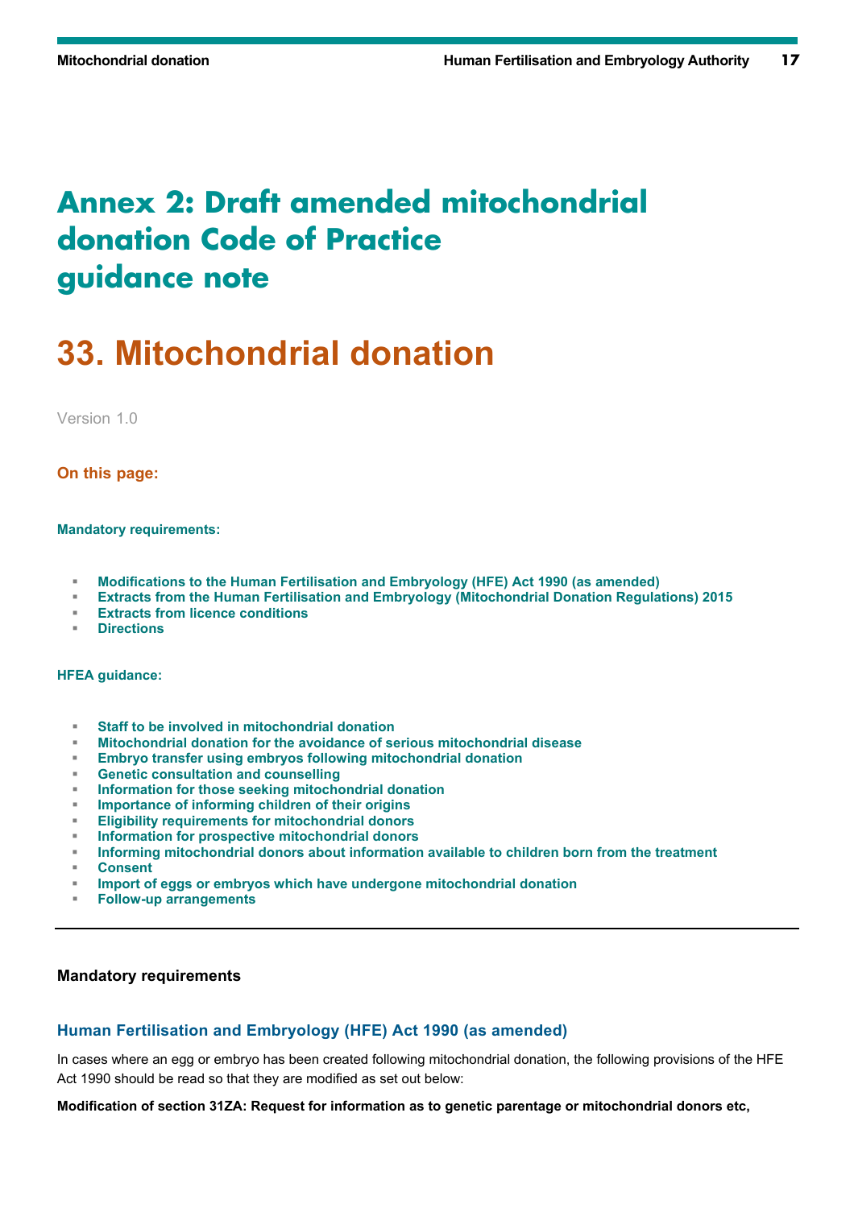# Annex 2: Draft amended mitochondrial donation Code of Practice guidance note

# 33. Mitochondrial donation

Version 1.0

**On this page:**

**Mandatory requirements:**

- **Modifications to the Human Fertilisation and Embryology (HFE) Act 1990 (as amended)**
- **Extracts from the Human Fertilisation and Embryology (Mitochondrial Donation Regulations) 2015**
- **Extracts from licence conditions**
- **Directions**

**HFEA guidance:**

- **Staff to be involved in mitochondrial donation**
- **Mitochondrial donation for the avoidance of serious mitochondrial disease**
- **Embryo transfer using embryos following mitochondrial donation**
- **Genetic consultation and counselling**
- **Information for those seeking mitochondrial donation**
- **Importance of informing children of their origins**
- **Eligibility requirements for mitochondrial donors**
- **Information for prospective mitochondrial donors**
- **Informing mitochondrial donors about information available to children born from the treatment**
- **Consent**
- **Import of eggs or embryos which have undergone mitochondrial donation**
- **Follow-up arrangements**

---

**Mandatory requirements**

### Human Fertilisation and Embryology (HFE) Act 1990 (as amended)

In cases where an egg or embryo has been created following mitochondrial donation, the following provisions of the HFE Act 1990 should be read so that they are modified as set out below:

**Modification of section 31ZA: Request for information as to genetic parentage or mitochondrial donors etc,**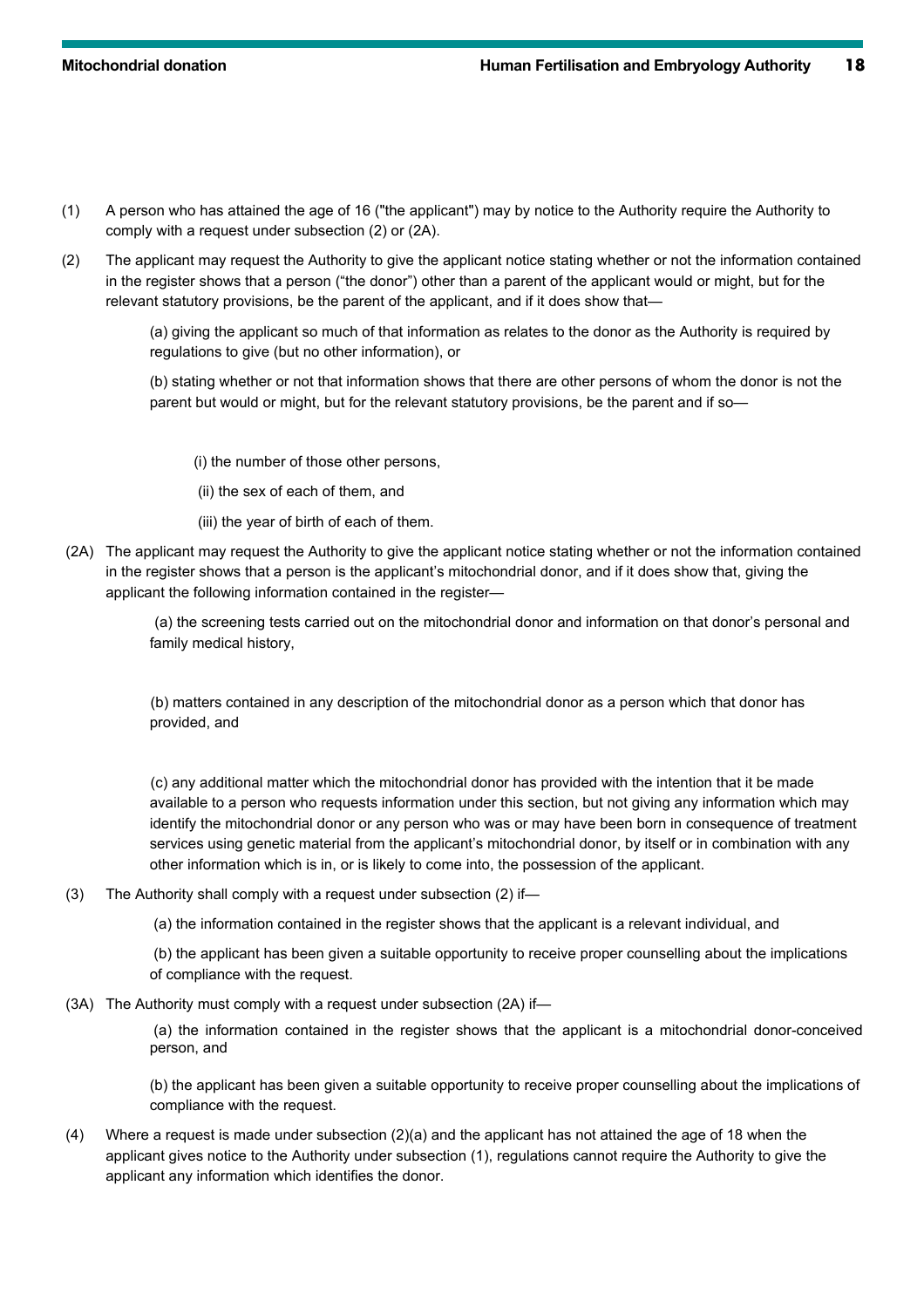(1) A person who has attained the age of 16 ("the applicant") may by notice to the Authority require the Authority to comply with a request under subsection (2) or (2A).

(2) The applicant may request the Authority to give the applicant notice stating whether or not the information contained in the register shows that a person ("the donor") other than a parent of the applicant would or might, but for the relevant statutory provisions, be the parent of the applicant, and if it does show that—

> (a) giving the applicant so much of that information as relates to the donor as the Authority is required by regulations to give (but no other information), or
>
> (b) stating whether or not that information shows that there are other persons of whom the donor is not the parent but would or might, but for the relevant statutory provisions, be the parent and if so—
>
> > (i) the number of those other persons,
> >
> > (ii) the sex of each of them, and
> >
> > (iii) the year of birth of each of them.

(2A) The applicant may request the Authority to give the applicant notice stating whether or not the information contained in the register shows that a person is the applicant's mitochondrial donor, and if it does show that, giving the applicant the following information contained in the register—

> (a) the screening tests carried out on the mitochondrial donor and information on that donor's personal and family medical history,
>
> (b) matters contained in any description of the mitochondrial donor as a person which that donor has provided, and
>
> (c) any additional matter which the mitochondrial donor has provided with the intention that it be made available to a person who requests information under this section, but not giving any information which may identify the mitochondrial donor or any person who was or may have been born in consequence of treatment services using genetic material from the applicant's mitochondrial donor, by itself or in combination with any other information which is in, or is likely to come into, the possession of the applicant.

(3) The Authority shall comply with a request under subsection (2) if—

> (a) the information contained in the register shows that the applicant is a relevant individual, and
>
> (b) the applicant has been given a suitable opportunity to receive proper counselling about the implications of compliance with the request.

(3A) The Authority must comply with a request under subsection (2A) if—

> (a) the information contained in the register shows that the applicant is a mitochondrial donor-conceived person, and
>
> (b) the applicant has been given a suitable opportunity to receive proper counselling about the implications of compliance with the request.

(4) Where a request is made under subsection (2)(a) and the applicant has not attained the age of 18 when the applicant gives notice to the Authority under subsection (1), regulations cannot require the Authority to give the applicant any information which identifies the donor.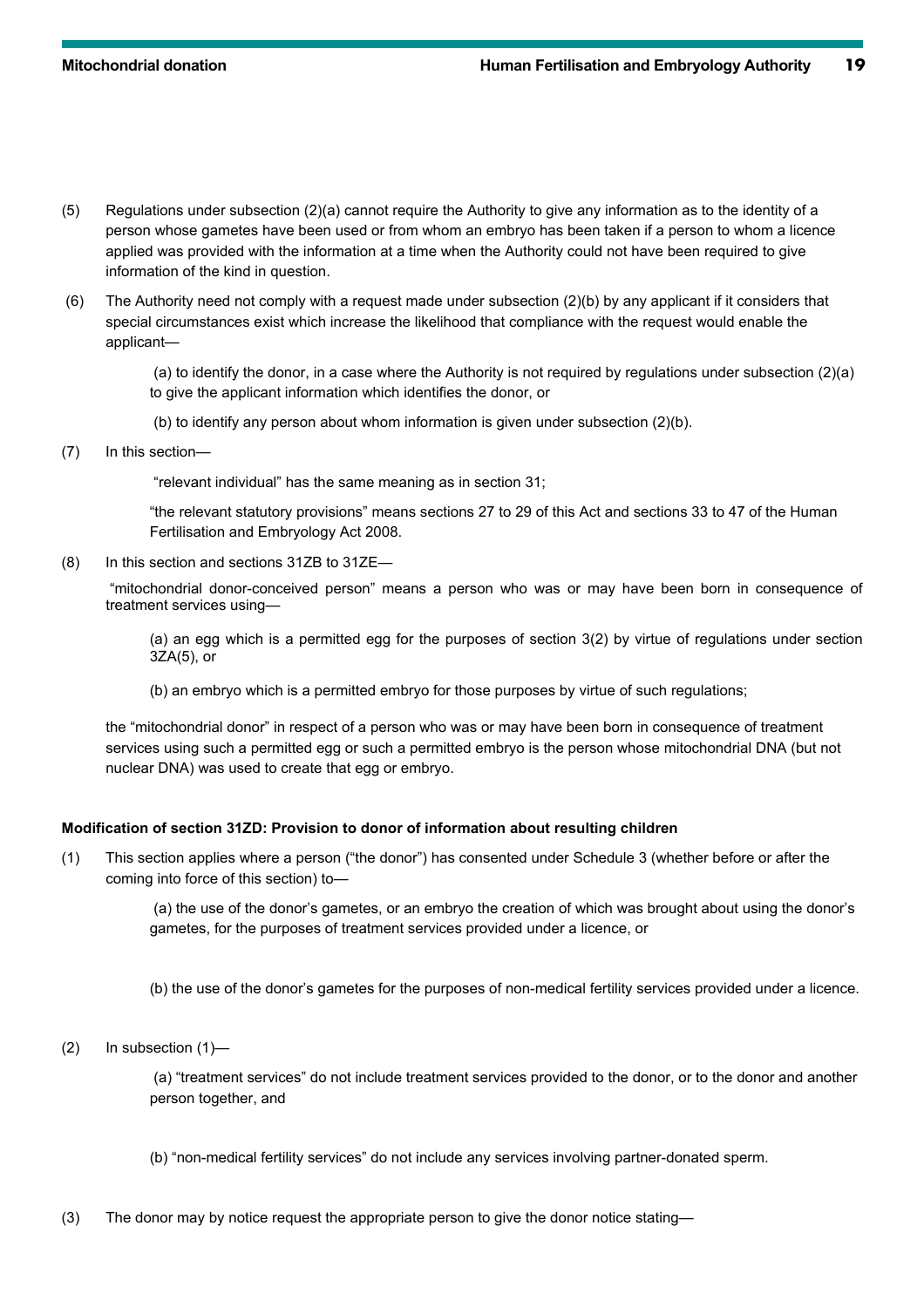(5) Regulations under subsection (2)(a) cannot require the Authority to give any information as to the identity of a person whose gametes have been used or from whom an embryo has been taken if a person to whom a licence applied was provided with the information at a time when the Authority could not have been required to give information of the kind in question.

(6) The Authority need not comply with a request made under subsection (2)(b) by any applicant if it considers that special circumstances exist which increase the likelihood that compliance with the request would enable the applicant—

> (a) to identify the donor, in a case where the Authority is not required by regulations under subsection (2)(a) to give the applicant information which identifies the donor, or
>
> (b) to identify any person about whom information is given under subsection (2)(b).

(7) In this section—

> "relevant individual" has the same meaning as in section 31;
>
> "the relevant statutory provisions" means sections 27 to 29 of this Act and sections 33 to 47 of the Human Fertilisation and Embryology Act 2008.

(8) In this section and sections 31ZB to 31ZE—

"mitochondrial donor-conceived person" means a person who was or may have been born in consequence of treatment services using—

> (a) an egg which is a permitted egg for the purposes of section 3(2) by virtue of regulations under section 3ZA(5), or
>
> (b) an embryo which is a permitted embryo for those purposes by virtue of such regulations;

the "mitochondrial donor" in respect of a person who was or may have been born in consequence of treatment services using such a permitted egg or such a permitted embryo is the person whose mitochondrial DNA (but not nuclear DNA) was used to create that egg or embryo.

**Modification of section 31ZD: Provision to donor of information about resulting children**

(1) This section applies where a person ("the donor") has consented under Schedule 3 (whether before or after the coming into force of this section) to—

> (a) the use of the donor's gametes, or an embryo the creation of which was brought about using the donor's gametes, for the purposes of treatment services provided under a licence, or
>
> (b) the use of the donor's gametes for the purposes of non-medical fertility services provided under a licence.

(2) In subsection (1)—

> (a) "treatment services" do not include treatment services provided to the donor, or to the donor and another person together, and
>
> (b) "non-medical fertility services" do not include any services involving partner-donated sperm.

(3) The donor may by notice request the appropriate person to give the donor notice stating—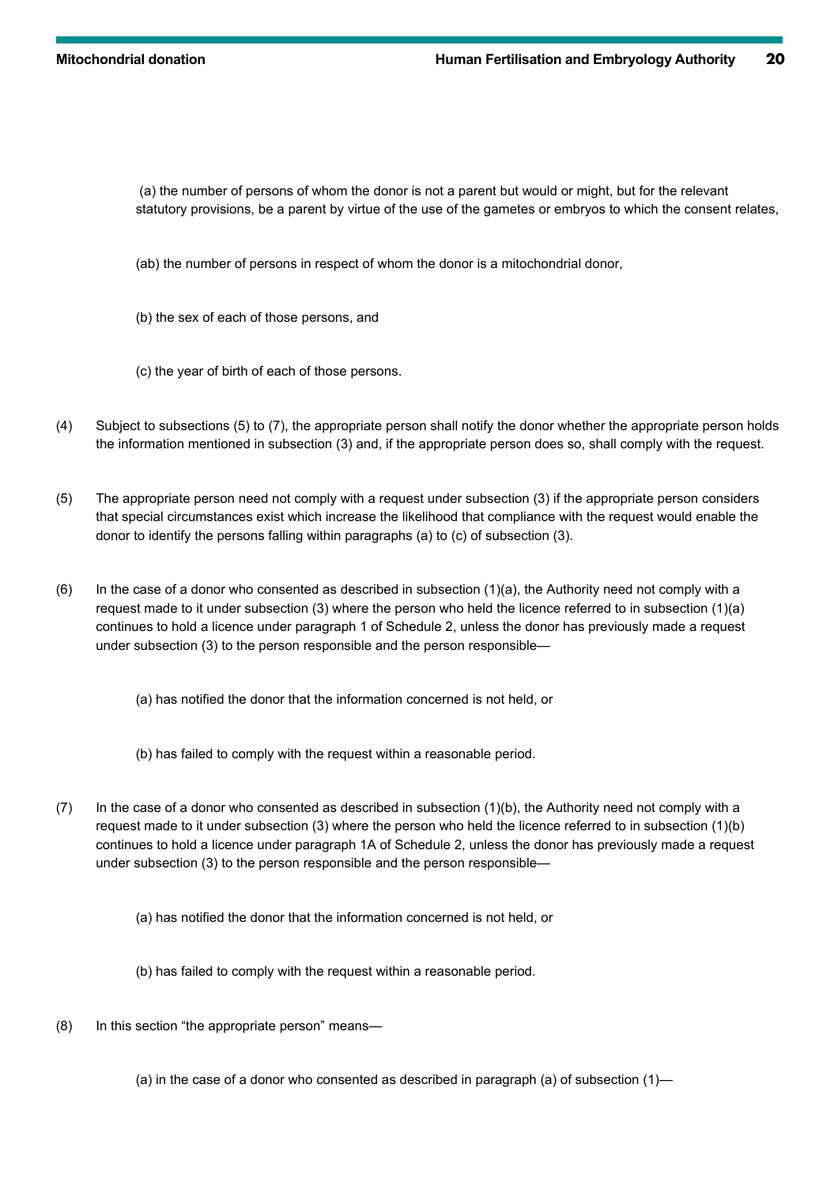(a) the number of persons of whom the donor is not a parent but would or might, but for the relevant statutory provisions, be a parent by virtue of the use of the gametes or embryos to which the consent relates,

(ab) the number of persons in respect of whom the donor is a mitochondrial donor,

(b) the sex of each of those persons, and

(c) the year of birth of each of those persons.

(4) Subject to subsections (5) to (7), the appropriate person shall notify the donor whether the appropriate person holds the information mentioned in subsection (3) and, if the appropriate person does so, shall comply with the request.

(5) The appropriate person need not comply with a request under subsection (3) if the appropriate person considers that special circumstances exist which increase the likelihood that compliance with the request would enable the donor to identify the persons falling within paragraphs (a) to (c) of subsection (3).

(6) In the case of a donor who consented as described in subsection (1)(a), the Authority need not comply with a request made to it under subsection (3) where the person who held the licence referred to in subsection (1)(a) continues to hold a licence under paragraph 1 of Schedule 2, unless the donor has previously made a request under subsection (3) to the person responsible and the person responsible—

(a) has notified the donor that the information concerned is not held, or

(b) has failed to comply with the request within a reasonable period.

(7) In the case of a donor who consented as described in subsection (1)(b), the Authority need not comply with a request made to it under subsection (3) where the person who held the licence referred to in subsection (1)(b) continues to hold a licence under paragraph 1A of Schedule 2, unless the donor has previously made a request under subsection (3) to the person responsible and the person responsible—

(a) has notified the donor that the information concerned is not held, or

(b) has failed to comply with the request within a reasonable period.

(8) In this section “the appropriate person” means—

(a) in the case of a donor who consented as described in paragraph (a) of subsection (1)—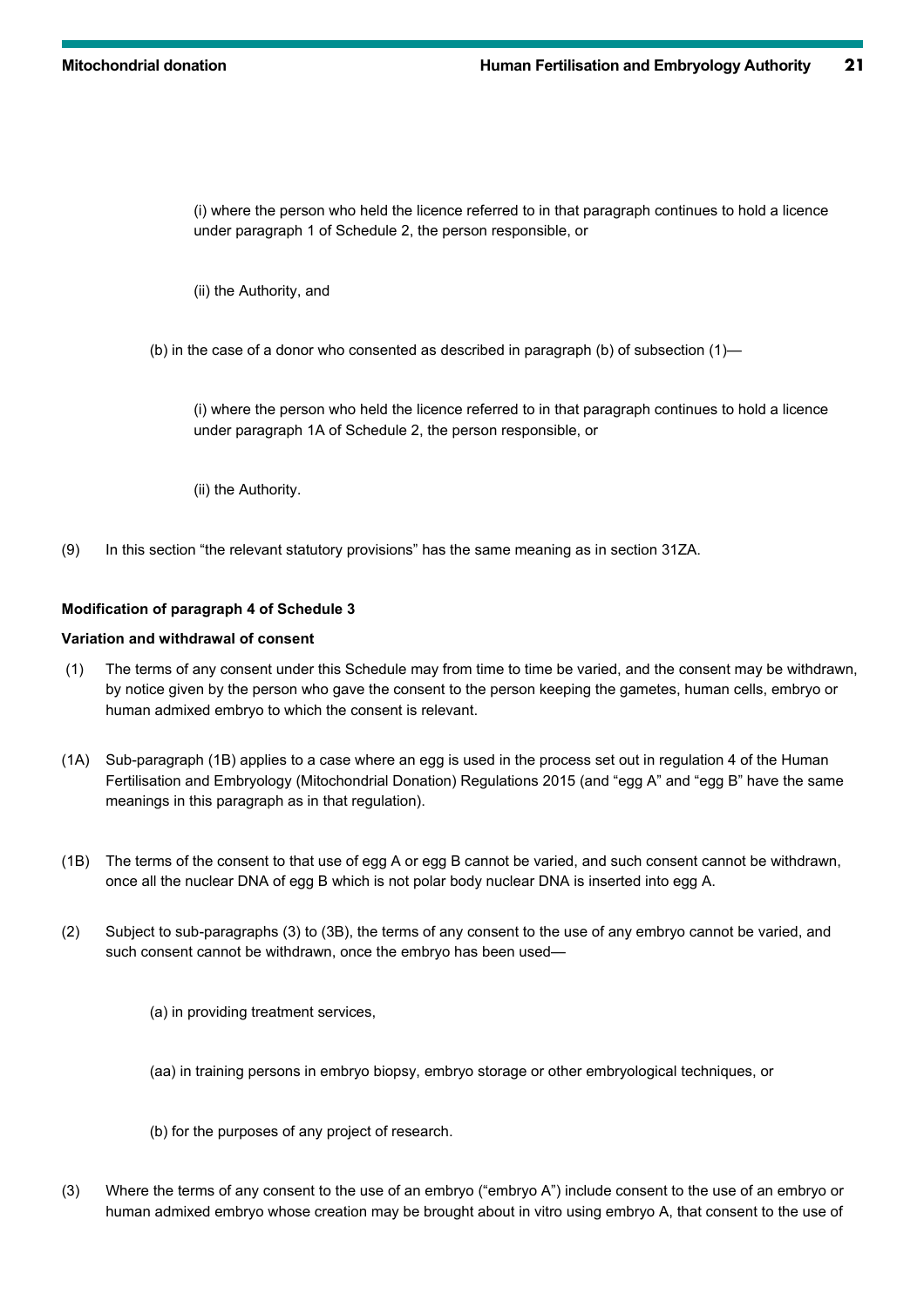(i) where the person who held the licence referred to in that paragraph continues to hold a licence under paragraph 1 of Schedule 2, the person responsible, or

(ii) the Authority, and

(b) in the case of a donor who consented as described in paragraph (b) of subsection (1)—

(i) where the person who held the licence referred to in that paragraph continues to hold a licence under paragraph 1A of Schedule 2, the person responsible, or

(ii) the Authority.

(9) In this section “the relevant statutory provisions” has the same meaning as in section 31ZA.

**Modification of paragraph 4 of Schedule 3**

**Variation and withdrawal of consent**

(1) The terms of any consent under this Schedule may from time to time be varied, and the consent may be withdrawn, by notice given by the person who gave the consent to the person keeping the gametes, human cells, embryo or human admixed embryo to which the consent is relevant.

(1A) Sub-paragraph (1B) applies to a case where an egg is used in the process set out in regulation 4 of the Human Fertilisation and Embryology (Mitochondrial Donation) Regulations 2015 (and “egg A” and “egg B” have the same meanings in this paragraph as in that regulation).

(1B) The terms of the consent to that use of egg A or egg B cannot be varied, and such consent cannot be withdrawn, once all the nuclear DNA of egg B which is not polar body nuclear DNA is inserted into egg A.

(2) Subject to sub-paragraphs (3) to (3B), the terms of any consent to the use of any embryo cannot be varied, and such consent cannot be withdrawn, once the embryo has been used—

(a) in providing treatment services,

(aa) in training persons in embryo biopsy, embryo storage or other embryological techniques, or

(b) for the purposes of any project of research.

(3) Where the terms of any consent to the use of an embryo (“embryo A”) include consent to the use of an embryo or human admixed embryo whose creation may be brought about in vitro using embryo A, that consent to the use of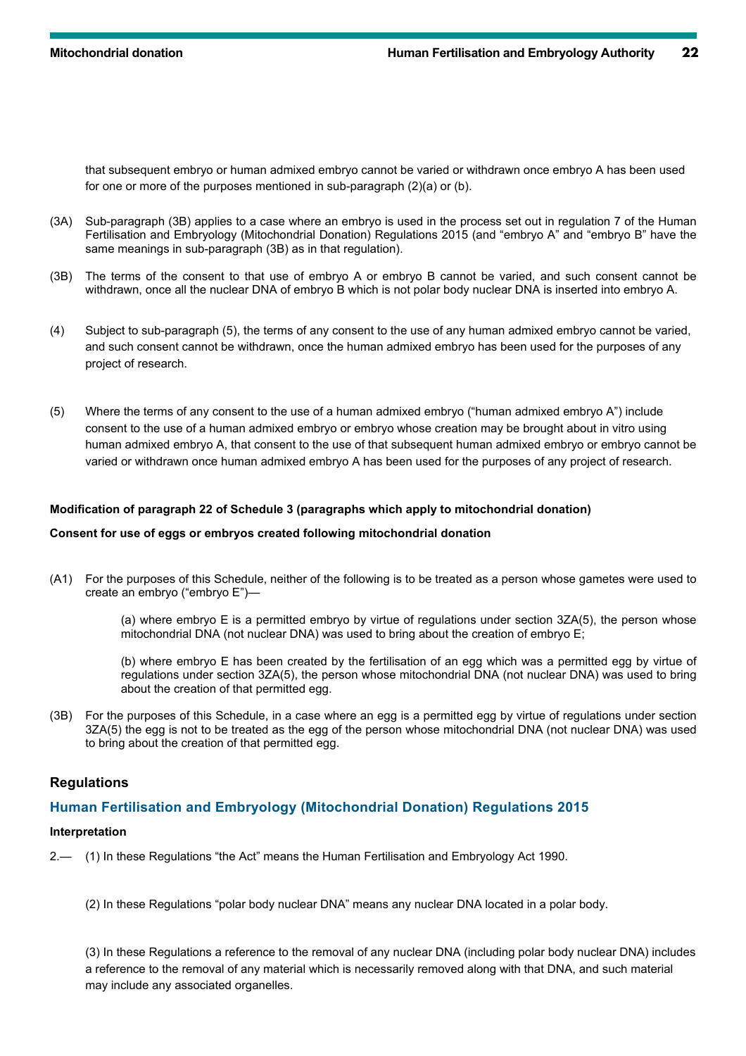that subsequent embryo or human admixed embryo cannot be varied or withdrawn once embryo A has been used for one or more of the purposes mentioned in sub-paragraph (2)(a) or (b).

(3A) Sub-paragraph (3B) applies to a case where an embryo is used in the process set out in regulation 7 of the Human Fertilisation and Embryology (Mitochondrial Donation) Regulations 2015 (and "embryo A" and "embryo B" have the same meanings in sub-paragraph (3B) as in that regulation).

(3B) The terms of the consent to that use of embryo A or embryo B cannot be varied, and such consent cannot be withdrawn, once all the nuclear DNA of embryo B which is not polar body nuclear DNA is inserted into embryo A.

(4) Subject to sub-paragraph (5), the terms of any consent to the use of any human admixed embryo cannot be varied, and such consent cannot be withdrawn, once the human admixed embryo has been used for the purposes of any project of research.

(5) Where the terms of any consent to the use of a human admixed embryo ("human admixed embryo A") include consent to the use of a human admixed embryo or embryo whose creation may be brought about in vitro using human admixed embryo A, that consent to the use of that subsequent human admixed embryo or embryo cannot be varied or withdrawn once human admixed embryo A has been used for the purposes of any project of research.

**Modification of paragraph 22 of Schedule 3 (paragraphs which apply to mitochondrial donation)**

**Consent for use of eggs or embryos created following mitochondrial donation**

(A1) For the purposes of this Schedule, neither of the following is to be treated as a person whose gametes were used to create an embryo ("embryo E")—

(a) where embryo E is a permitted embryo by virtue of regulations under section 3ZA(5), the person whose mitochondrial DNA (not nuclear DNA) was used to bring about the creation of embryo E;

(b) where embryo E has been created by the fertilisation of an egg which was a permitted egg by virtue of regulations under section 3ZA(5), the person whose mitochondrial DNA (not nuclear DNA) was used to bring about the creation of that permitted egg.

(3B) For the purposes of this Schedule, in a case where an egg is a permitted egg by virtue of regulations under section 3ZA(5) the egg is not to be treated as the egg of the person whose mitochondrial DNA (not nuclear DNA) was used to bring about the creation of that permitted egg.

## Regulations

### Human Fertilisation and Embryology (Mitochondrial Donation) Regulations 2015

**Interpretation**

2.— (1) In these Regulations "the Act" means the Human Fertilisation and Embryology Act 1990.

(2) In these Regulations "polar body nuclear DNA" means any nuclear DNA located in a polar body.

(3) In these Regulations a reference to the removal of any nuclear DNA (including polar body nuclear DNA) includes a reference to the removal of any material which is necessarily removed along with that DNA, and such material may include any associated organelles.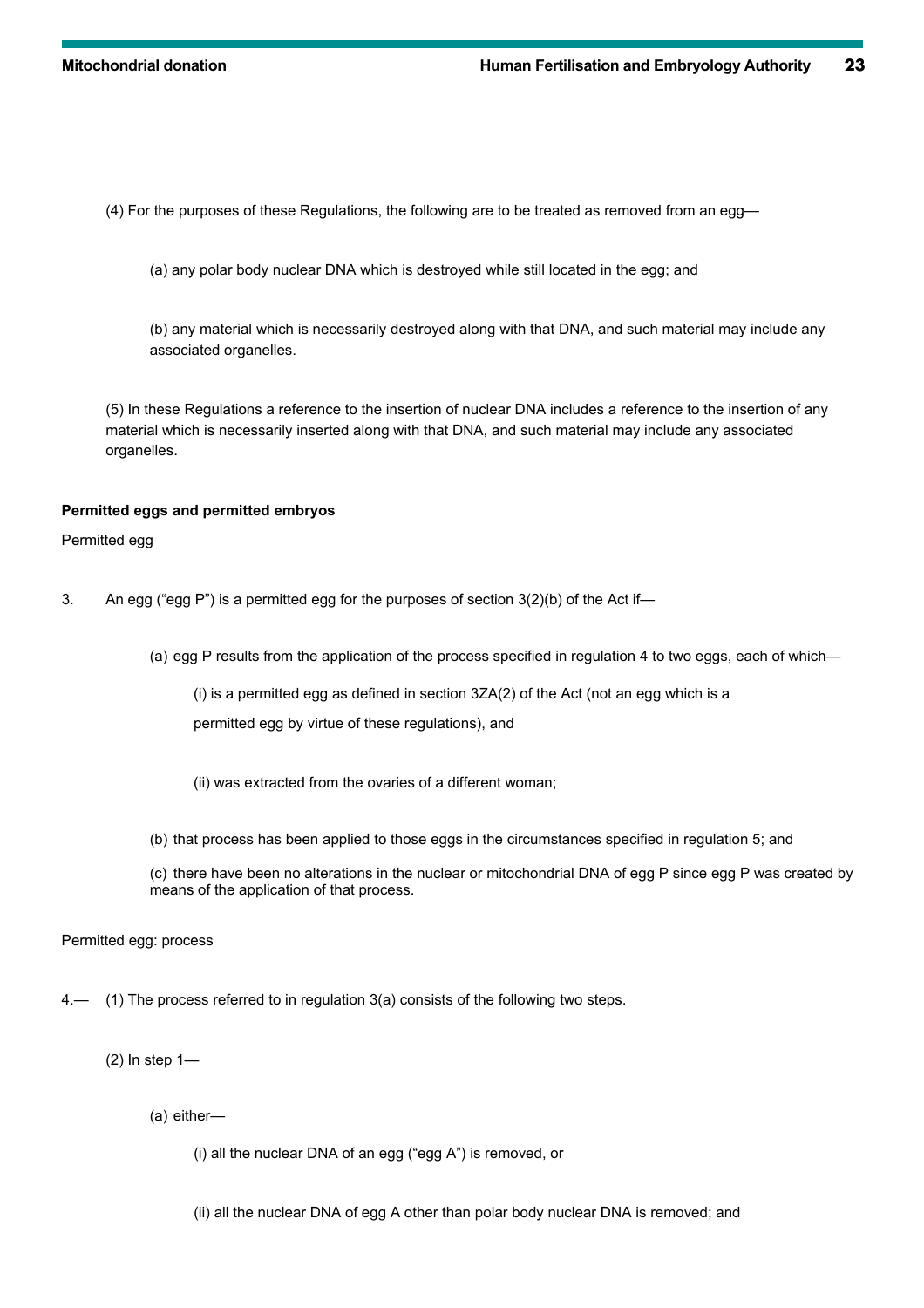(4) For the purposes of these Regulations, the following are to be treated as removed from an egg—

(a) any polar body nuclear DNA which is destroyed while still located in the egg; and

(b) any material which is necessarily destroyed along with that DNA, and such material may include any associated organelles.

(5) In these Regulations a reference to the insertion of nuclear DNA includes a reference to the insertion of any material which is necessarily inserted along with that DNA, and such material may include any associated organelles.

**Permitted eggs and permitted embryos**

Permitted egg

3. An egg (“egg P”) is a permitted egg for the purposes of section 3(2)(b) of the Act if—

(a) egg P results from the application of the process specified in regulation 4 to two eggs, each of which—

(i) is a permitted egg as defined in section 3ZA(2) of the Act (not an egg which is a permitted egg by virtue of these regulations), and

(ii) was extracted from the ovaries of a different woman;

(b) that process has been applied to those eggs in the circumstances specified in regulation 5; and

(c) there have been no alterations in the nuclear or mitochondrial DNA of egg P since egg P was created by means of the application of that process.

Permitted egg: process

4.— (1) The process referred to in regulation 3(a) consists of the following two steps.

(2) In step 1—

(a) either—

(i) all the nuclear DNA of an egg (“egg A”) is removed, or

(ii) all the nuclear DNA of egg A other than polar body nuclear DNA is removed; and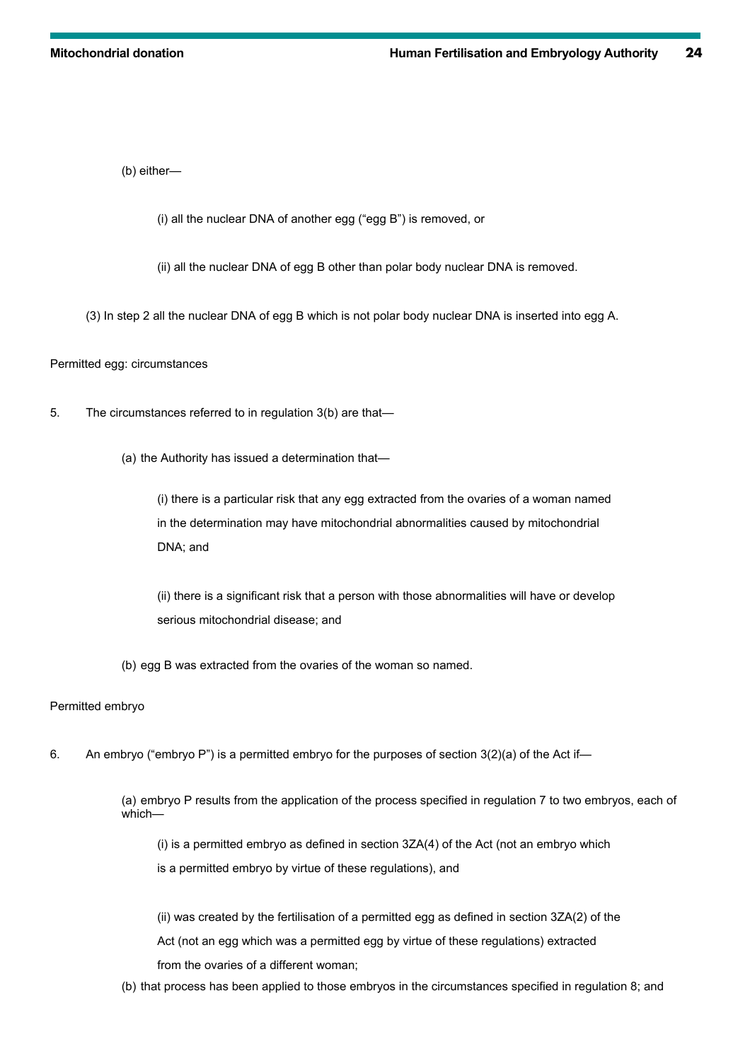(b) either—

(i) all the nuclear DNA of another egg ("egg B") is removed, or

(ii) all the nuclear DNA of egg B other than polar body nuclear DNA is removed.

(3) In step 2 all the nuclear DNA of egg B which is not polar body nuclear DNA is inserted into egg A.

Permitted egg: circumstances

5. The circumstances referred to in regulation 3(b) are that—

(a) the Authority has issued a determination that—

(i) there is a particular risk that any egg extracted from the ovaries of a woman named in the determination may have mitochondrial abnormalities caused by mitochondrial DNA; and

(ii) there is a significant risk that a person with those abnormalities will have or develop serious mitochondrial disease; and

(b) egg B was extracted from the ovaries of the woman so named.

Permitted embryo

6. An embryo ("embryo P") is a permitted embryo for the purposes of section 3(2)(a) of the Act if—

(a) embryo P results from the application of the process specified in regulation 7 to two embryos, each of which—

(i) is a permitted embryo as defined in section 3ZA(4) of the Act (not an embryo which is a permitted embryo by virtue of these regulations), and

(ii) was created by the fertilisation of a permitted egg as defined in section 3ZA(2) of the Act (not an egg which was a permitted egg by virtue of these regulations) extracted from the ovaries of a different woman;

(b) that process has been applied to those embryos in the circumstances specified in regulation 8; and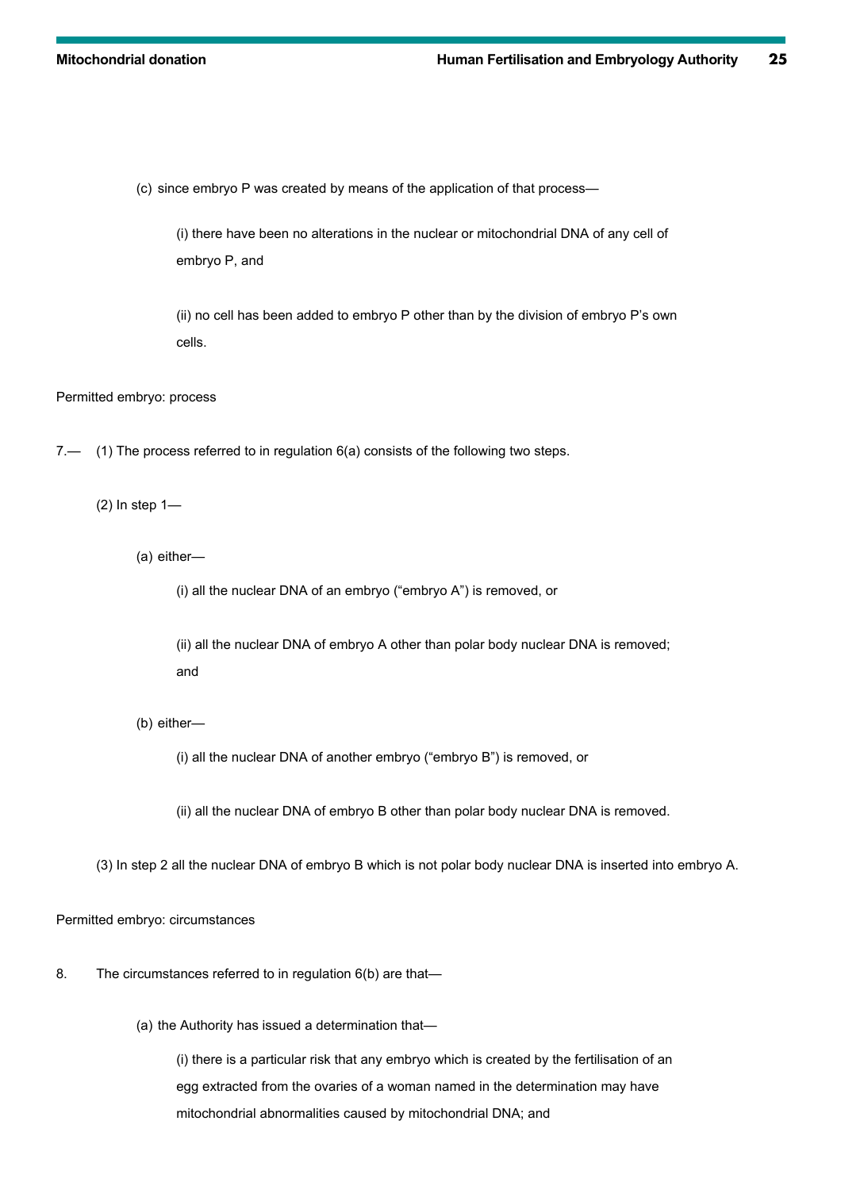(c) since embryo P was created by means of the application of that process—

(i) there have been no alterations in the nuclear or mitochondrial DNA of any cell of embryo P, and

(ii) no cell has been added to embryo P other than by the division of embryo P's own cells.

Permitted embryo: process

7.— (1) The process referred to in regulation 6(a) consists of the following two steps.

(2) In step 1—

(a) either—

(i) all the nuclear DNA of an embryo ("embryo A") is removed, or

(ii) all the nuclear DNA of embryo A other than polar body nuclear DNA is removed; and

(b) either—

(i) all the nuclear DNA of another embryo ("embryo B") is removed, or

(ii) all the nuclear DNA of embryo B other than polar body nuclear DNA is removed.

(3) In step 2 all the nuclear DNA of embryo B which is not polar body nuclear DNA is inserted into embryo A.

Permitted embryo: circumstances

8. The circumstances referred to in regulation 6(b) are that—

(a) the Authority has issued a determination that—

(i) there is a particular risk that any embryo which is created by the fertilisation of an egg extracted from the ovaries of a woman named in the determination may have mitochondrial abnormalities caused by mitochondrial DNA; and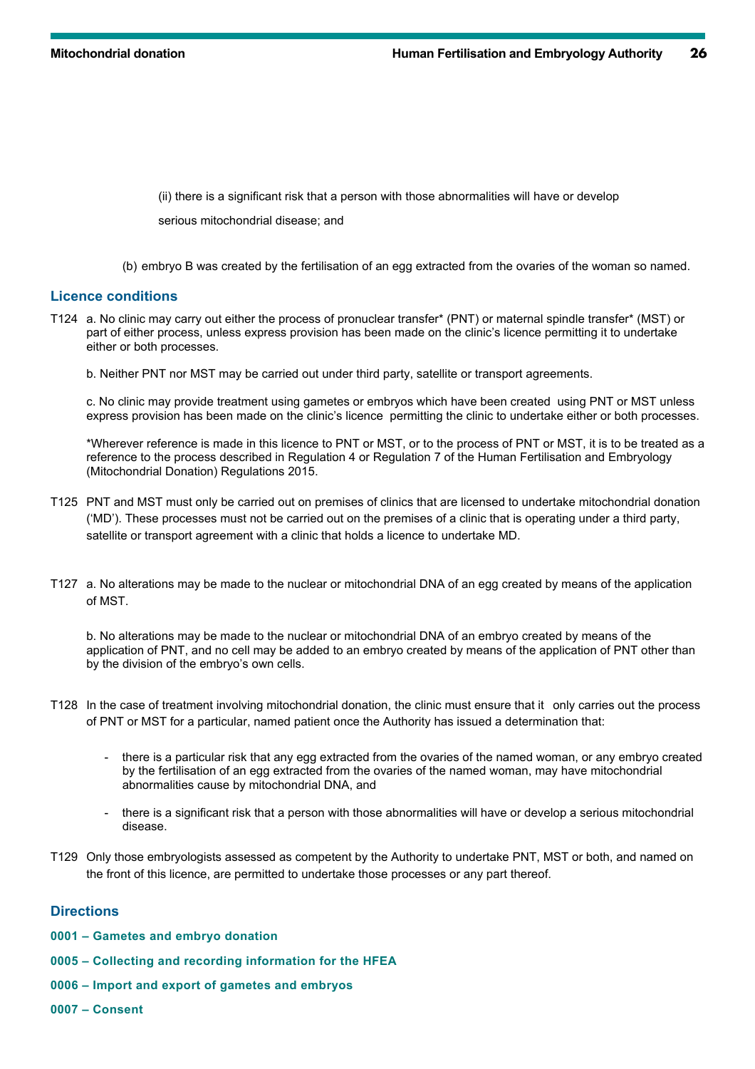(ii) there is a significant risk that a person with those abnormalities will have or develop serious mitochondrial disease; and

(b) embryo B was created by the fertilisation of an egg extracted from the ovaries of the woman so named.

## Licence conditions

T124 a. No clinic may carry out either the process of pronuclear transfer* (PNT) or maternal spindle transfer* (MST) or part of either process, unless express provision has been made on the clinic's licence permitting it to undertake either or both processes.

b. Neither PNT nor MST may be carried out under third party, satellite or transport agreements.

c. No clinic may provide treatment using gametes or embryos which have been created using PNT or MST unless express provision has been made on the clinic's licence permitting the clinic to undertake either or both processes.

*Wherever reference is made in this licence to PNT or MST, or to the process of PNT or MST, it is to be treated as a reference to the process described in Regulation 4 or Regulation 7 of the Human Fertilisation and Embryology (Mitochondrial Donation) Regulations 2015.

T125 PNT and MST must only be carried out on premises of clinics that are licensed to undertake mitochondrial donation ('MD'). These processes must not be carried out on the premises of a clinic that is operating under a third party, satellite or transport agreement with a clinic that holds a licence to undertake MD.

T127 a. No alterations may be made to the nuclear or mitochondrial DNA of an egg created by means of the application of MST.

b. No alterations may be made to the nuclear or mitochondrial DNA of an embryo created by means of the application of PNT, and no cell may be added to an embryo created by means of the application of PNT other than by the division of the embryo's own cells.

T128 In the case of treatment involving mitochondrial donation, the clinic must ensure that it only carries out the process of PNT or MST for a particular, named patient once the Authority has issued a determination that:

- there is a particular risk that any egg extracted from the ovaries of the named woman, or any embryo created by the fertilisation of an egg extracted from the ovaries of the named woman, may have mitochondrial abnormalities cause by mitochondrial DNA, and
- there is a significant risk that a person with those abnormalities will have or develop a serious mitochondrial disease.

T129 Only those embryologists assessed as competent by the Authority to undertake PNT, MST or both, and named on the front of this licence, are permitted to undertake those processes or any part thereof.

## Directions

**0001 – Gametes and embryo donation**

**0005 – Collecting and recording information for the HFEA**

**0006 – Import and export of gametes and embryos**

**0007 – Consent**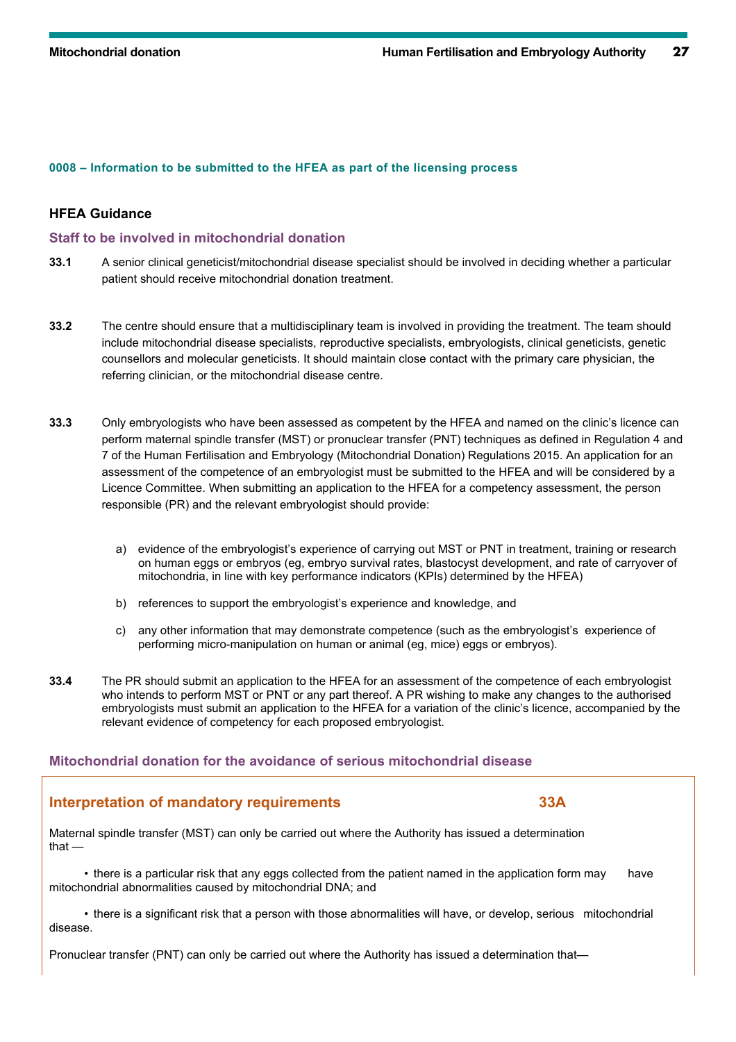#### 0008 – Information to be submitted to the HFEA as part of the licensing process

### HFEA Guidance

#### Staff to be involved in mitochondrial donation

**33.1** A senior clinical geneticist/mitochondrial disease specialist should be involved in deciding whether a particular patient should receive mitochondrial donation treatment.

**33.2** The centre should ensure that a multidisciplinary team is involved in providing the treatment. The team should include mitochondrial disease specialists, reproductive specialists, embryologists, clinical geneticists, genetic counsellors and molecular geneticists. It should maintain close contact with the primary care physician, the referring clinician, or the mitochondrial disease centre.

**33.3** Only embryologists who have been assessed as competent by the HFEA and named on the clinic's licence can perform maternal spindle transfer (MST) or pronuclear transfer (PNT) techniques as defined in Regulation 4 and 7 of the Human Fertilisation and Embryology (Mitochondrial Donation) Regulations 2015. An application for an assessment of the competence of an embryologist must be submitted to the HFEA and will be considered by a Licence Committee. When submitting an application to the HFEA for a competency assessment, the person responsible (PR) and the relevant embryologist should provide:

a) evidence of the embryologist's experience of carrying out MST or PNT in treatment, training or research on human eggs or embryos (eg, embryo survival rates, blastocyst development, and rate of carryover of mitochondria, in line with key performance indicators (KPIs) determined by the HFEA)

b) references to support the embryologist's experience and knowledge, and

c) any other information that may demonstrate competence (such as the embryologist's experience of performing micro-manipulation on human or animal (eg, mice) eggs or embryos).

**33.4** The PR should submit an application to the HFEA for an assessment of the competence of each embryologist who intends to perform MST or PNT or any part thereof. A PR wishing to make any changes to the authorised embryologists must submit an application to the HFEA for a variation of the clinic's licence, accompanied by the relevant evidence of competency for each proposed embryologist.

#### Mitochondrial donation for the avoidance of serious mitochondrial disease

### Interpretation of mandatory requirements 33A

Maternal spindle transfer (MST) can only be carried out where the Authority has issued a determination that —

- there is a particular risk that any eggs collected from the patient named in the application form may have mitochondrial abnormalities caused by mitochondrial DNA; and
- there is a significant risk that a person with those abnormalities will have, or develop, serious mitochondrial disease.

Pronuclear transfer (PNT) can only be carried out where the Authority has issued a determination that—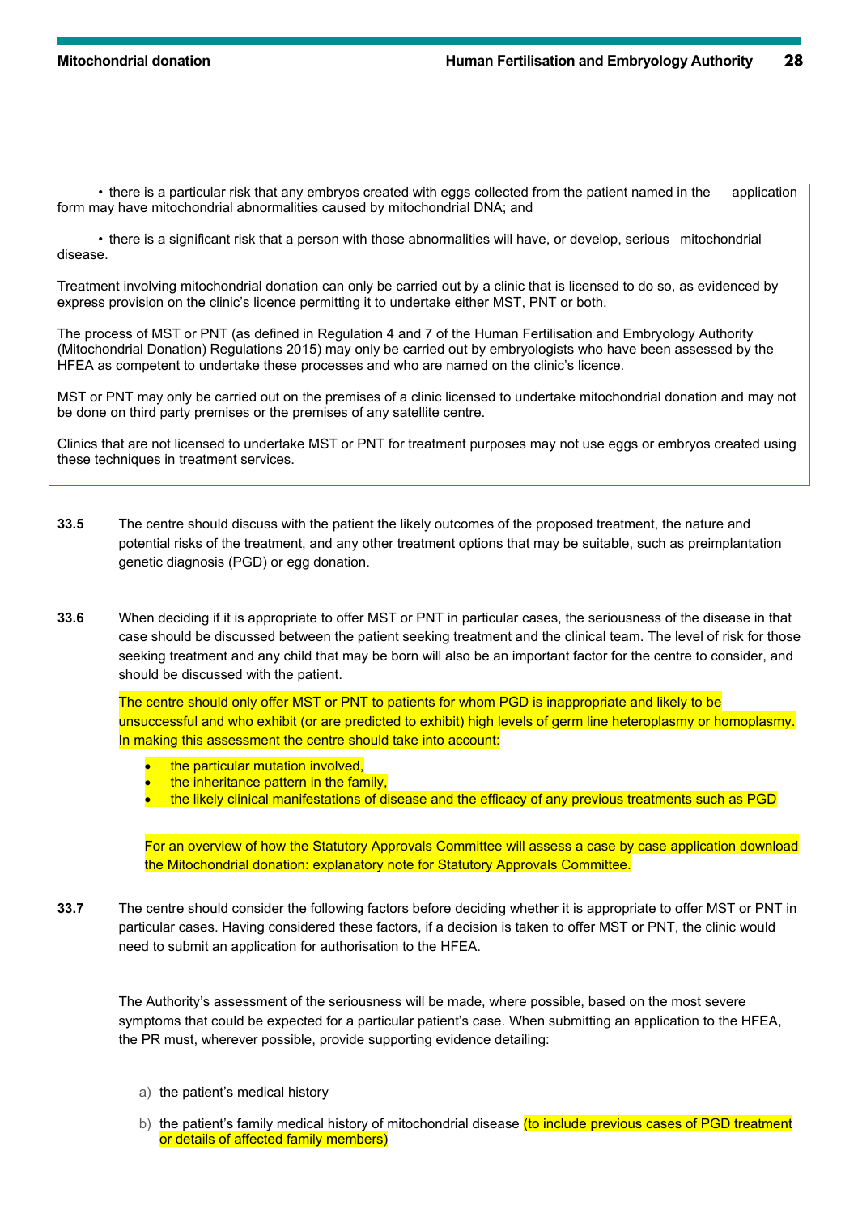- there is a particular risk that any embryos created with eggs collected from the patient named in the application form may have mitochondrial abnormalities caused by mitochondrial DNA; and
- there is a significant risk that a person with those abnormalities will have, or develop, serious mitochondrial disease.

Treatment involving mitochondrial donation can only be carried out by a clinic that is licensed to do so, as evidenced by express provision on the clinic's licence permitting it to undertake either MST, PNT or both.

The process of MST or PNT (as defined in Regulation 4 and 7 of the Human Fertilisation and Embryology Authority (Mitochondrial Donation) Regulations 2015) may only be carried out by embryologists who have been assessed by the HFEA as competent to undertake these processes and who are named on the clinic's licence.

MST or PNT may only be carried out on the premises of a clinic licensed to undertake mitochondrial donation and may not be done on third party premises or the premises of any satellite centre.

Clinics that are not licensed to undertake MST or PNT for treatment purposes may not use eggs or embryos created using these techniques in treatment services.

**33.5** The centre should discuss with the patient the likely outcomes of the proposed treatment, the nature and potential risks of the treatment, and any other treatment options that may be suitable, such as preimplantation genetic diagnosis (PGD) or egg donation.

**33.6** When deciding if it is appropriate to offer MST or PNT in particular cases, the seriousness of the disease in that case should be discussed between the patient seeking treatment and the clinical team. The level of risk for those seeking treatment and any child that may be born will also be an important factor for the centre to consider, and should be discussed with the patient.

The centre should only offer MST or PNT to patients for whom PGD is inappropriate and likely to be unsuccessful and who exhibit (or are predicted to exhibit) high levels of germ line heteroplasmy or homoplasmy. In making this assessment the centre should take into account:

- the particular mutation involved,
- the inheritance pattern in the family,
- the likely clinical manifestations of disease and the efficacy of any previous treatments such as PGD

For an overview of how the Statutory Approvals Committee will assess a case by case application download the Mitochondrial donation: explanatory note for Statutory Approvals Committee.

**33.7** The centre should consider the following factors before deciding whether it is appropriate to offer MST or PNT in particular cases. Having considered these factors, if a decision is taken to offer MST or PNT, the clinic would need to submit an application for authorisation to the HFEA.

The Authority's assessment of the seriousness will be made, where possible, based on the most severe symptoms that could be expected for a particular patient's case. When submitting an application to the HFEA, the PR must, wherever possible, provide supporting evidence detailing:

a) the patient's medical history

b) the patient's family medical history of mitochondrial disease (to include previous cases of PGD treatment or details of affected family members)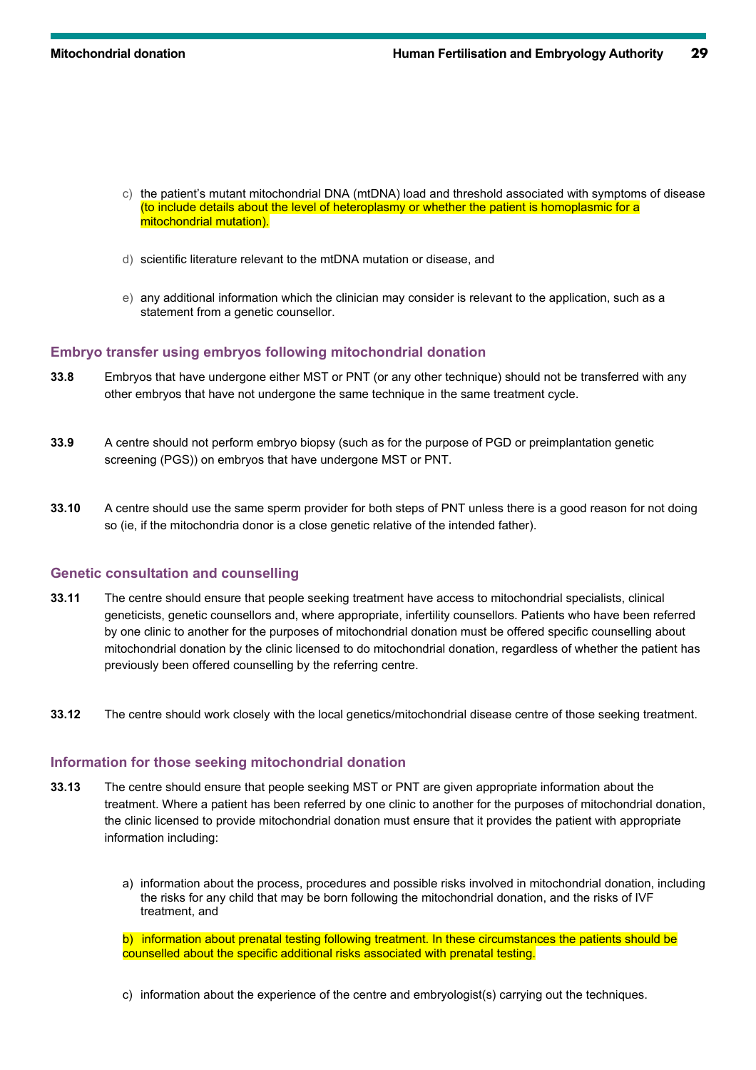c) the patient's mutant mitochondrial DNA (mtDNA) load and threshold associated with symptoms of disease (to include details about the level of heteroplasmy or whether the patient is homoplasmic for a mitochondrial mutation).

d) scientific literature relevant to the mtDNA mutation or disease, and

e) any additional information which the clinician may consider is relevant to the application, such as a statement from a genetic counsellor.

### Embryo transfer using embryos following mitochondrial donation

**33.8** Embryos that have undergone either MST or PNT (or any other technique) should not be transferred with any other embryos that have not undergone the same technique in the same treatment cycle.

**33.9** A centre should not perform embryo biopsy (such as for the purpose of PGD or preimplantation genetic screening (PGS)) on embryos that have undergone MST or PNT.

**33.10** A centre should use the same sperm provider for both steps of PNT unless there is a good reason for not doing so (ie, if the mitochondria donor is a close genetic relative of the intended father).

### Genetic consultation and counselling

**33.11** The centre should ensure that people seeking treatment have access to mitochondrial specialists, clinical geneticists, genetic counsellors and, where appropriate, infertility counsellors. Patients who have been referred by one clinic to another for the purposes of mitochondrial donation must be offered specific counselling about mitochondrial donation by the clinic licensed to do mitochondrial donation, regardless of whether the patient has previously been offered counselling by the referring centre.

**33.12** The centre should work closely with the local genetics/mitochondrial disease centre of those seeking treatment.

### Information for those seeking mitochondrial donation

**33.13** The centre should ensure that people seeking MST or PNT are given appropriate information about the treatment. Where a patient has been referred by one clinic to another for the purposes of mitochondrial donation, the clinic licensed to provide mitochondrial donation must ensure that it provides the patient with appropriate information including:

a) information about the process, procedures and possible risks involved in mitochondrial donation, including the risks for any child that may be born following the mitochondrial donation, and the risks of IVF treatment, and

b) information about prenatal testing following treatment. In these circumstances the patients should be counselled about the specific additional risks associated with prenatal testing.

c) information about the experience of the centre and embryologist(s) carrying out the techniques.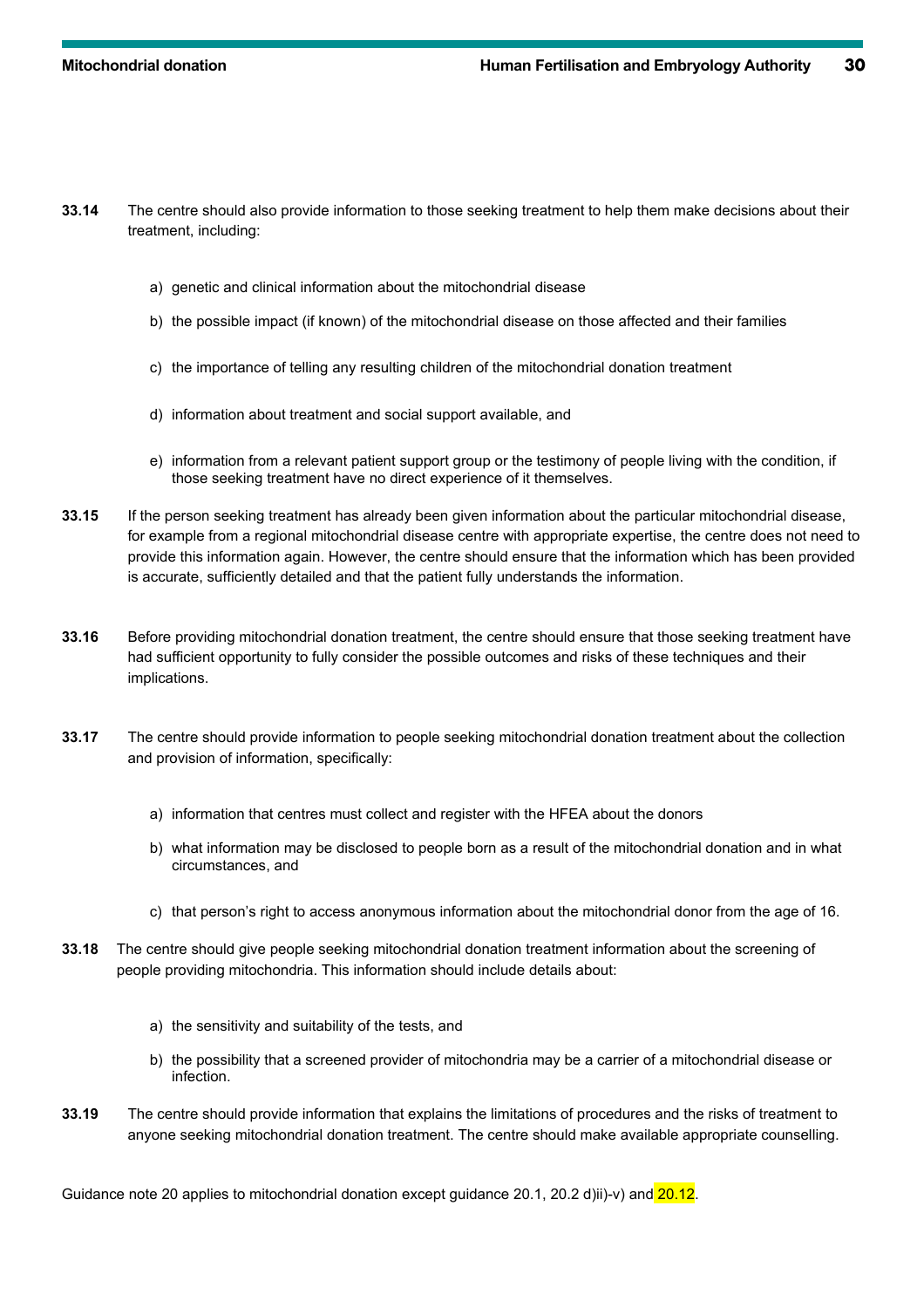**33.14** The centre should also provide information to those seeking treatment to help them make decisions about their treatment, including:

a) genetic and clinical information about the mitochondrial disease

b) the possible impact (if known) of the mitochondrial disease on those affected and their families

c) the importance of telling any resulting children of the mitochondrial donation treatment

d) information about treatment and social support available, and

e) information from a relevant patient support group or the testimony of people living with the condition, if those seeking treatment have no direct experience of it themselves.

**33.15** If the person seeking treatment has already been given information about the particular mitochondrial disease, for example from a regional mitochondrial disease centre with appropriate expertise, the centre does not need to provide this information again. However, the centre should ensure that the information which has been provided is accurate, sufficiently detailed and that the patient fully understands the information.

**33.16** Before providing mitochondrial donation treatment, the centre should ensure that those seeking treatment have had sufficient opportunity to fully consider the possible outcomes and risks of these techniques and their implications.

**33.17** The centre should provide information to people seeking mitochondrial donation treatment about the collection and provision of information, specifically:

a) information that centres must collect and register with the HFEA about the donors

b) what information may be disclosed to people born as a result of the mitochondrial donation and in what circumstances, and

c) that person's right to access anonymous information about the mitochondrial donor from the age of 16.

**33.18** The centre should give people seeking mitochondrial donation treatment information about the screening of people providing mitochondria. This information should include details about:

a) the sensitivity and suitability of the tests, and

b) the possibility that a screened provider of mitochondria may be a carrier of a mitochondrial disease or infection.

**33.19** The centre should provide information that explains the limitations of procedures and the risks of treatment to anyone seeking mitochondrial donation treatment. The centre should make available appropriate counselling.

Guidance note 20 applies to mitochondrial donation except guidance 20.1, 20.2 d)ii)-v) and 20.12.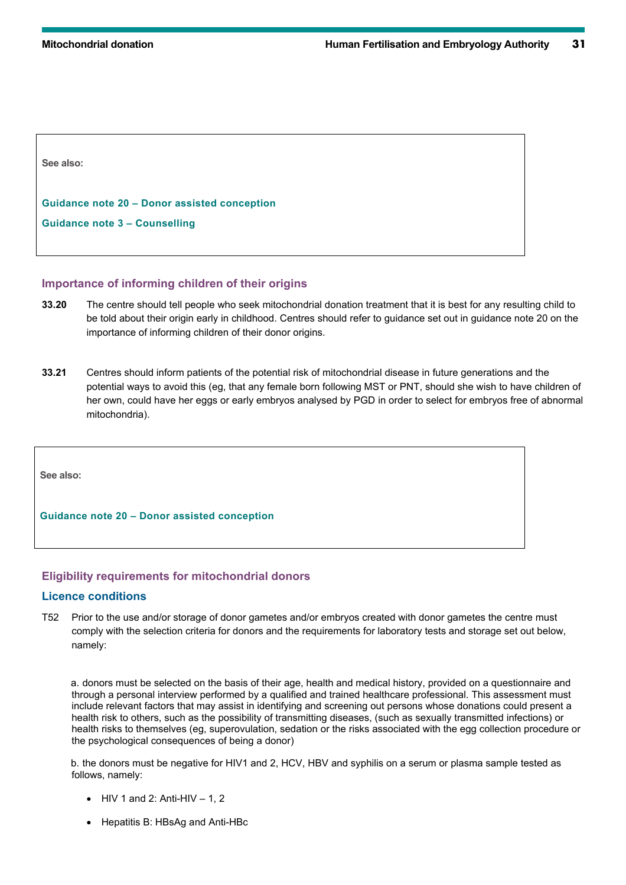See also:

**Guidance note 20 – Donor assisted conception**

**Guidance note 3 – Counselling**

### Importance of informing children of their origins

**33.20** The centre should tell people who seek mitochondrial donation treatment that it is best for any resulting child to be told about their origin early in childhood. Centres should refer to guidance set out in guidance note 20 on the importance of informing children of their donor origins.

**33.21** Centres should inform patients of the potential risk of mitochondrial disease in future generations and the potential ways to avoid this (eg, that any female born following MST or PNT, should she wish to have children of her own, could have her eggs or early embryos analysed by PGD in order to select for embryos free of abnormal mitochondria).

See also:

**Guidance note 20 – Donor assisted conception**

### Eligibility requirements for mitochondrial donors

### Licence conditions

T52 Prior to the use and/or storage of donor gametes and/or embryos created with donor gametes the centre must comply with the selection criteria for donors and the requirements for laboratory tests and storage set out below, namely:

a. donors must be selected on the basis of their age, health and medical history, provided on a questionnaire and through a personal interview performed by a qualified and trained healthcare professional. This assessment must include relevant factors that may assist in identifying and screening out persons whose donations could present a health risk to others, such as the possibility of transmitting diseases, (such as sexually transmitted infections) or health risks to themselves (eg, superovulation, sedation or the risks associated with the egg collection procedure or the psychological consequences of being a donor)

b. the donors must be negative for HIV1 and 2, HCV, HBV and syphilis on a serum or plasma sample tested as follows, namely:

- HIV 1 and 2: Anti-HIV – 1, 2
- Hepatitis B: HBsAg and Anti-HBc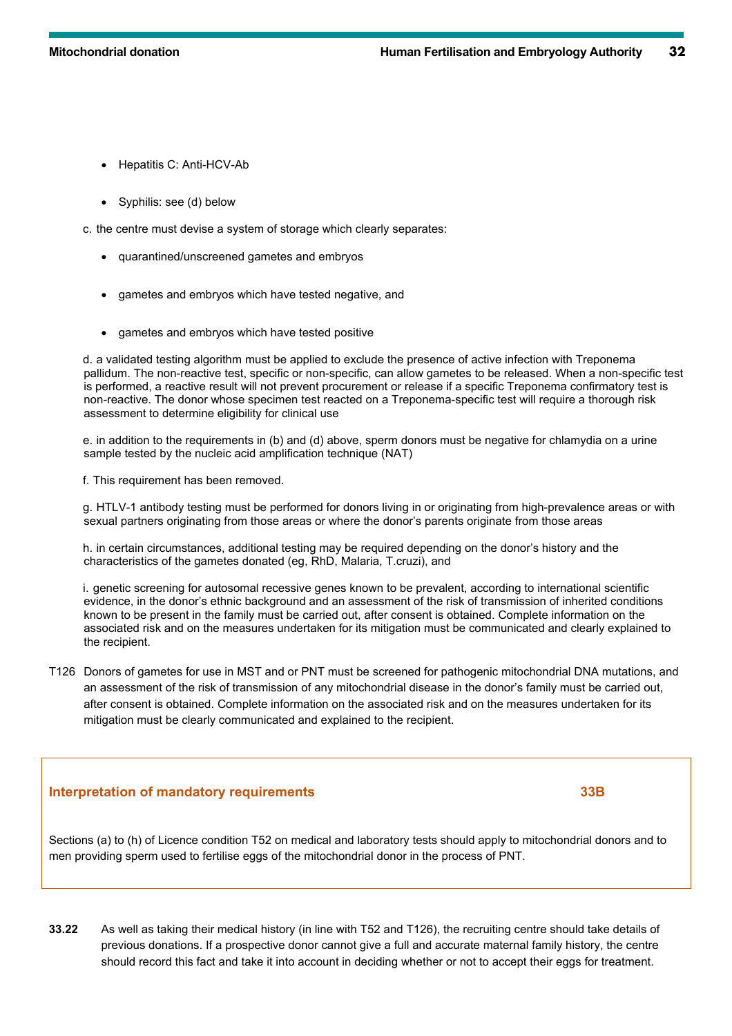- Hepatitis C: Anti-HCV-Ab
- Syphilis: see (d) below

c. the centre must devise a system of storage which clearly separates:

- quarantined/unscreened gametes and embryos
- gametes and embryos which have tested negative, and
- gametes and embryos which have tested positive

d. a validated testing algorithm must be applied to exclude the presence of active infection with Treponema pallidum. The non-reactive test, specific or non-specific, can allow gametes to be released. When a non-specific test is performed, a reactive result will not prevent procurement or release if a specific Treponema confirmatory test is non-reactive. The donor whose specimen test reacted on a Treponema-specific test will require a thorough risk assessment to determine eligibility for clinical use

e. in addition to the requirements in (b) and (d) above, sperm donors must be negative for chlamydia on a urine sample tested by the nucleic acid amplification technique (NAT)

f. This requirement has been removed.

g. HTLV-1 antibody testing must be performed for donors living in or originating from high-prevalence areas or with sexual partners originating from those areas or where the donor's parents originate from those areas

h. in certain circumstances, additional testing may be required depending on the donor's history and the characteristics of the gametes donated (eg, RhD, Malaria, T.cruzi), and

i. genetic screening for autosomal recessive genes known to be prevalent, according to international scientific evidence, in the donor's ethnic background and an assessment of the risk of transmission of inherited conditions known to be present in the family must be carried out, after consent is obtained. Complete information on the associated risk and on the measures undertaken for its mitigation must be communicated and clearly explained to the recipient.

T126 Donors of gametes for use in MST and or PNT must be screened for pathogenic mitochondrial DNA mutations, and an assessment of the risk of transmission of any mitochondrial disease in the donor's family must be carried out, after consent is obtained. Complete information on the associated risk and on the measures undertaken for its mitigation must be clearly communicated and explained to the recipient.

## Interpretation of mandatory requirements 33B

Sections (a) to (h) of Licence condition T52 on medical and laboratory tests should apply to mitochondrial donors and to men providing sperm used to fertilise eggs of the mitochondrial donor in the process of PNT.

**33.22** As well as taking their medical history (in line with T52 and T126), the recruiting centre should take details of previous donations. If a prospective donor cannot give a full and accurate maternal family history, the centre should record this fact and take it into account in deciding whether or not to accept their eggs for treatment.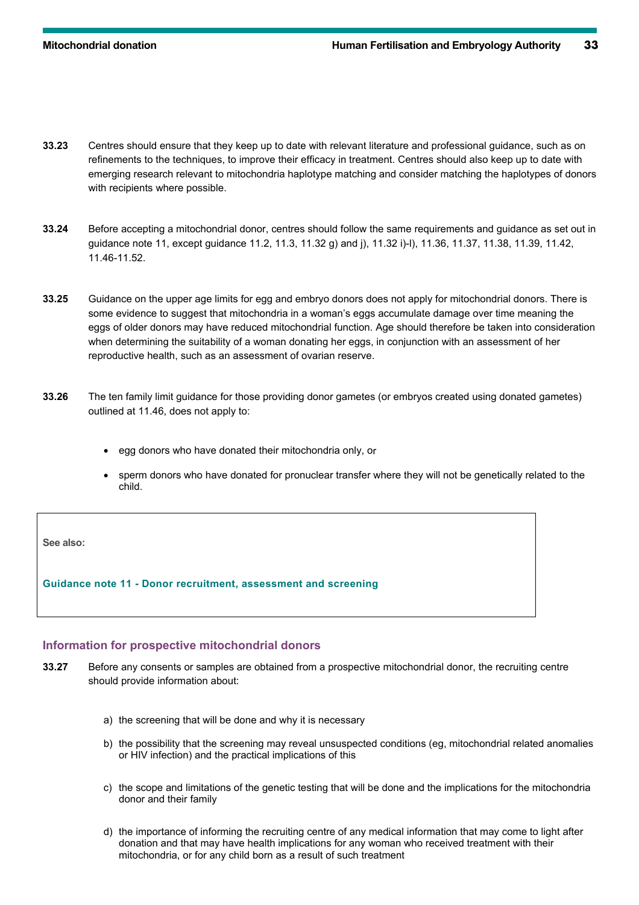**33.23** Centres should ensure that they keep up to date with relevant literature and professional guidance, such as on refinements to the techniques, to improve their efficacy in treatment. Centres should also keep up to date with emerging research relevant to mitochondria haplotype matching and consider matching the haplotypes of donors with recipients where possible.

**33.24** Before accepting a mitochondrial donor, centres should follow the same requirements and guidance as set out in guidance note 11, except guidance 11.2, 11.3, 11.32 g) and j), 11.32 i)-l), 11.36, 11.37, 11.38, 11.39, 11.42, 11.46-11.52.

**33.25** Guidance on the upper age limits for egg and embryo donors does not apply for mitochondrial donors. There is some evidence to suggest that mitochondria in a woman's eggs accumulate damage over time meaning the eggs of older donors may have reduced mitochondrial function. Age should therefore be taken into consideration when determining the suitability of a woman donating her eggs, in conjunction with an assessment of her reproductive health, such as an assessment of ovarian reserve.

**33.26** The ten family limit guidance for those providing donor gametes (or embryos created using donated gametes) outlined at 11.46, does not apply to:

- egg donors who have donated their mitochondria only, or
- sperm donors who have donated for pronuclear transfer where they will not be genetically related to the child.

> **See also:**
>
> **Guidance note 11 - Donor recruitment, assessment and screening**

### Information for prospective mitochondrial donors

**33.27** Before any consents or samples are obtained from a prospective mitochondrial donor, the recruiting centre should provide information about:

a) the screening that will be done and why it is necessary

b) the possibility that the screening may reveal unsuspected conditions (eg, mitochondrial related anomalies or HIV infection) and the practical implications of this

c) the scope and limitations of the genetic testing that will be done and the implications for the mitochondria donor and their family

d) the importance of informing the recruiting centre of any medical information that may come to light after donation and that may have health implications for any woman who received treatment with their mitochondria, or for any child born as a result of such treatment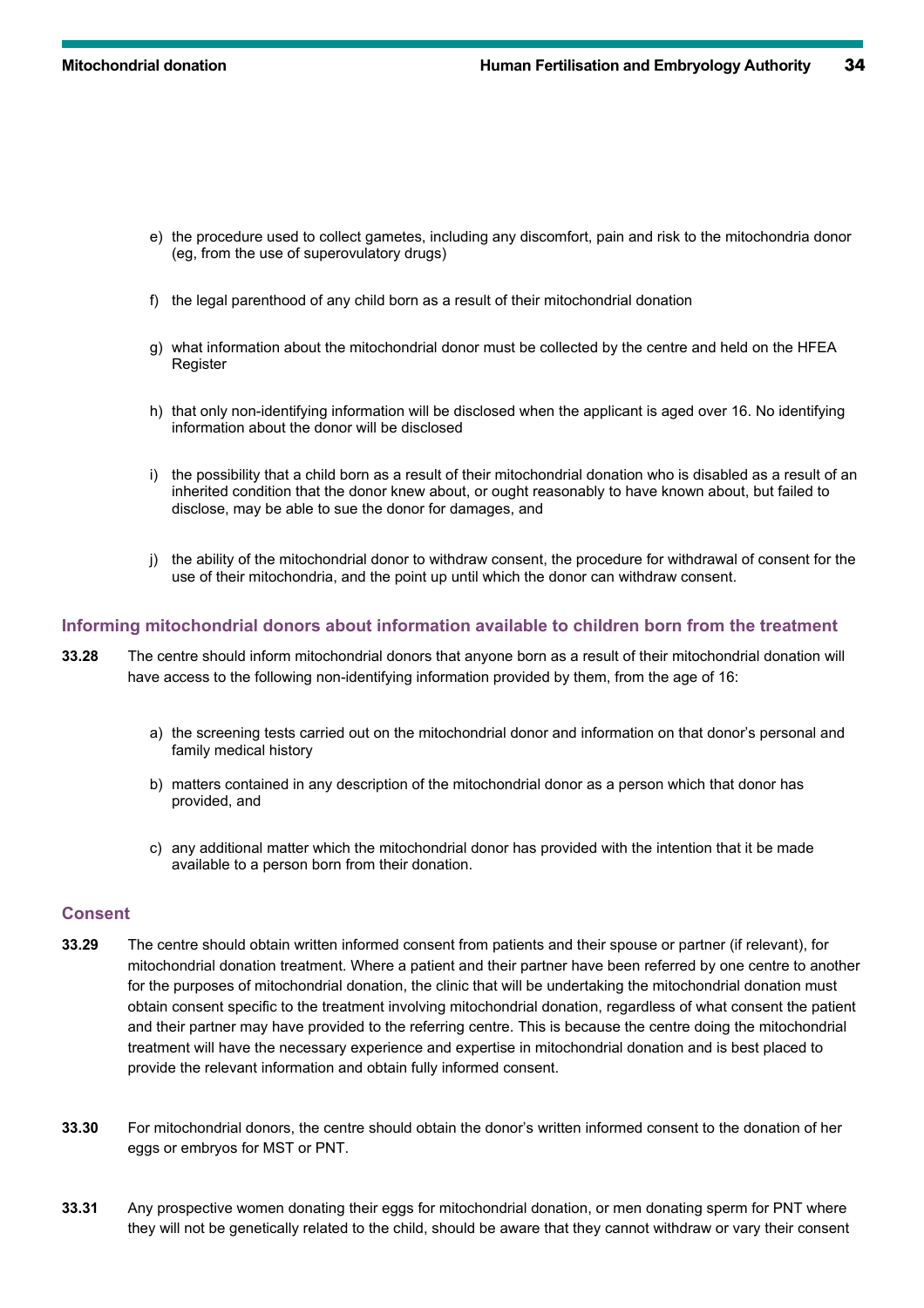e) the procedure used to collect gametes, including any discomfort, pain and risk to the mitochondria donor (eg, from the use of superovulatory drugs)

f) the legal parenthood of any child born as a result of their mitochondrial donation

g) what information about the mitochondrial donor must be collected by the centre and held on the HFEA Register

h) that only non-identifying information will be disclosed when the applicant is aged over 16. No identifying information about the donor will be disclosed

i) the possibility that a child born as a result of their mitochondrial donation who is disabled as a result of an inherited condition that the donor knew about, or ought reasonably to have known about, but failed to disclose, may be able to sue the donor for damages, and

j) the ability of the mitochondrial donor to withdraw consent, the procedure for withdrawal of consent for the use of their mitochondria, and the point up until which the donor can withdraw consent.

### Informing mitochondrial donors about information available to children born from the treatment

**33.28** The centre should inform mitochondrial donors that anyone born as a result of their mitochondrial donation will have access to the following non-identifying information provided by them, from the age of 16:

a) the screening tests carried out on the mitochondrial donor and information on that donor's personal and family medical history

b) matters contained in any description of the mitochondrial donor as a person which that donor has provided, and

c) any additional matter which the mitochondrial donor has provided with the intention that it be made available to a person born from their donation.

### Consent

**33.29** The centre should obtain written informed consent from patients and their spouse or partner (if relevant), for mitochondrial donation treatment. Where a patient and their partner have been referred by one centre to another for the purposes of mitochondrial donation, the clinic that will be undertaking the mitochondrial donation must obtain consent specific to the treatment involving mitochondrial donation, regardless of what consent the patient and their partner may have provided to the referring centre. This is because the centre doing the mitochondrial treatment will have the necessary experience and expertise in mitochondrial donation and is best placed to provide the relevant information and obtain fully informed consent.

**33.30** For mitochondrial donors, the centre should obtain the donor's written informed consent to the donation of her eggs or embryos for MST or PNT.

**33.31** Any prospective women donating their eggs for mitochondrial donation, or men donating sperm for PNT where they will not be genetically related to the child, should be aware that they cannot withdraw or vary their consent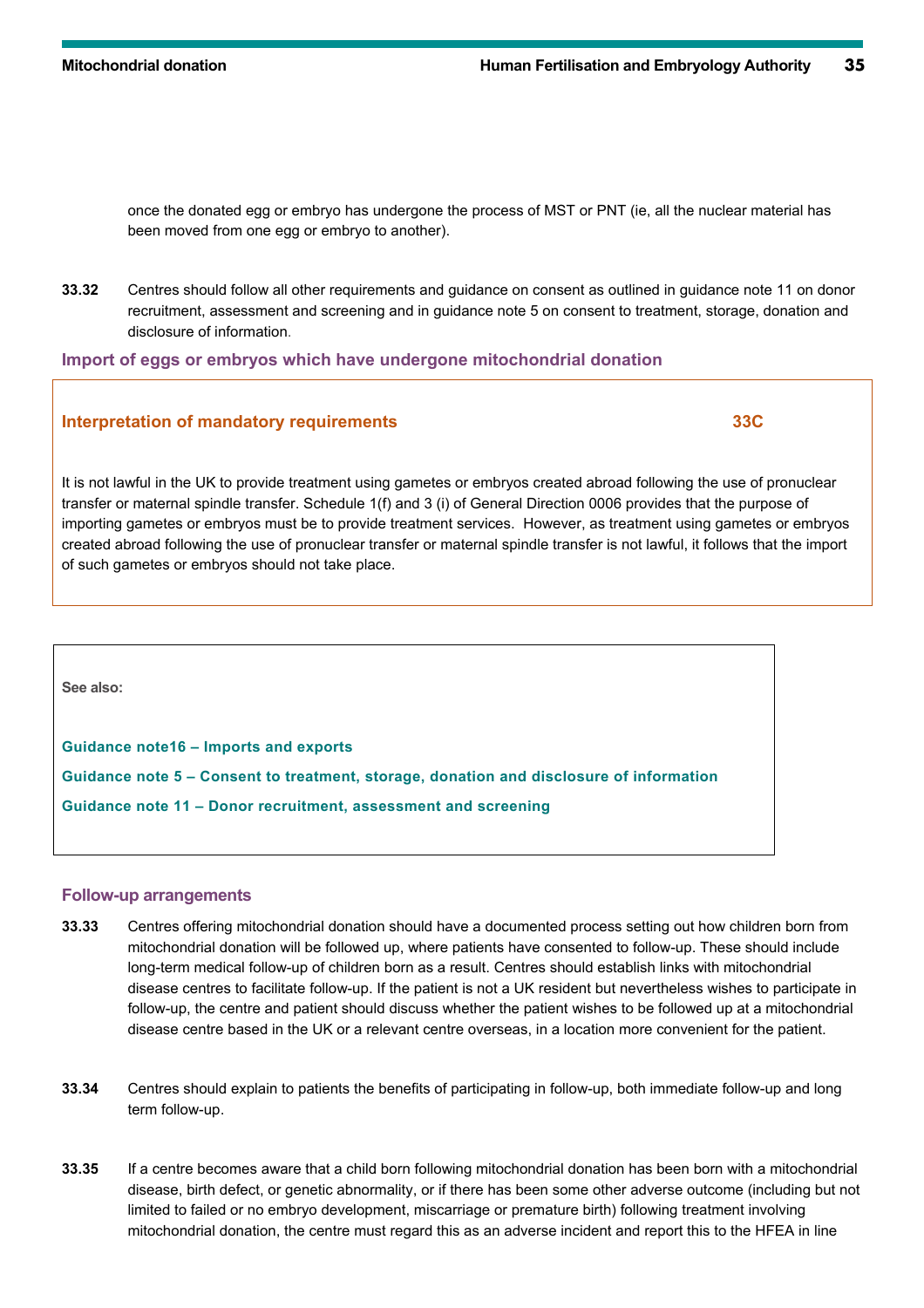once the donated egg or embryo has undergone the process of MST or PNT (ie, all the nuclear material has been moved from one egg or embryo to another).

**33.32** Centres should follow all other requirements and guidance on consent as outlined in guidance note 11 on donor recruitment, assessment and screening and in guidance note 5 on consent to treatment, storage, donation and disclosure of information.

### Import of eggs or embryos which have undergone mitochondrial donation

#### Interpretation of mandatory requirements 33C

It is not lawful in the UK to provide treatment using gametes or embryos created abroad following the use of pronuclear transfer or maternal spindle transfer. Schedule 1(f) and 3 (i) of General Direction 0006 provides that the purpose of importing gametes or embryos must be to provide treatment services. However, as treatment using gametes or embryos created abroad following the use of pronuclear transfer or maternal spindle transfer is not lawful, it follows that the import of such gametes or embryos should not take place.

**See also:**

**Guidance note16 – Imports and exports**

**Guidance note 5 – Consent to treatment, storage, donation and disclosure of information**

**Guidance note 11 – Donor recruitment, assessment and screening**

### Follow-up arrangements

**33.33** Centres offering mitochondrial donation should have a documented process setting out how children born from mitochondrial donation will be followed up, where patients have consented to follow-up. These should include long-term medical follow-up of children born as a result. Centres should establish links with mitochondrial disease centres to facilitate follow-up. If the patient is not a UK resident but nevertheless wishes to participate in follow-up, the centre and patient should discuss whether the patient wishes to be followed up at a mitochondrial disease centre based in the UK or a relevant centre overseas, in a location more convenient for the patient.

**33.34** Centres should explain to patients the benefits of participating in follow-up, both immediate follow-up and long term follow-up.

**33.35** If a centre becomes aware that a child born following mitochondrial donation has been born with a mitochondrial disease, birth defect, or genetic abnormality, or if there has been some other adverse outcome (including but not limited to failed or no embryo development, miscarriage or premature birth) following treatment involving mitochondrial donation, the centre must regard this as an adverse incident and report this to the HFEA in line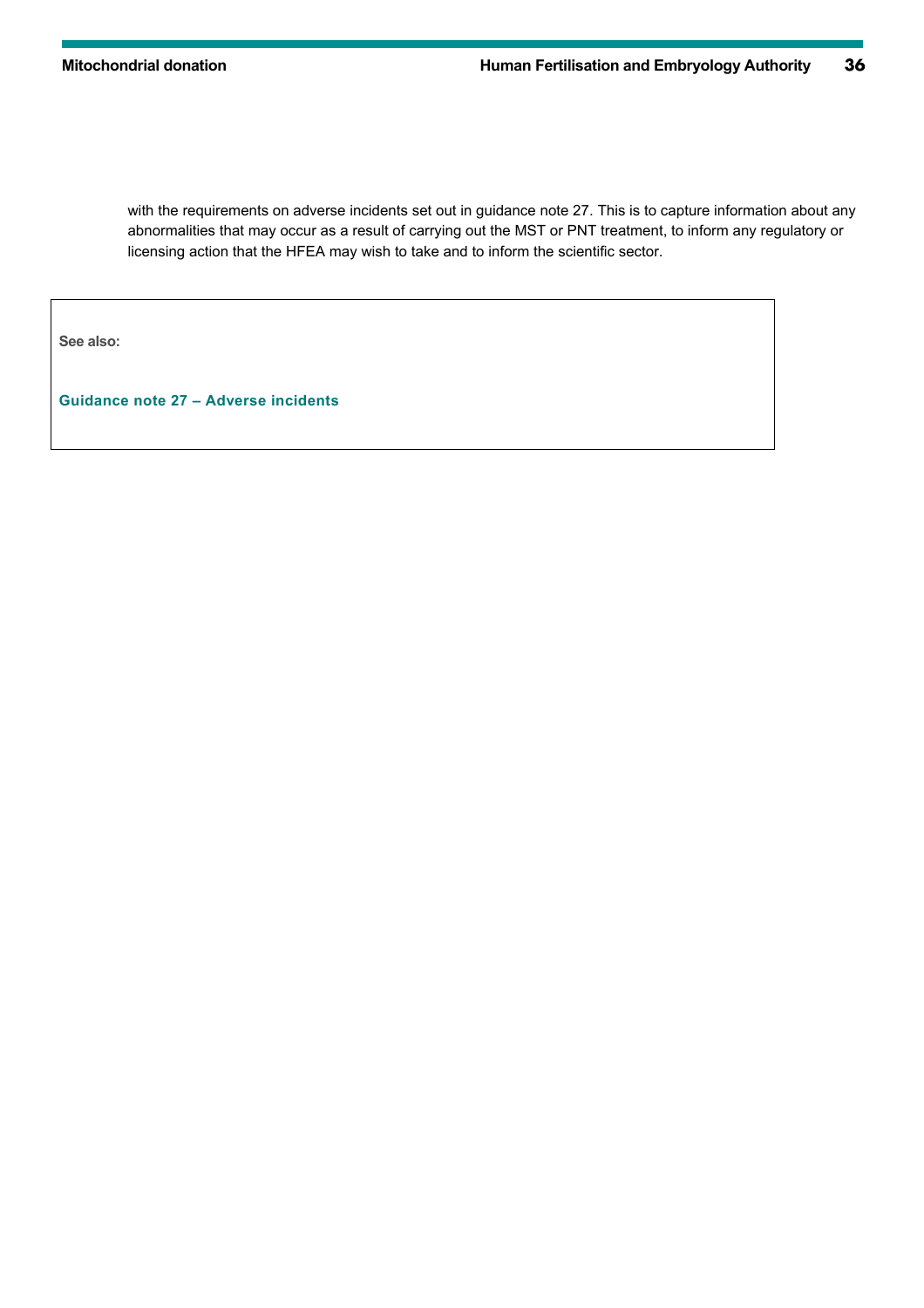with the requirements on adverse incidents set out in guidance note 27. This is to capture information about any abnormalities that may occur as a result of carrying out the MST or PNT treatment, to inform any regulatory or licensing action that the HFEA may wish to take and to inform the scientific sector.

**See also:**

**Guidance note 27 – Adverse incidents**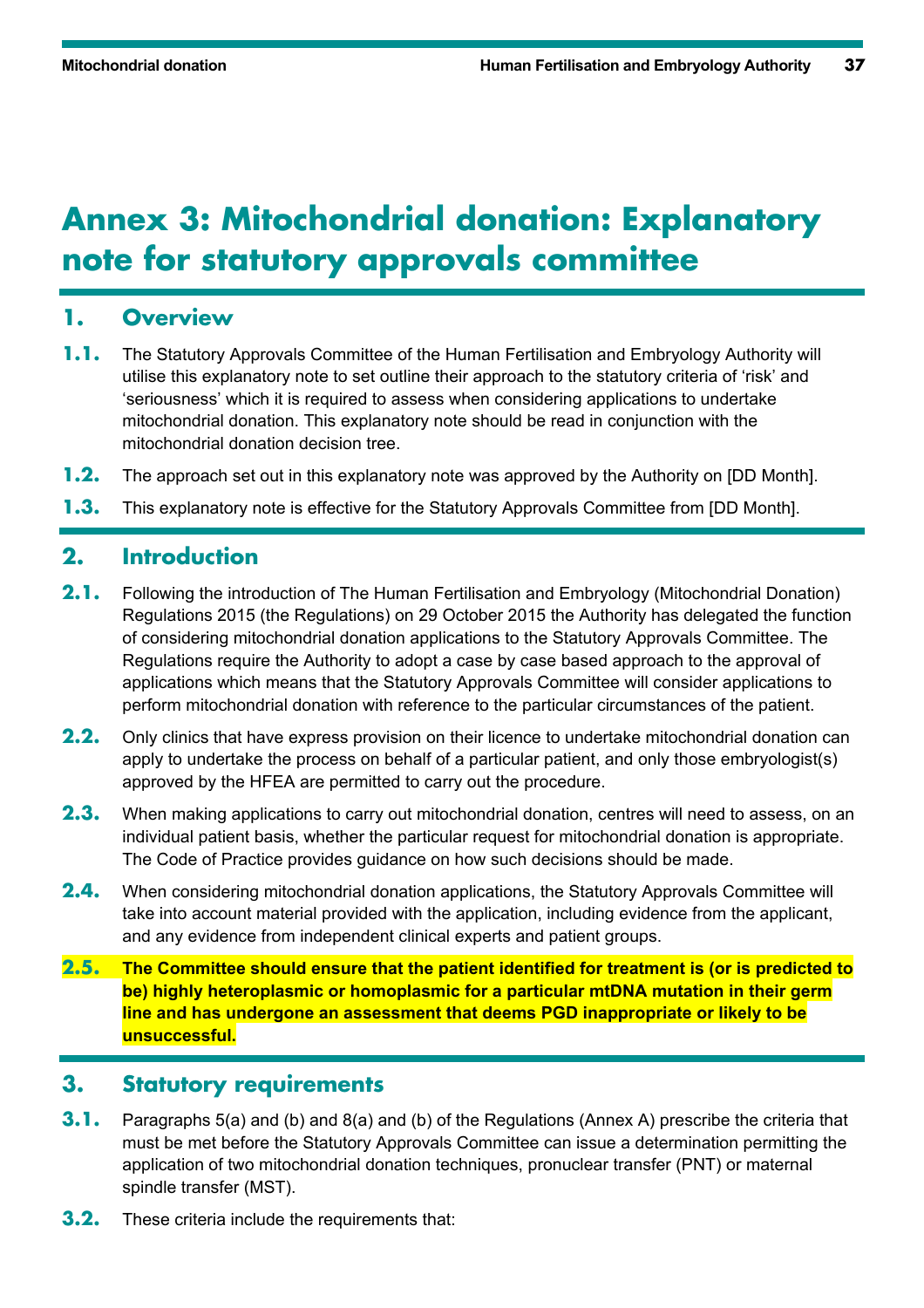# Annex 3: Mitochondrial donation: Explanatory note for statutory approvals committee

## 1. Overview

**1.1.** The Statutory Approvals Committee of the Human Fertilisation and Embryology Authority will utilise this explanatory note to set outline their approach to the statutory criteria of 'risk' and 'seriousness' which it is required to assess when considering applications to undertake mitochondrial donation. This explanatory note should be read in conjunction with the mitochondrial donation decision tree.

**1.2.** The approach set out in this explanatory note was approved by the Authority on [DD Month].

**1.3.** This explanatory note is effective for the Statutory Approvals Committee from [DD Month].

## 2. Introduction

**2.1.** Following the introduction of The Human Fertilisation and Embryology (Mitochondrial Donation) Regulations 2015 (the Regulations) on 29 October 2015 the Authority has delegated the function of considering mitochondrial donation applications to the Statutory Approvals Committee. The Regulations require the Authority to adopt a case by case based approach to the approval of applications which means that the Statutory Approvals Committee will consider applications to perform mitochondrial donation with reference to the particular circumstances of the patient.

**2.2.** Only clinics that have express provision on their licence to undertake mitochondrial donation can apply to undertake the process on behalf of a particular patient, and only those embryologist(s) approved by the HFEA are permitted to carry out the procedure.

**2.3.** When making applications to carry out mitochondrial donation, centres will need to assess, on an individual patient basis, whether the particular request for mitochondrial donation is appropriate. The Code of Practice provides guidance on how such decisions should be made.

**2.4.** When considering mitochondrial donation applications, the Statutory Approvals Committee will take into account material provided with the application, including evidence from the applicant, and any evidence from independent clinical experts and patient groups.

**2.5.** **The Committee should ensure that the patient identified for treatment is (or is predicted to be) highly heteroplasmic or homoplasmic for a particular mtDNA mutation in their germ line and has undergone an assessment that deems PGD inappropriate or likely to be unsuccessful.**

## 3. Statutory requirements

**3.1.** Paragraphs 5(a) and (b) and 8(a) and (b) of the Regulations (Annex A) prescribe the criteria that must be met before the Statutory Approvals Committee can issue a determination permitting the application of two mitochondrial donation techniques, pronuclear transfer (PNT) or maternal spindle transfer (MST).

**3.2.** These criteria include the requirements that: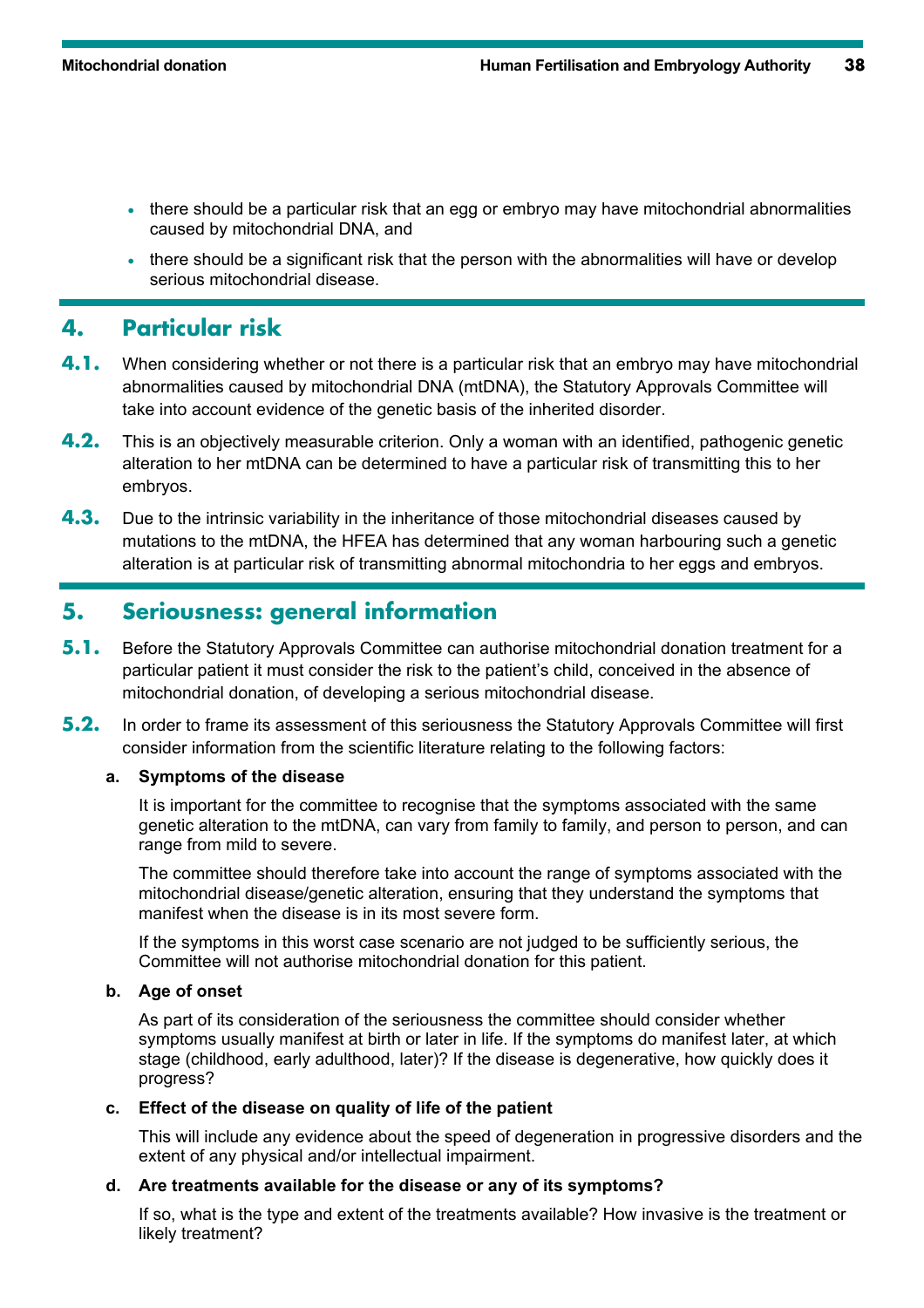- there should be a particular risk that an egg or embryo may have mitochondrial abnormalities caused by mitochondrial DNA, and
- there should be a significant risk that the person with the abnormalities will have or develop serious mitochondrial disease.

## 4. Particular risk

**4.1.** When considering whether or not there is a particular risk that an embryo may have mitochondrial abnormalities caused by mitochondrial DNA (mtDNA), the Statutory Approvals Committee will take into account evidence of the genetic basis of the inherited disorder.

**4.2.** This is an objectively measurable criterion. Only a woman with an identified, pathogenic genetic alteration to her mtDNA can be determined to have a particular risk of transmitting this to her embryos.

**4.3.** Due to the intrinsic variability in the inheritance of those mitochondrial diseases caused by mutations to the mtDNA, the HFEA has determined that any woman harbouring such a genetic alteration is at particular risk of transmitting abnormal mitochondria to her eggs and embryos.

## 5. Seriousness: general information

**5.1.** Before the Statutory Approvals Committee can authorise mitochondrial donation treatment for a particular patient it must consider the risk to the patient's child, conceived in the absence of mitochondrial donation, of developing a serious mitochondrial disease.

**5.2.** In order to frame its assessment of this seriousness the Statutory Approvals Committee will first consider information from the scientific literature relating to the following factors:

**a. Symptoms of the disease**

It is important for the committee to recognise that the symptoms associated with the same genetic alteration to the mtDNA, can vary from family to family, and person to person, and can range from mild to severe.

The committee should therefore take into account the range of symptoms associated with the mitochondrial disease/genetic alteration, ensuring that they understand the symptoms that manifest when the disease is in its most severe form.

If the symptoms in this worst case scenario are not judged to be sufficiently serious, the Committee will not authorise mitochondrial donation for this patient.

**b. Age of onset**

As part of its consideration of the seriousness the committee should consider whether symptoms usually manifest at birth or later in life. If the symptoms do manifest later, at which stage (childhood, early adulthood, later)? If the disease is degenerative, how quickly does it progress?

**c. Effect of the disease on quality of life of the patient**

This will include any evidence about the speed of degeneration in progressive disorders and the extent of any physical and/or intellectual impairment.

**d. Are treatments available for the disease or any of its symptoms?**

If so, what is the type and extent of the treatments available? How invasive is the treatment or likely treatment?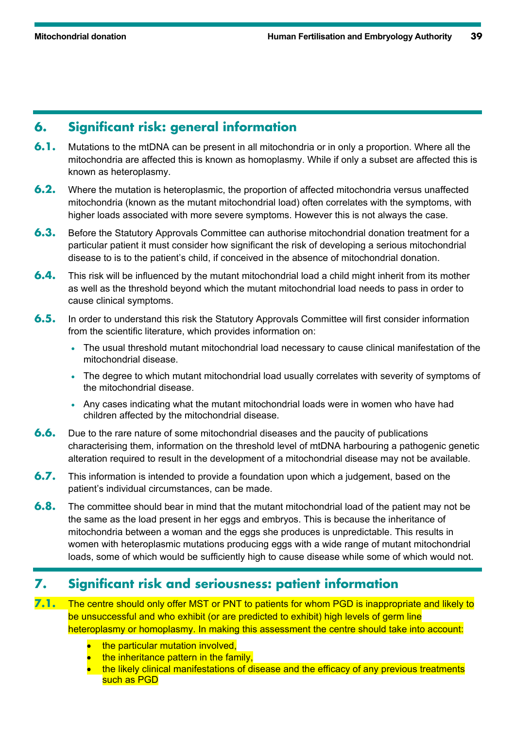## 6. Significant risk: general information

**6.1.** Mutations to the mtDNA can be present in all mitochondria or in only a proportion. Where all the mitochondria are affected this is known as homoplasmy. While if only a subset are affected this is known as heteroplasmy.

**6.2.** Where the mutation is heteroplasmic, the proportion of affected mitochondria versus unaffected mitochondria (known as the mutant mitochondrial load) often correlates with the symptoms, with higher loads associated with more severe symptoms. However this is not always the case.

**6.3.** Before the Statutory Approvals Committee can authorise mitochondrial donation treatment for a particular patient it must consider how significant the risk of developing a serious mitochondrial disease to is to the patient's child, if conceived in the absence of mitochondrial donation.

**6.4.** This risk will be influenced by the mutant mitochondrial load a child might inherit from its mother as well as the threshold beyond which the mutant mitochondrial load needs to pass in order to cause clinical symptoms.

**6.5.** In order to understand this risk the Statutory Approvals Committee will first consider information from the scientific literature, which provides information on:

- The usual threshold mutant mitochondrial load necessary to cause clinical manifestation of the mitochondrial disease.
- The degree to which mutant mitochondrial load usually correlates with severity of symptoms of the mitochondrial disease.
- Any cases indicating what the mutant mitochondrial loads were in women who have had children affected by the mitochondrial disease.

**6.6.** Due to the rare nature of some mitochondrial diseases and the paucity of publications characterising them, information on the threshold level of mtDNA harbouring a pathogenic genetic alteration required to result in the development of a mitochondrial disease may not be available.

**6.7.** This information is intended to provide a foundation upon which a judgement, based on the patient's individual circumstances, can be made.

**6.8.** The committee should bear in mind that the mutant mitochondrial load of the patient may not be the same as the load present in her eggs and embryos. This is because the inheritance of mitochondria between a woman and the eggs she produces is unpredictable. This results in women with heteroplasmic mutations producing eggs with a wide range of mutant mitochondrial loads, some of which would be sufficiently high to cause disease while some of which would not.

## 7. Significant risk and seriousness: patient information

**7.1.** The centre should only offer MST or PNT to patients for whom PGD is inappropriate and likely to be unsuccessful and who exhibit (or are predicted to exhibit) high levels of germ line heteroplasmy or homoplasmy. In making this assessment the centre should take into account:

- the particular mutation involved,
- the inheritance pattern in the family,
- the likely clinical manifestations of disease and the efficacy of any previous treatments such as PGD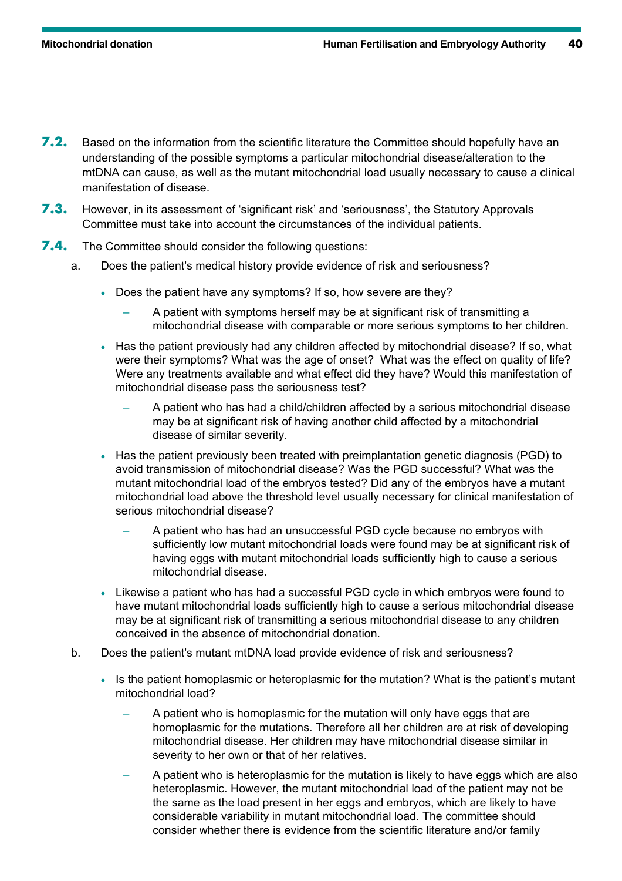**7.2.** Based on the information from the scientific literature the Committee should hopefully have an understanding of the possible symptoms a particular mitochondrial disease/alteration to the mtDNA can cause, as well as the mutant mitochondrial load usually necessary to cause a clinical manifestation of disease.

**7.3.** However, in its assessment of 'significant risk' and 'seriousness', the Statutory Approvals Committee must take into account the circumstances of the individual patients.

**7.4.** The Committee should consider the following questions:

a. Does the patient's medical history provide evidence of risk and seriousness?

- Does the patient have any symptoms? If so, how severe are they?
  - A patient with symptoms herself may be at significant risk of transmitting a mitochondrial disease with comparable or more serious symptoms to her children.
- Has the patient previously had any children affected by mitochondrial disease? If so, what were their symptoms? What was the age of onset? What was the effect on quality of life? Were any treatments available and what effect did they have? Would this manifestation of mitochondrial disease pass the seriousness test?
  - A patient who has had a child/children affected by a serious mitochondrial disease may be at significant risk of having another child affected by a mitochondrial disease of similar severity.
- Has the patient previously been treated with preimplantation genetic diagnosis (PGD) to avoid transmission of mitochondrial disease? Was the PGD successful? What was the mutant mitochondrial load of the embryos tested? Did any of the embryos have a mutant mitochondrial load above the threshold level usually necessary for clinical manifestation of serious mitochondrial disease?
  - A patient who has had an unsuccessful PGD cycle because no embryos with sufficiently low mutant mitochondrial loads were found may be at significant risk of having eggs with mutant mitochondrial loads sufficiently high to cause a serious mitochondrial disease.
- Likewise a patient who has had a successful PGD cycle in which embryos were found to have mutant mitochondrial loads sufficiently high to cause a serious mitochondrial disease may be at significant risk of transmitting a serious mitochondrial disease to any children conceived in the absence of mitochondrial donation.

b. Does the patient's mutant mtDNA load provide evidence of risk and seriousness?

- Is the patient homoplasmic or heteroplasmic for the mutation? What is the patient's mutant mitochondrial load?
  - A patient who is homoplasmic for the mutation will only have eggs that are homoplasmic for the mutations. Therefore all her children are at risk of developing mitochondrial disease. Her children may have mitochondrial disease similar in severity to her own or that of her relatives.
  - A patient who is heteroplasmic for the mutation is likely to have eggs which are also heteroplasmic. However, the mutant mitochondrial load of the patient may not be the same as the load present in her eggs and embryos, which are likely to have considerable variability in mutant mitochondrial load. The committee should consider whether there is evidence from the scientific literature and/or family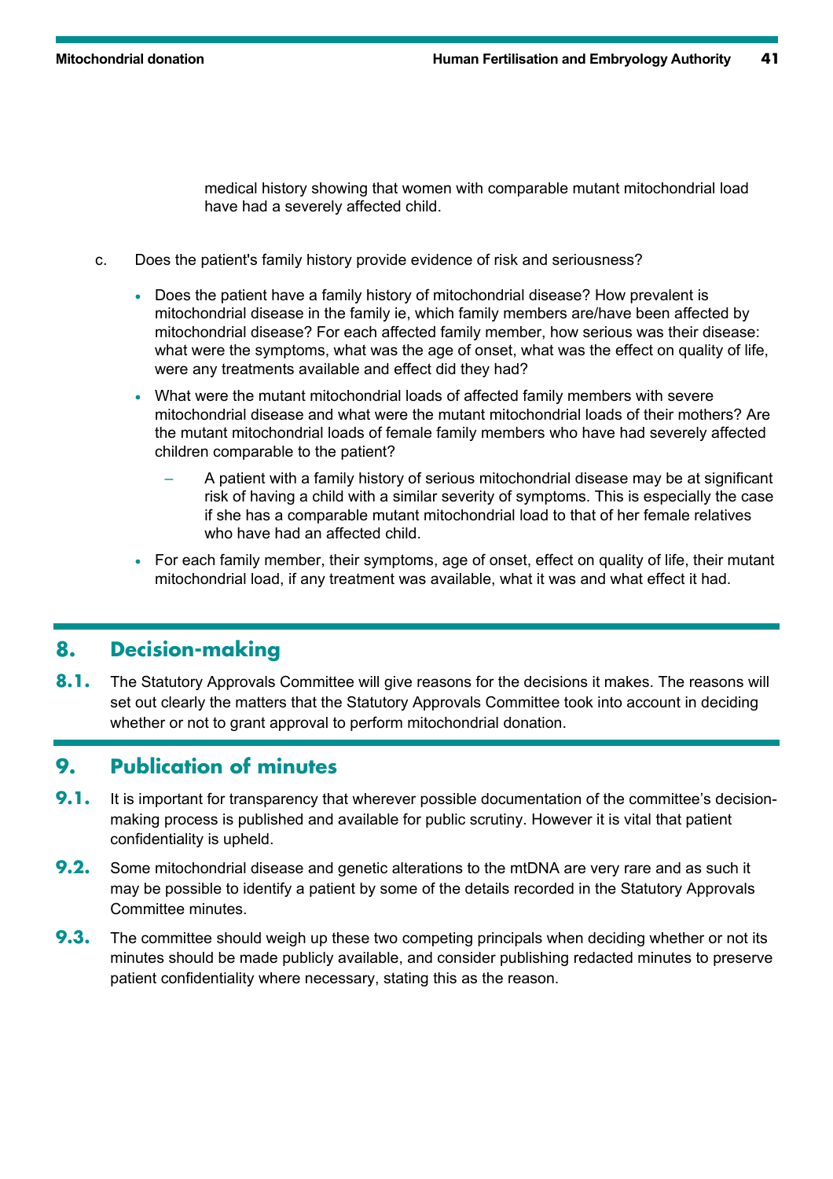medical history showing that women with comparable mutant mitochondrial load have had a severely affected child.

c. Does the patient's family history provide evidence of risk and seriousness?

- Does the patient have a family history of mitochondrial disease? How prevalent is mitochondrial disease in the family ie, which family members are/have been affected by mitochondrial disease? For each affected family member, how serious was their disease: what were the symptoms, what was the age of onset, what was the effect on quality of life, were any treatments available and effect did they had?
- What were the mutant mitochondrial loads of affected family members with severe mitochondrial disease and what were the mutant mitochondrial loads of their mothers? Are the mutant mitochondrial loads of female family members who have had severely affected children comparable to the patient?
  - A patient with a family history of serious mitochondrial disease may be at significant risk of having a child with a similar severity of symptoms. This is especially the case if she has a comparable mutant mitochondrial load to that of her female relatives who have had an affected child.
- For each family member, their symptoms, age of onset, effect on quality of life, their mutant mitochondrial load, if any treatment was available, what it was and what effect it had.

## 8. Decision-making

**8.1.** The Statutory Approvals Committee will give reasons for the decisions it makes. The reasons will set out clearly the matters that the Statutory Approvals Committee took into account in deciding whether or not to grant approval to perform mitochondrial donation.

## 9. Publication of minutes

**9.1.** It is important for transparency that wherever possible documentation of the committee's decision-making process is published and available for public scrutiny. However it is vital that patient confidentiality is upheld.

**9.2.** Some mitochondrial disease and genetic alterations to the mtDNA are very rare and as such it may be possible to identify a patient by some of the details recorded in the Statutory Approvals Committee minutes.

**9.3.** The committee should weigh up these two competing principals when deciding whether or not its minutes should be made publicly available, and consider publishing redacted minutes to preserve patient confidentiality where necessary, stating this as the reason.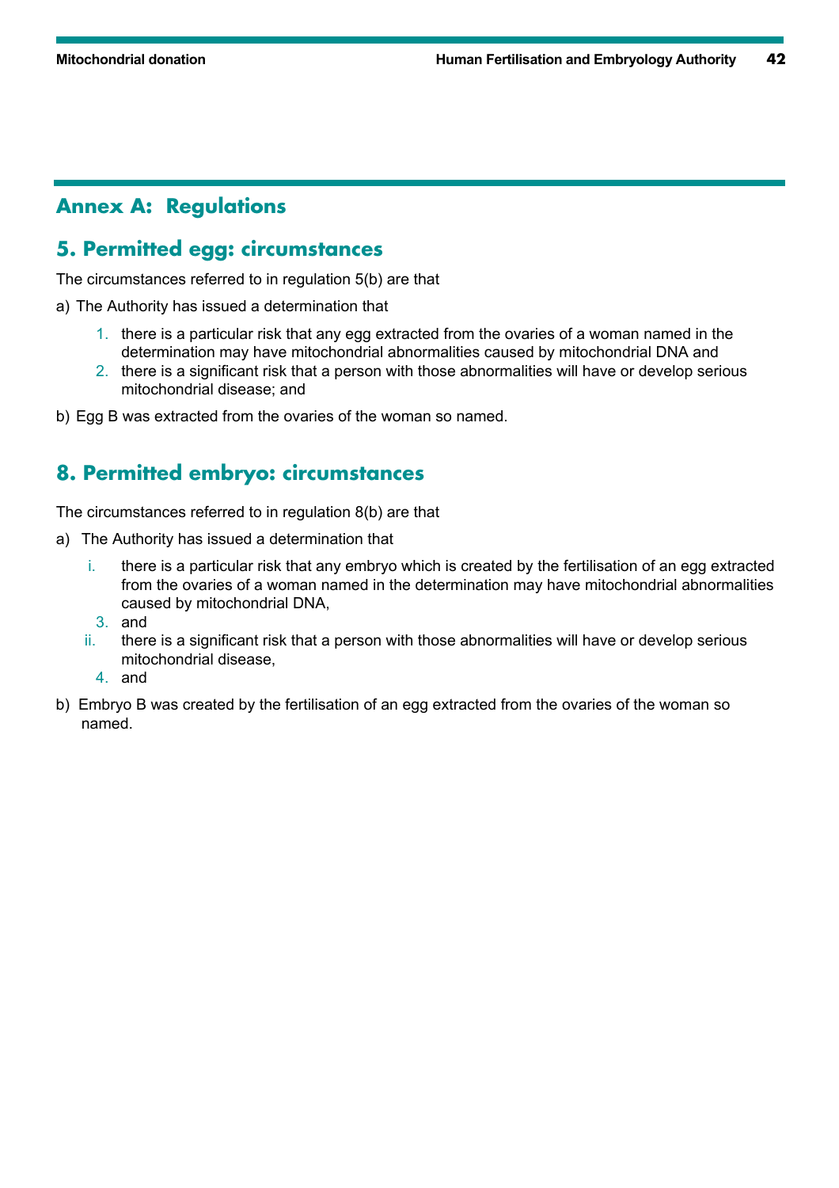## Annex A: Regulations

### 5. Permitted egg: circumstances

The circumstances referred to in regulation 5(b) are that

a) The Authority has issued a determination that

1. there is a particular risk that any egg extracted from the ovaries of a woman named in the determination may have mitochondrial abnormalities caused by mitochondrial DNA and
2. there is a significant risk that a person with those abnormalities will have or develop serious mitochondrial disease; and

b) Egg B was extracted from the ovaries of the woman so named.

### 8. Permitted embryo: circumstances

The circumstances referred to in regulation 8(b) are that

a) The Authority has issued a determination that

i. there is a particular risk that any embryo which is created by the fertilisation of an egg extracted from the ovaries of a woman named in the determination may have mitochondrial abnormalities caused by mitochondrial DNA,

3. and

ii. there is a significant risk that a person with those abnormalities will have or develop serious mitochondrial disease,

4. and

b) Embryo B was created by the fertilisation of an egg extracted from the ovaries of the woman so named.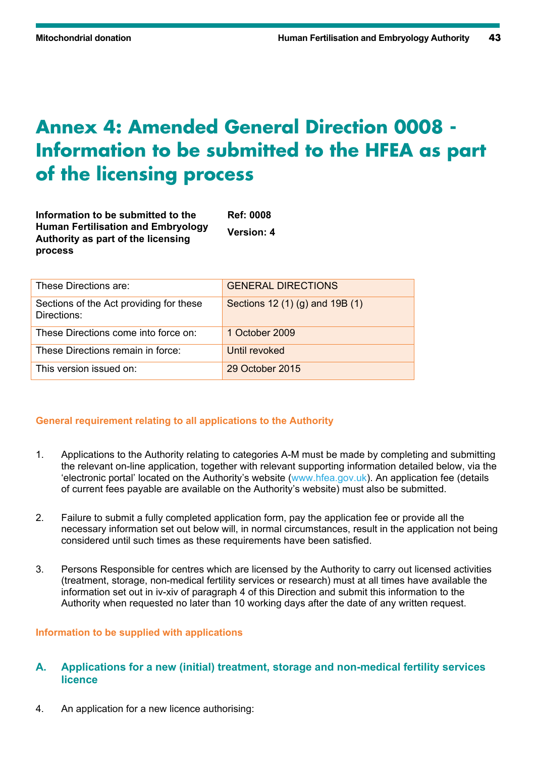# Annex 4: Amended General Direction 0008 - Information to be submitted to the HFEA as part of the licensing process

**Information to be submitted to the Human Fertilisation and Embryology Authority as part of the licensing process**

**Ref: 0008**

**Version: 4**

| These Directions are: | GENERAL DIRECTIONS |
|---|---|
| Sections of the Act providing for these Directions: | Sections 12 (1) (g) and 19B (1) |
| These Directions come into force on: | 1 October 2009 |
| These Directions remain in force: | Until revoked |
| This version issued on: | 29 October 2015 |

### General requirement relating to all applications to the Authority

1. Applications to the Authority relating to categories A-M must be made by completing and submitting the relevant on-line application, together with relevant supporting information detailed below, via the 'electronic portal' located on the Authority's website (www.hfea.gov.uk). An application fee (details of current fees payable are available on the Authority's website) must also be submitted.

2. Failure to submit a fully completed application form, pay the application fee or provide all the necessary information set out below will, in normal circumstances, result in the application not being considered until such times as these requirements have been satisfied.

3. Persons Responsible for centres which are licensed by the Authority to carry out licensed activities (treatment, storage, non-medical fertility services or research) must at all times have available the information set out in iv-xiv of paragraph 4 of this Direction and submit this information to the Authority when requested no later than 10 working days after the date of any written request.

### Information to be supplied with applications

## A. Applications for a new (initial) treatment, storage and non-medical fertility services licence

4. An application for a new licence authorising: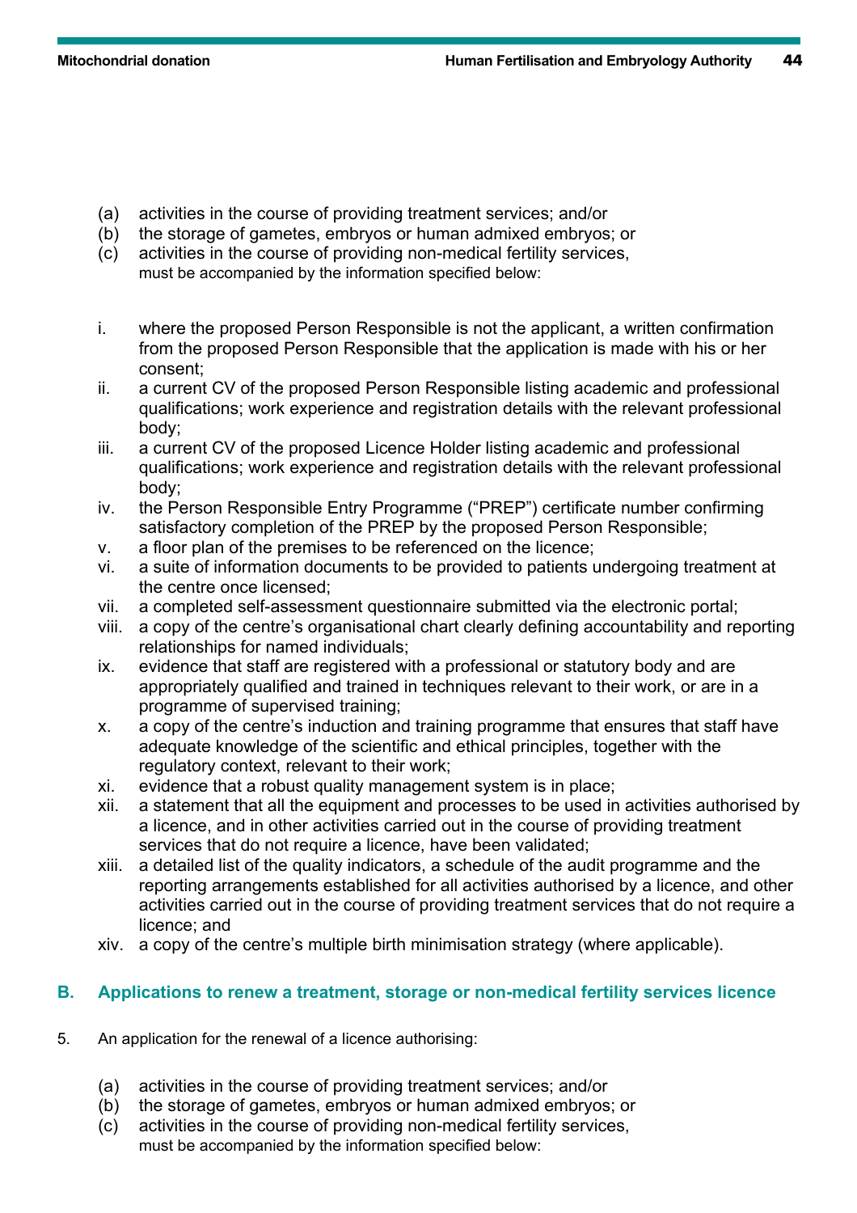(a) activities in the course of providing treatment services; and/or
(b) the storage of gametes, embryos or human admixed embryos; or
(c) activities in the course of providing non-medical fertility services,

must be accompanied by the information specified below:

i. where the proposed Person Responsible is not the applicant, a written confirmation from the proposed Person Responsible that the application is made with his or her consent;
ii. a current CV of the proposed Person Responsible listing academic and professional qualifications; work experience and registration details with the relevant professional body;
iii. a current CV of the proposed Licence Holder listing academic and professional qualifications; work experience and registration details with the relevant professional body;
iv. the Person Responsible Entry Programme ("PREP") certificate number confirming satisfactory completion of the PREP by the proposed Person Responsible;
v. a floor plan of the premises to be referenced on the licence;
vi. a suite of information documents to be provided to patients undergoing treatment at the centre once licensed;
vii. a completed self-assessment questionnaire submitted via the electronic portal;
viii. a copy of the centre's organisational chart clearly defining accountability and reporting relationships for named individuals;
ix. evidence that staff are registered with a professional or statutory body and are appropriately qualified and trained in techniques relevant to their work, or are in a programme of supervised training;
x. a copy of the centre's induction and training programme that ensures that staff have adequate knowledge of the scientific and ethical principles, together with the regulatory context, relevant to their work;
xi. evidence that a robust quality management system is in place;
xii. a statement that all the equipment and processes to be used in activities authorised by a licence, and in other activities carried out in the course of providing treatment services that do not require a licence, have been validated;
xiii. a detailed list of the quality indicators, a schedule of the audit programme and the reporting arrangements established for all activities authorised by a licence, and other activities carried out in the course of providing treatment services that do not require a licence; and
xiv. a copy of the centre's multiple birth minimisation strategy (where applicable).

## B. Applications to renew a treatment, storage or non-medical fertility services licence

5. An application for the renewal of a licence authorising:

(a) activities in the course of providing treatment services; and/or
(b) the storage of gametes, embryos or human admixed embryos; or
(c) activities in the course of providing non-medical fertility services,

must be accompanied by the information specified below: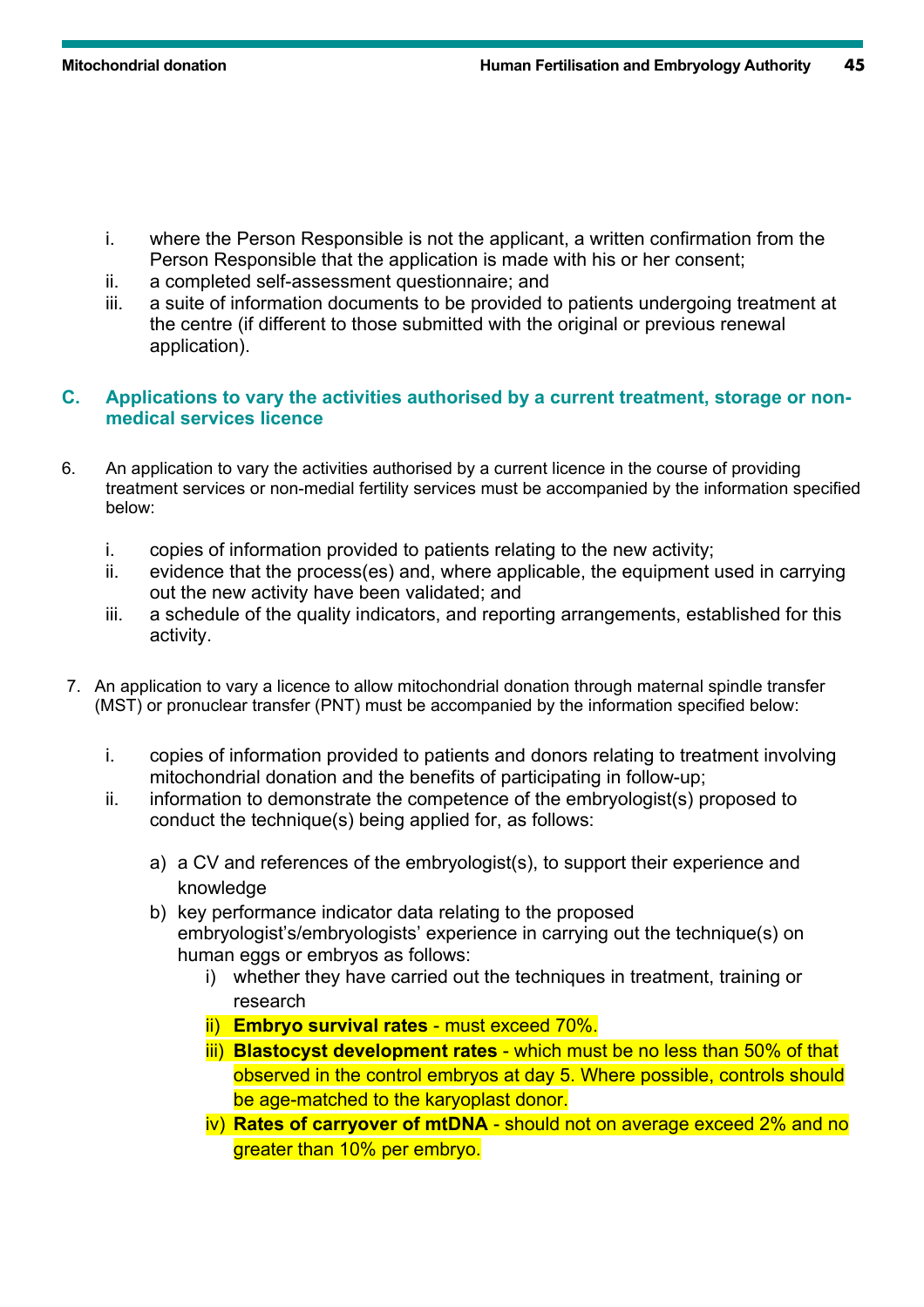i. where the Person Responsible is not the applicant, a written confirmation from the Person Responsible that the application is made with his or her consent;
ii. a completed self-assessment questionnaire; and
iii. a suite of information documents to be provided to patients undergoing treatment at the centre (if different to those submitted with the original or previous renewal application).

## C. Applications to vary the activities authorised by a current treatment, storage or non-medical services licence

6. An application to vary the activities authorised by a current licence in the course of providing treatment services or non-medial fertility services must be accompanied by the information specified below:

    i. copies of information provided to patients relating to the new activity;
    ii. evidence that the process(es) and, where applicable, the equipment used in carrying out the new activity have been validated; and
    iii. a schedule of the quality indicators, and reporting arrangements, established for this activity.

7. An application to vary a licence to allow mitochondrial donation through maternal spindle transfer (MST) or pronuclear transfer (PNT) must be accompanied by the information specified below:

    i. copies of information provided to patients and donors relating to treatment involving mitochondrial donation and the benefits of participating in follow-up;
    ii. information to demonstrate the competence of the embryologist(s) proposed to conduct the technique(s) being applied for, as follows:

        a) a CV and references of the embryologist(s), to support their experience and knowledge
        b) key performance indicator data relating to the proposed embryologist's/embryologists' experience in carrying out the technique(s) on human eggs or embryos as follows:
            i) whether they have carried out the techniques in treatment, training or research
            ii) **Embryo survival rates** - must exceed 70%.
            iii) **Blastocyst development rates** - which must be no less than 50% of that observed in the control embryos at day 5. Where possible, controls should be age-matched to the karyoplast donor.
            iv) **Rates of carryover of mtDNA** - should not on average exceed 2% and no greater than 10% per embryo.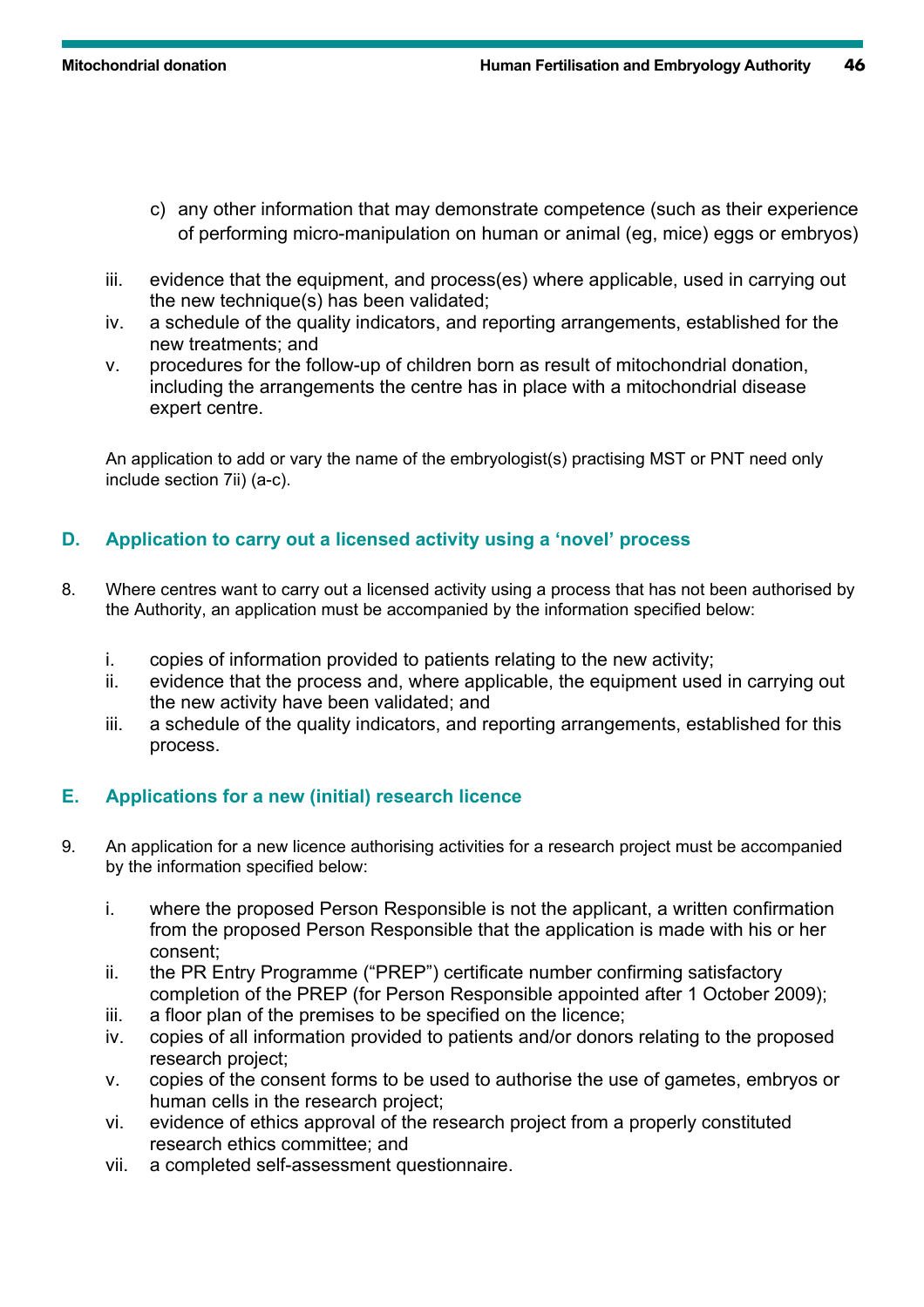c) any other information that may demonstrate competence (such as their experience of performing micro-manipulation on human or animal (eg, mice) eggs or embryos)

iii. evidence that the equipment, and process(es) where applicable, used in carrying out the new technique(s) has been validated;
iv. a schedule of the quality indicators, and reporting arrangements, established for the new treatments; and
v. procedures for the follow-up of children born as result of mitochondrial donation, including the arrangements the centre has in place with a mitochondrial disease expert centre.

An application to add or vary the name of the embryologist(s) practising MST or PNT need only include section 7ii) (a-c).

## D. Application to carry out a licensed activity using a 'novel' process

8. Where centres want to carry out a licensed activity using a process that has not been authorised by the Authority, an application must be accompanied by the information specified below:

   i. copies of information provided to patients relating to the new activity;
   ii. evidence that the process and, where applicable, the equipment used in carrying out the new activity have been validated; and
   iii. a schedule of the quality indicators, and reporting arrangements, established for this process.

## E. Applications for a new (initial) research licence

9. An application for a new licence authorising activities for a research project must be accompanied by the information specified below:

   i. where the proposed Person Responsible is not the applicant, a written confirmation from the proposed Person Responsible that the application is made with his or her consent;
   ii. the PR Entry Programme ("PREP") certificate number confirming satisfactory completion of the PREP (for Person Responsible appointed after 1 October 2009);
   iii. a floor plan of the premises to be specified on the licence;
   iv. copies of all information provided to patients and/or donors relating to the proposed research project;
   v. copies of the consent forms to be used to authorise the use of gametes, embryos or human cells in the research project;
   vi. evidence of ethics approval of the research project from a properly constituted research ethics committee; and
   vii. a completed self-assessment questionnaire.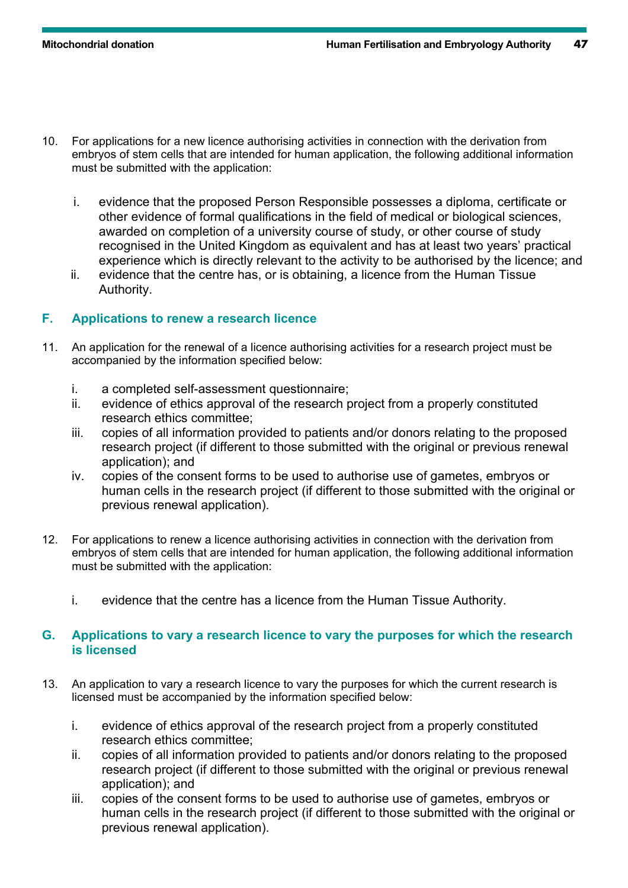10. For applications for a new licence authorising activities in connection with the derivation from embryos of stem cells that are intended for human application, the following additional information must be submitted with the application:

    i. evidence that the proposed Person Responsible possesses a diploma, certificate or other evidence of formal qualifications in the field of medical or biological sciences, awarded on completion of a university course of study, or other course of study recognised in the United Kingdom as equivalent and has at least two years' practical experience which is directly relevant to the activity to be authorised by the licence; and
    ii. evidence that the centre has, or is obtaining, a licence from the Human Tissue Authority.

## F. Applications to renew a research licence

11. An application for the renewal of a licence authorising activities for a research project must be accompanied by the information specified below:

    i. a completed self-assessment questionnaire;
    ii. evidence of ethics approval of the research project from a properly constituted research ethics committee;
    iii. copies of all information provided to patients and/or donors relating to the proposed research project (if different to those submitted with the original or previous renewal application); and
    iv. copies of the consent forms to be used to authorise use of gametes, embryos or human cells in the research project (if different to those submitted with the original or previous renewal application).

12. For applications to renew a licence authorising activities in connection with the derivation from embryos of stem cells that are intended for human application, the following additional information must be submitted with the application:

    i. evidence that the centre has a licence from the Human Tissue Authority.

## G. Applications to vary a research licence to vary the purposes for which the research is licensed

13. An application to vary a research licence to vary the purposes for which the current research is licensed must be accompanied by the information specified below:

    i. evidence of ethics approval of the research project from a properly constituted research ethics committee;
    ii. copies of all information provided to patients and/or donors relating to the proposed research project (if different to those submitted with the original or previous renewal application); and
    iii. copies of the consent forms to be used to authorise use of gametes, embryos or human cells in the research project (if different to those submitted with the original or previous renewal application).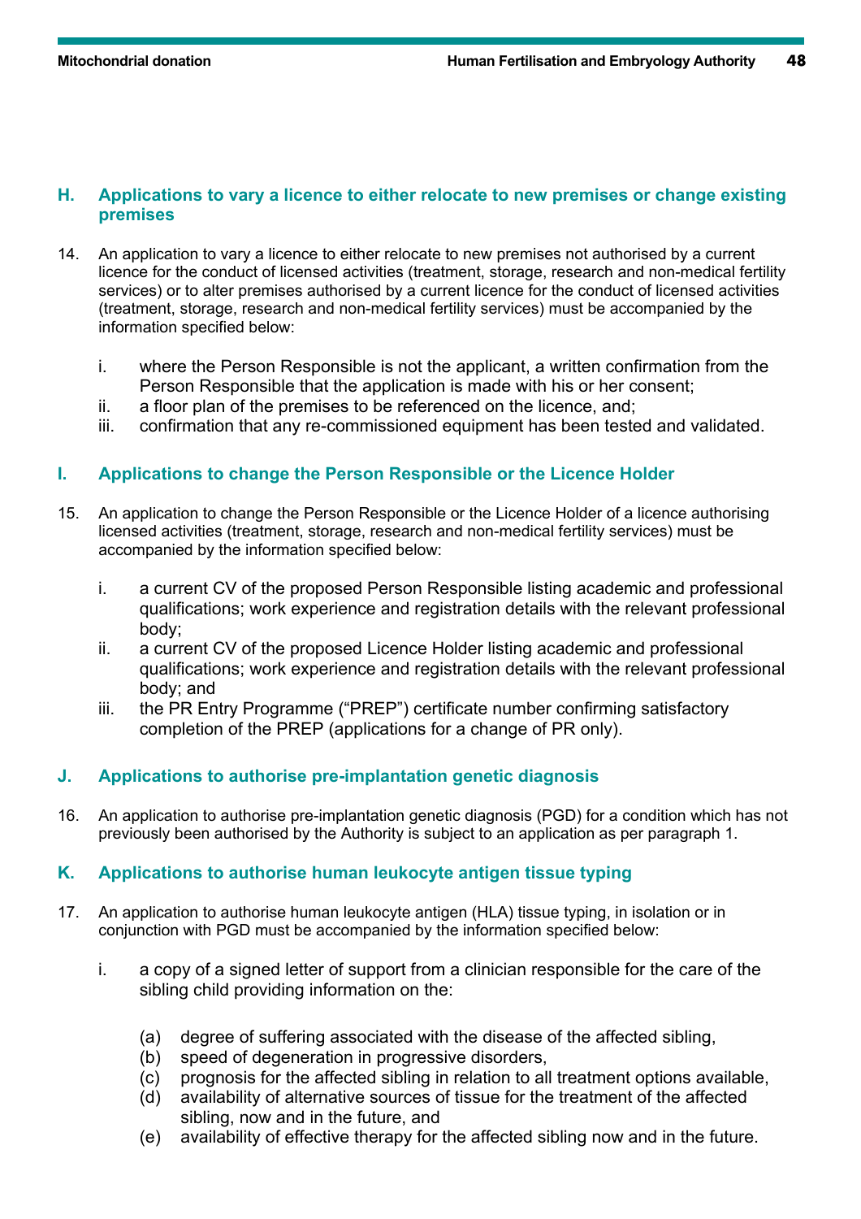## H. Applications to vary a licence to either relocate to new premises or change existing premises

14. An application to vary a licence to either relocate to new premises not authorised by a current licence for the conduct of licensed activities (treatment, storage, research and non-medical fertility services) or to alter premises authorised by a current licence for the conduct of licensed activities (treatment, storage, research and non-medical fertility services) must be accompanied by the information specified below:

    i. where the Person Responsible is not the applicant, a written confirmation from the Person Responsible that the application is made with his or her consent;
    ii. a floor plan of the premises to be referenced on the licence, and;
    iii. confirmation that any re-commissioned equipment has been tested and validated.

## I. Applications to change the Person Responsible or the Licence Holder

15. An application to change the Person Responsible or the Licence Holder of a licence authorising licensed activities (treatment, storage, research and non-medical fertility services) must be accompanied by the information specified below:

    i. a current CV of the proposed Person Responsible listing academic and professional qualifications; work experience and registration details with the relevant professional body;
    ii. a current CV of the proposed Licence Holder listing academic and professional qualifications; work experience and registration details with the relevant professional body; and
    iii. the PR Entry Programme ("PREP") certificate number confirming satisfactory completion of the PREP (applications for a change of PR only).

## J. Applications to authorise pre-implantation genetic diagnosis

16. An application to authorise pre-implantation genetic diagnosis (PGD) for a condition which has not previously been authorised by the Authority is subject to an application as per paragraph 1.

## K. Applications to authorise human leukocyte antigen tissue typing

17. An application to authorise human leukocyte antigen (HLA) tissue typing, in isolation or in conjunction with PGD must be accompanied by the information specified below:

    i. a copy of a signed letter of support from a clinician responsible for the care of the sibling child providing information on the:

        (a) degree of suffering associated with the disease of the affected sibling,
        (b) speed of degeneration in progressive disorders,
        (c) prognosis for the affected sibling in relation to all treatment options available,
        (d) availability of alternative sources of tissue for the treatment of the affected sibling, now and in the future, and
        (e) availability of effective therapy for the affected sibling now and in the future.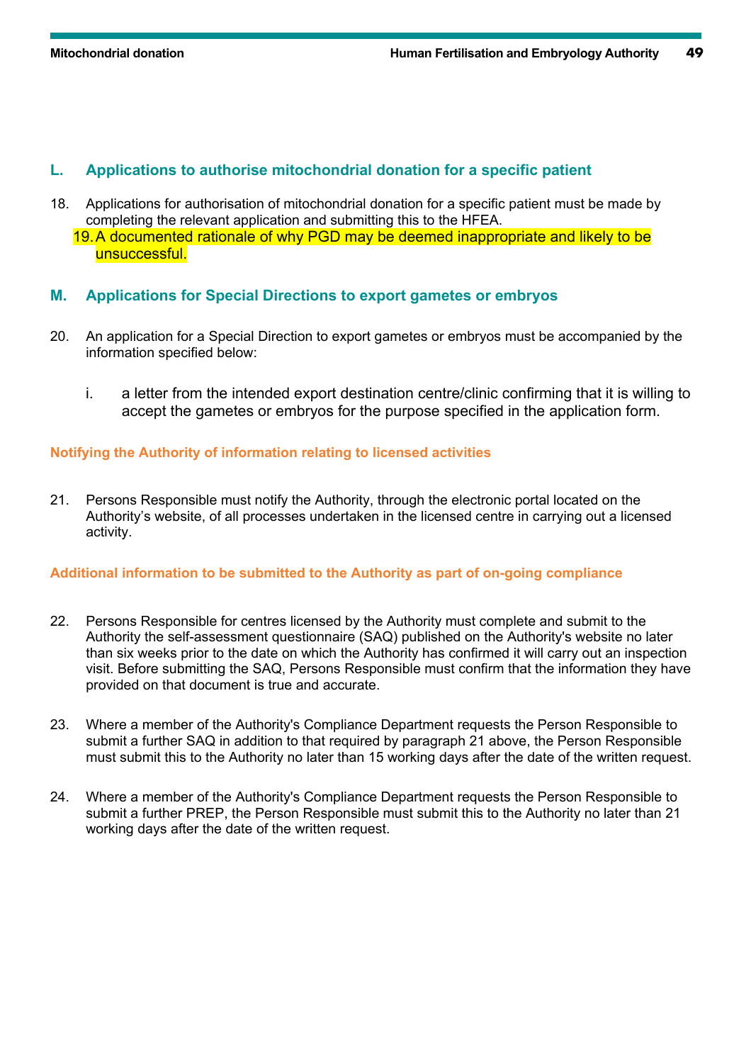## L. Applications to authorise mitochondrial donation for a specific patient

18. Applications for authorisation of mitochondrial donation for a specific patient must be made by completing the relevant application and submitting this to the HFEA.

19. A documented rationale of why PGD may be deemed inappropriate and likely to be unsuccessful.

## M. Applications for Special Directions to export gametes or embryos

20. An application for a Special Direction to export gametes or embryos must be accompanied by the information specified below:

    i. a letter from the intended export destination centre/clinic confirming that it is willing to accept the gametes or embryos for the purpose specified in the application form.

### Notifying the Authority of information relating to licensed activities

21. Persons Responsible must notify the Authority, through the electronic portal located on the Authority's website, of all processes undertaken in the licensed centre in carrying out a licensed activity.

### Additional information to be submitted to the Authority as part of on-going compliance

22. Persons Responsible for centres licensed by the Authority must complete and submit to the Authority the self-assessment questionnaire (SAQ) published on the Authority's website no later than six weeks prior to the date on which the Authority has confirmed it will carry out an inspection visit. Before submitting the SAQ, Persons Responsible must confirm that the information they have provided on that document is true and accurate.

23. Where a member of the Authority's Compliance Department requests the Person Responsible to submit a further SAQ in addition to that required by paragraph 21 above, the Person Responsible must submit this to the Authority no later than 15 working days after the date of the written request.

24. Where a member of the Authority's Compliance Department requests the Person Responsible to submit a further PREP, the Person Responsible must submit this to the Authority no later than 21 working days after the date of the written request.